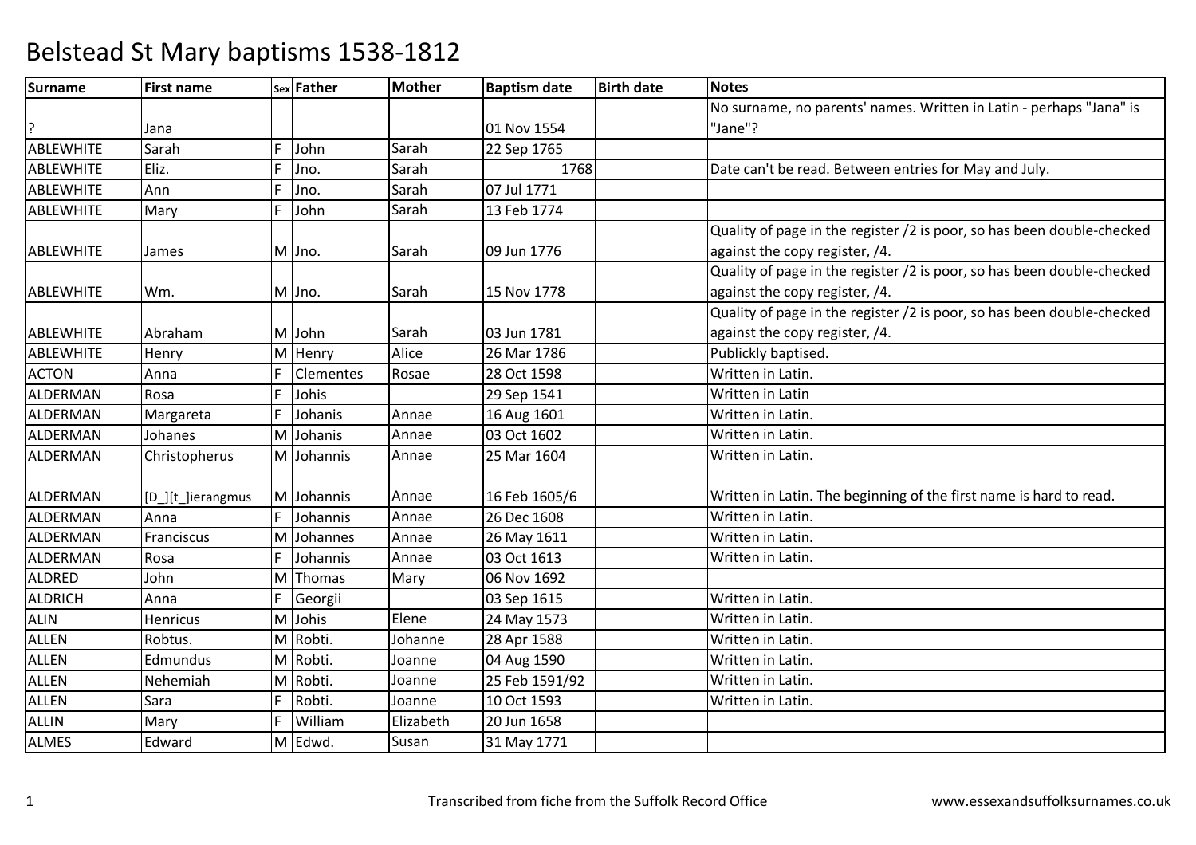# Belstead St Mary baptisms 1538-1812

| Surname | First name | Sex | Father | Mother | Baptism date | Birth date | Notes |
|---|---|---|---|---|---|---|---|
| ? | Jana | | | | 01 Nov 1554 | | No surname, no parents' names. Written in Latin - perhaps "Jana" is "Jane"? |
| ABLEWHITE | Sarah | F | John | Sarah | 22 Sep 1765 | | |
| ABLEWHITE | Eliz. | F | Jno. | Sarah | 1768 | | Date can't be read. Between entries for May and July. |
| ABLEWHITE | Ann | F | Jno. | Sarah | 07 Jul 1771 | | |
| ABLEWHITE | Mary | F | John | Sarah | 13 Feb 1774 | | |
| ABLEWHITE | James | M | Jno. | Sarah | 09 Jun 1776 | | Quality of page in the register /2 is poor, so has been double-checked against the copy register, /4. |
| ABLEWHITE | Wm. | M | Jno. | Sarah | 15 Nov 1778 | | Quality of page in the register /2 is poor, so has been double-checked against the copy register, /4. |
| ABLEWHITE | Abraham | M | John | Sarah | 03 Jun 1781 | | Quality of page in the register /2 is poor, so has been double-checked against the copy register, /4. |
| ABLEWHITE | Henry | M | Henry | Alice | 26 Mar 1786 | | Publickly baptised. |
| ACTON | Anna | F | Clementes | Rosae | 28 Oct 1598 | | Written in Latin. |
| ALDERMAN | Rosa | F | Johis | | 29 Sep 1541 | | Written in Latin |
| ALDERMAN | Margareta | F | Johanis | Annae | 16 Aug 1601 | | Written in Latin. |
| ALDERMAN | Johanes | M | Johanis | Annae | 03 Oct 1602 | | Written in Latin. |
| ALDERMAN | Christopherus | M | Johannis | Annae | 25 Mar 1604 | | Written in Latin. |
| ALDERMAN | [D_][t_]ierangmus | M | Johannis | Annae | 16 Feb 1605/6 | | Written in Latin. The beginning of the first name is hard to read. |
| ALDERMAN | Anna | F | Johannis | Annae | 26 Dec 1608 | | Written in Latin. |
| ALDERMAN | Franciscus | M | Johannes | Annae | 26 May 1611 | | Written in Latin. |
| ALDERMAN | Rosa | F | Johannis | Annae | 03 Oct 1613 | | Written in Latin. |
| ALDRED | John | M | Thomas | Mary | 06 Nov 1692 | | |
| ALDRICH | Anna | F | Georgii | | 03 Sep 1615 | | Written in Latin. |
| ALIN | Henricus | M | Johis | Elene | 24 May 1573 | | Written in Latin. |
| ALLEN | Robtus. | M | Robti. | Johanne | 28 Apr 1588 | | Written in Latin. |
| ALLEN | Edmundus | M | Robti. | Joanne | 04 Aug 1590 | | Written in Latin. |
| ALLEN | Nehemiah | M | Robti. | Joanne | 25 Feb 1591/92 | | Written in Latin. |
| ALLEN | Sara | F | Robti. | Joanne | 10 Oct 1593 | | Written in Latin. |
| ALLIN | Mary | F | William | Elizabeth | 20 Jun 1658 | | |
| ALMES | Edward | M | Edwd. | Susan | 31 May 1771 | | |

Transcribed from fiche from the Suffolk Record Office

www.essexandsuffolksurnames.co.uk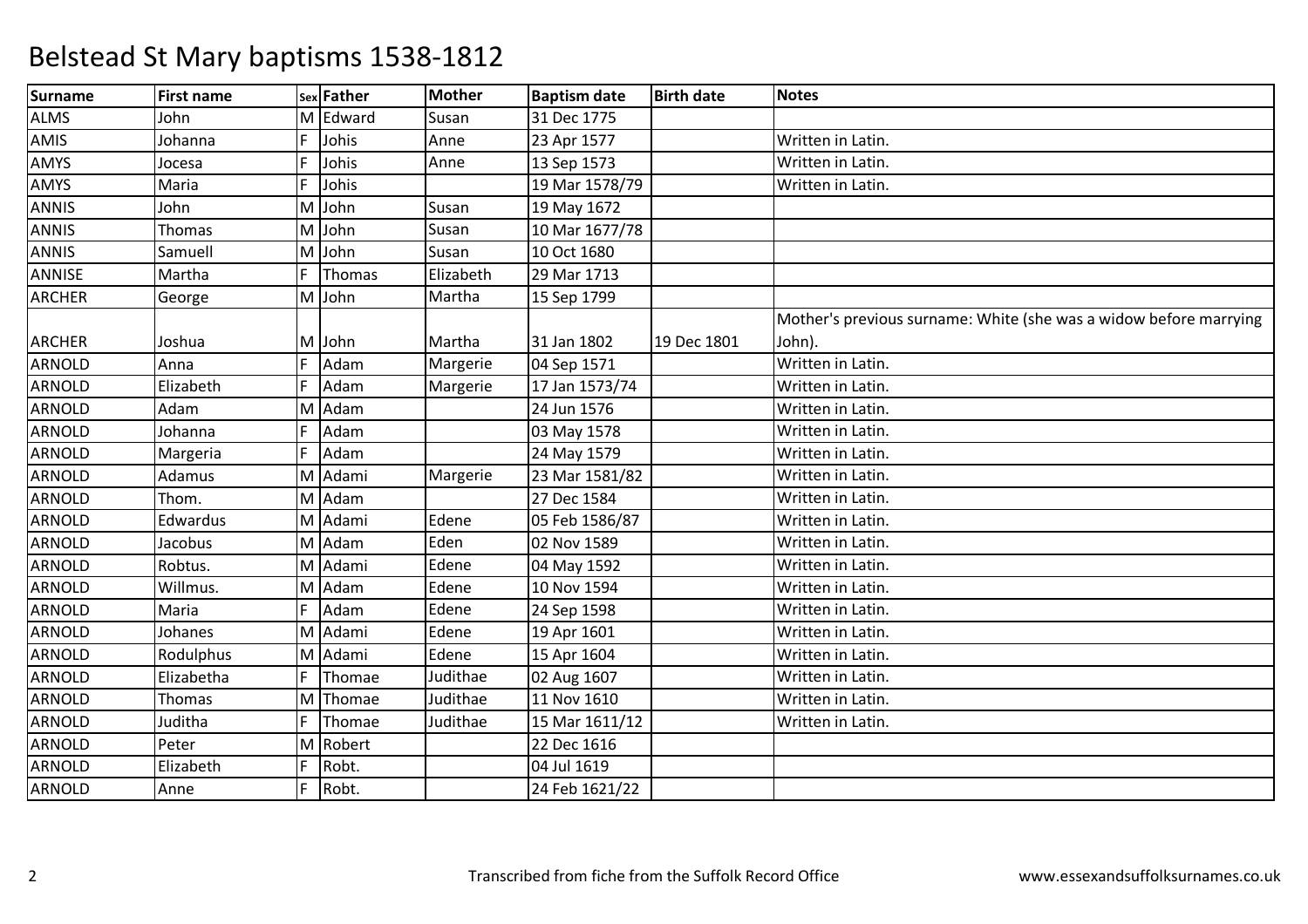# Belstead St Mary baptisms 1538-1812

| Surname | First name | Sex | Father | Mother | Baptism date | Birth date | Notes |
|---|---|---|---|---|---|---|---|
| ALMS | John | M | Edward | Susan | 31 Dec 1775 | | |
| AMIS | Johanna | F | Johis | Anne | 23 Apr 1577 | | Written in Latin. |
| AMYS | Jocesa | F | Johis | Anne | 13 Sep 1573 | | Written in Latin. |
| AMYS | Maria | F | Johis | | 19 Mar 1578/79 | | Written in Latin. |
| ANNIS | John | M | John | Susan | 19 May 1672 | | |
| ANNIS | Thomas | M | John | Susan | 10 Mar 1677/78 | | |
| ANNIS | Samuell | M | John | Susan | 10 Oct 1680 | | |
| ANNISE | Martha | F | Thomas | Elizabeth | 29 Mar 1713 | | |
| ARCHER | George | M | John | Martha | 15 Sep 1799 | | |
| ARCHER | Joshua | M | John | Martha | 31 Jan 1802 | 19 Dec 1801 | Mother's previous surname: White (she was a widow before marrying John). |
| ARNOLD | Anna | F | Adam | Margerie | 04 Sep 1571 | | Written in Latin. |
| ARNOLD | Elizabeth | F | Adam | Margerie | 17 Jan 1573/74 | | Written in Latin. |
| ARNOLD | Adam | M | Adam | | 24 Jun 1576 | | Written in Latin. |
| ARNOLD | Johanna | F | Adam | | 03 May 1578 | | Written in Latin. |
| ARNOLD | Margeria | F | Adam | | 24 May 1579 | | Written in Latin. |
| ARNOLD | Adamus | M | Adami | Margerie | 23 Mar 1581/82 | | Written in Latin. |
| ARNOLD | Thom. | M | Adam | | 27 Dec 1584 | | Written in Latin. |
| ARNOLD | Edwardus | M | Adami | Edene | 05 Feb 1586/87 | | Written in Latin. |
| ARNOLD | Jacobus | M | Adam | Eden | 02 Nov 1589 | | Written in Latin. |
| ARNOLD | Robtus. | M | Adami | Edene | 04 May 1592 | | Written in Latin. |
| ARNOLD | Willmus. | M | Adam | Edene | 10 Nov 1594 | | Written in Latin. |
| ARNOLD | Maria | F | Adam | Edene | 24 Sep 1598 | | Written in Latin. |
| ARNOLD | Johanes | M | Adami | Edene | 19 Apr 1601 | | Written in Latin. |
| ARNOLD | Rodulphus | M | Adami | Edene | 15 Apr 1604 | | Written in Latin. |
| ARNOLD | Elizabetha | F | Thomae | Judithae | 02 Aug 1607 | | Written in Latin. |
| ARNOLD | Thomas | M | Thomae | Judithae | 11 Nov 1610 | | Written in Latin. |
| ARNOLD | Juditha | F | Thomae | Judithae | 15 Mar 1611/12 | | Written in Latin. |
| ARNOLD | Peter | M | Robert | | 22 Dec 1616 | | |
| ARNOLD | Elizabeth | F | Robt. | | 04 Jul 1619 | | |
| ARNOLD | Anne | F | Robt. | | 24 Feb 1621/22 | | |

Transcribed from fiche from the Suffolk Record Office

www.essexandsuffolksurnames.co.uk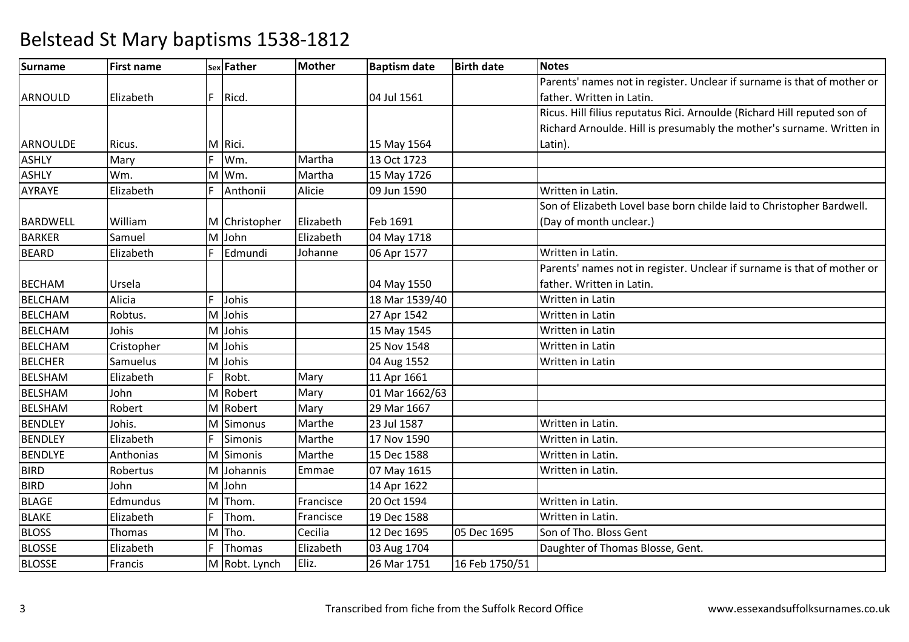# Belstead St Mary baptisms 1538-1812

| Surname | First name | Sex | Father | Mother | Baptism date | Birth date | Notes |
|---|---|---|---|---|---|---|---|
| ARNOULD | Elizabeth | F | Ricd. | | 04 Jul 1561 | | Parents' names not in register. Unclear if surname is that of mother or father. Written in Latin. |
| ARNOULDE | Ricus. | M | Rici. | | 15 May 1564 | | Ricus. Hill filius reputatus Rici. Arnoulde (Richard Hill reputed son of Richard Arnoulde. Hill is presumably the mother's surname. Written in Latin). |
| ASHLY | Mary | F | Wm. | Martha | 13 Oct 1723 | | |
| ASHLY | Wm. | M | Wm. | Martha | 15 May 1726 | | |
| AYRAYE | Elizabeth | F | Anthonii | Alicie | 09 Jun 1590 | | Written in Latin. |
| BARDWELL | William | M | Christopher | Elizabeth | Feb 1691 | | Son of Elizabeth Lovel base born childe laid to Christopher Bardwell. (Day of month unclear.) |
| BARKER | Samuel | M | John | Elizabeth | 04 May 1718 | | |
| BEARD | Elizabeth | F | Edmundi | Johanne | 06 Apr 1577 | | Written in Latin. |
| BECHAM | Ursela | | | | 04 May 1550 | | Parents' names not in register. Unclear if surname is that of mother or father. Written in Latin. |
| BELCHAM | Alicia | F | Johis | | 18 Mar 1539/40 | | Written in Latin |
| BELCHAM | Robtus. | M | Johis | | 27 Apr 1542 | | Written in Latin |
| BELCHAM | Johis | M | Johis | | 15 May 1545 | | Written in Latin |
| BELCHAM | Cristopher | M | Johis | | 25 Nov 1548 | | Written in Latin |
| BELCHER | Samuelus | M | Johis | | 04 Aug 1552 | | Written in Latin |
| BELSHAM | Elizabeth | F | Robt. | Mary | 11 Apr 1661 | | |
| BELSHAM | John | M | Robert | Mary | 01 Mar 1662/63 | | |
| BELSHAM | Robert | M | Robert | Mary | 29 Mar 1667 | | |
| BENDLEY | Johis. | M | Simonus | Marthe | 23 Jul 1587 | | Written in Latin. |
| BENDLEY | Elizabeth | F | Simonis | Marthe | 17 Nov 1590 | | Written in Latin. |
| BENDLYE | Anthonias | M | Simonis | Marthe | 15 Dec 1588 | | Written in Latin. |
| BIRD | Robertus | M | Johannis | Emmae | 07 May 1615 | | Written in Latin. |
| BIRD | John | M | John | | 14 Apr 1622 | | |
| BLAGE | Edmundus | M | Thom. | Francisce | 20 Oct 1594 | | Written in Latin. |
| BLAKE | Elizabeth | F | Thom. | Francisce | 19 Dec 1588 | | Written in Latin. |
| BLOSS | Thomas | M | Tho. | Cecilia | 12 Dec 1695 | 05 Dec 1695 | Son of Tho. Bloss Gent |
| BLOSSE | Elizabeth | F | Thomas | Elizabeth | 03 Aug 1704 | | Daughter of Thomas Blosse, Gent. |
| BLOSSE | Francis | M | Robt. Lynch | Eliz. | 26 Mar 1751 | 16 Feb 1750/51 | |

Transcribed from fiche from the Suffolk Record Office www.essexandsuffolksurnames.co.uk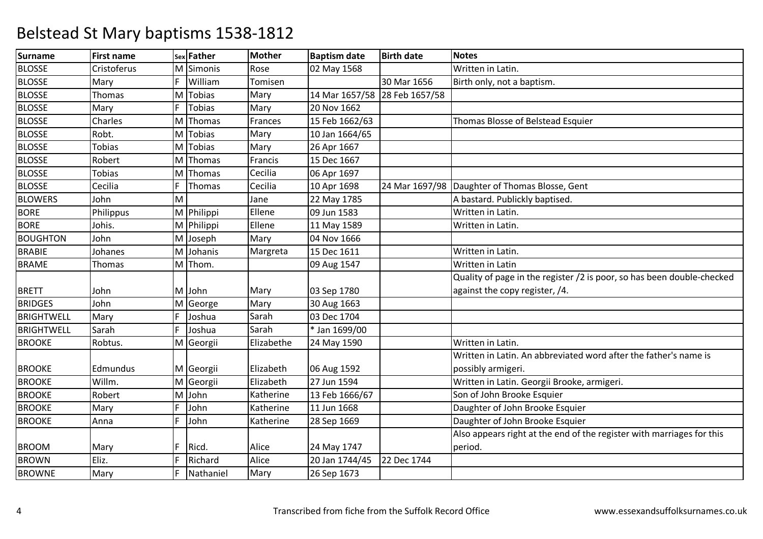# Belstead St Mary baptisms 1538-1812

| Surname | First name | Sex | Father | Mother | Baptism date | Birth date | Notes |
|---|---|---|---|---|---|---|---|
| BLOSSE | Cristoferus | M | Simonis | Rose | 02 May 1568 | | Written in Latin. |
| BLOSSE | Mary | F | William | Tomisen | | 30 Mar 1656 | Birth only, not a baptism. |
| BLOSSE | Thomas | M | Tobias | Mary | 14 Mar 1657/58 | 28 Feb 1657/58 | |
| BLOSSE | Mary | F | Tobias | Mary | 20 Nov 1662 | | |
| BLOSSE | Charles | M | Thomas | Frances | 15 Feb 1662/63 | | Thomas Blosse of Belstead Esquier |
| BLOSSE | Robt. | M | Tobias | Mary | 10 Jan 1664/65 | | |
| BLOSSE | Tobias | M | Tobias | Mary | 26 Apr 1667 | | |
| BLOSSE | Robert | M | Thomas | Francis | 15 Dec 1667 | | |
| BLOSSE | Tobias | M | Thomas | Cecilia | 06 Apr 1697 | | |
| BLOSSE | Cecilia | F | Thomas | Cecilia | 10 Apr 1698 | 24 Mar 1697/98 | Daughter of Thomas Blosse, Gent |
| BLOWERS | John | M | | Jane | 22 May 1785 | | A bastard. Publickly baptised. |
| BORE | Philippus | M | Philippi | Ellene | 09 Jun 1583 | | Written in Latin. |
| BORE | Johis. | M | Philippi | Ellene | 11 May 1589 | | Written in Latin. |
| BOUGHTON | John | M | Joseph | Mary | 04 Nov 1666 | | |
| BRABIE | Johanes | M | Johanis | Margreta | 15 Dec 1611 | | Written in Latin. |
| BRAME | Thomas | M | Thom. | | 09 Aug 1547 | | Written in Latin |
| BRETT | John | M | John | Mary | 03 Sep 1780 | | Quality of page in the register /2 is poor, so has been double-checked against the copy register, /4. |
| BRIDGES | John | M | George | Mary | 30 Aug 1663 | | |
| BRIGHTWELL | Mary | F | Joshua | Sarah | 03 Dec 1704 | | |
| BRIGHTWELL | Sarah | F | Joshua | Sarah | * Jan 1699/00 | | |
| BROOKE | Robtus. | M | Georgii | Elizabethe | 24 May 1590 | | Written in Latin. |
| BROOKE | Edmundus | M | Georgii | Elizabeth | 06 Aug 1592 | | Written in Latin. An abbreviated word after the father's name is possibly armigeri. |
| BROOKE | Willm. | M | Georgii | Elizabeth | 27 Jun 1594 | | Written in Latin. Georgii Brooke, armigeri. |
| BROOKE | Robert | M | John | Katherine | 13 Feb 1666/67 | | Son of John Brooke Esquier |
| BROOKE | Mary | F | John | Katherine | 11 Jun 1668 | | Daughter of John Brooke Esquier |
| BROOKE | Anna | F | John | Katherine | 28 Sep 1669 | | Daughter of John Brooke Esquier |
| BROOM | Mary | F | Ricd. | Alice | 24 May 1747 | | Also appears right at the end of the register with marriages for this period. |
| BROWN | Eliz. | F | Richard | Alice | 20 Jan 1744/45 | 22 Dec 1744 | |
| BROWNE | Mary | F | Nathaniel | Mary | 26 Sep 1673 | | |

Transcribed from fiche from the Suffolk Record Office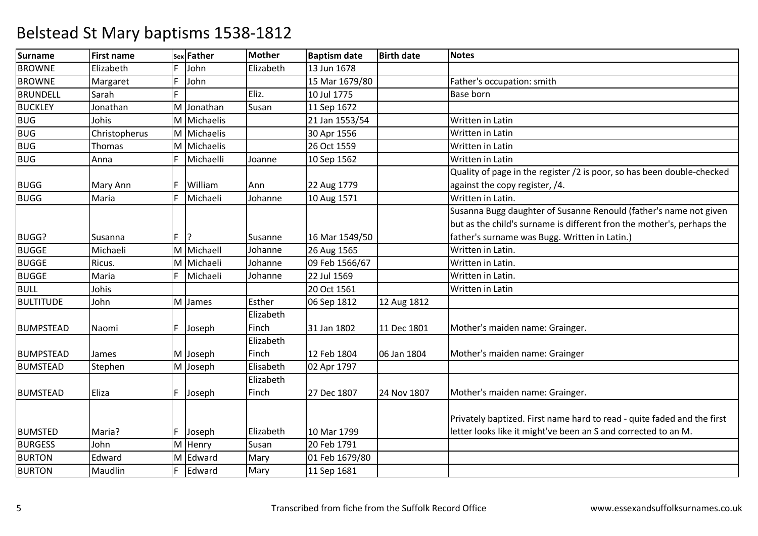# Belstead St Mary baptisms 1538-1812

| Surname | First name | Sex | Father | Mother | Baptism date | Birth date | Notes |
|---|---|---|---|---|---|---|---|
| BROWNE | Elizabeth | F | John | Elizabeth | 13 Jun 1678 | | |
| BROWNE | Margaret | F | John | | 15 Mar 1679/80 | | Father's occupation: smith |
| BRUNDELL | Sarah | F | | Eliz. | 10 Jul 1775 | | Base born |
| BUCKLEY | Jonathan | M | Jonathan | Susan | 11 Sep 1672 | | |
| BUG | Johis | M | Michaelis | | 21 Jan 1553/54 | | Written in Latin |
| BUG | Christopherus | M | Michaelis | | 30 Apr 1556 | | Written in Latin |
| BUG | Thomas | M | Michaelis | | 26 Oct 1559 | | Written in Latin |
| BUG | Anna | F | Michaelli | Joanne | 10 Sep 1562 | | Written in Latin |
| BUGG | Mary Ann | F | William | Ann | 22 Aug 1779 | | Quality of page in the register /2 is poor, so has been double-checked against the copy register, /4. |
| BUGG | Maria | F | Michaeli | Johanne | 10 Aug 1571 | | Written in Latin. |
| BUGG? | Susanna | F | ? | Susanne | 16 Mar 1549/50 | | Susanna Bugg daughter of Susanne Renould (father's name not given but as the child's surname is different fron the mother's, perhaps the father's surname was Bugg. Written in Latin.) |
| BUGGE | Michaeli | M | Michaell | Johanne | 26 Aug 1565 | | Written in Latin. |
| BUGGE | Ricus. | M | Michaeli | Johanne | 09 Feb 1566/67 | | Written in Latin. |
| BUGGE | Maria | F | Michaeli | Johanne | 22 Jul 1569 | | Written in Latin. |
| BULL | Johis | | | | 20 Oct 1561 | | Written in Latin |
| BULTITUDE | John | M | James | Esther | 06 Sep 1812 | 12 Aug 1812 | |
| BUMPSTEAD | Naomi | F | Joseph | Elizabeth Finch | 31 Jan 1802 | 11 Dec 1801 | Mother's maiden name: Grainger. |
| BUMPSTEAD | James | M | Joseph | Elizabeth Finch | 12 Feb 1804 | 06 Jan 1804 | Mother's maiden name: Grainger |
| BUMSTEAD | Stephen | M | Joseph | Elisabeth | 02 Apr 1797 | | |
| BUMSTEAD | Eliza | F | Joseph | Elizabeth Finch | 27 Dec 1807 | 24 Nov 1807 | Mother's maiden name: Grainger. |
| BUMSTED | Maria? | F | Joseph | Elizabeth | 10 Mar 1799 | | Privately baptized. First name hard to read - quite faded and the first letter looks like it might've been an S and corrected to an M. |
| BURGESS | John | M | Henry | Susan | 20 Feb 1791 | | |
| BURTON | Edward | M | Edward | Mary | 01 Feb 1679/80 | | |
| BURTON | Maudlin | F | Edward | Mary | 11 Sep 1681 | | |

Transcribed from fiche from the Suffolk Record Office www.essexandsuffolksurnames.co.uk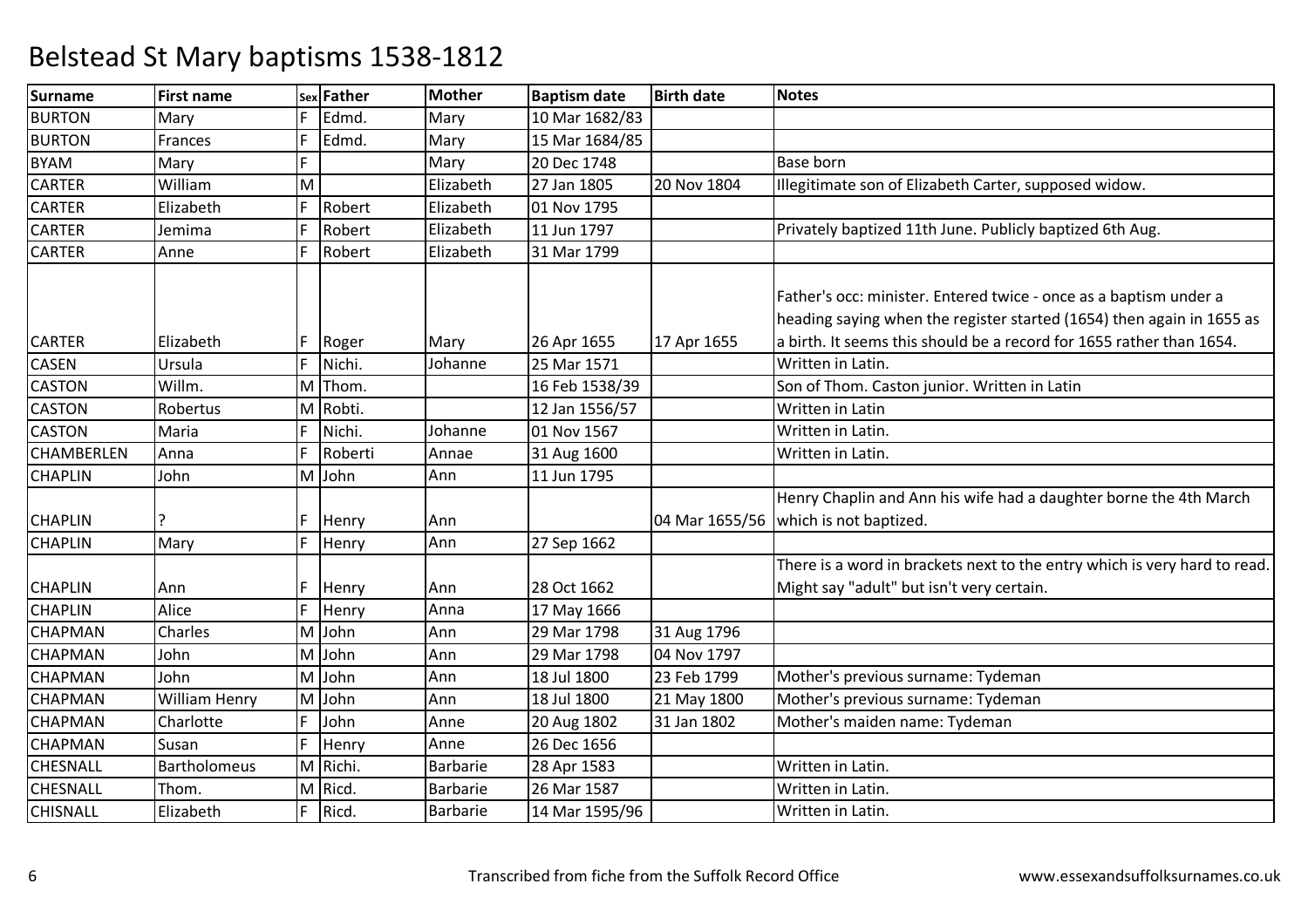# Belstead St Mary baptisms 1538-1812

| Surname | First name | Sex | Father | Mother | Baptism date | Birth date | Notes |
|---|---|---|---|---|---|---|---|
| BURTON | Mary | F | Edmd. | Mary | 10 Mar 1682/83 | | |
| BURTON | Frances | F | Edmd. | Mary | 15 Mar 1684/85 | | |
| BYAM | Mary | F | | Mary | 20 Dec 1748 | | Base born |
| CARTER | William | M | | Elizabeth | 27 Jan 1805 | 20 Nov 1804 | Illegitimate son of Elizabeth Carter, supposed widow. |
| CARTER | Elizabeth | F | Robert | Elizabeth | 01 Nov 1795 | | |
| CARTER | Jemima | F | Robert | Elizabeth | 11 Jun 1797 | | Privately baptized 11th June. Publicly baptized 6th Aug. |
| CARTER | Anne | F | Robert | Elizabeth | 31 Mar 1799 | | |
| CARTER | Elizabeth | F | Roger | Mary | 26 Apr 1655 | 17 Apr 1655 | Father's occ: minister. Entered twice - once as a baptism under a heading saying when the register started (1654) then again in 1655 as a birth. It seems this should be a record for 1655 rather than 1654. |
| CASEN | Ursula | F | Nichi. | Johanne | 25 Mar 1571 | | Written in Latin. |
| CASTON | Willm. | M | Thom. | | 16 Feb 1538/39 | | Son of Thom. Caston junior. Written in Latin |
| CASTON | Robertus | M | Robti. | | 12 Jan 1556/57 | | Written in Latin |
| CASTON | Maria | F | Nichi. | Johanne | 01 Nov 1567 | | Written in Latin. |
| CHAMBERLEN | Anna | F | Roberti | Annae | 31 Aug 1600 | | Written in Latin. |
| CHAPLIN | John | M | John | Ann | 11 Jun 1795 | | |
| CHAPLIN | ? | F | Henry | Ann | | 04 Mar 1655/56 | Henry Chaplin and Ann his wife had a daughter borne the 4th March which is not baptized. |
| CHAPLIN | Mary | F | Henry | Ann | 27 Sep 1662 | | |
| CHAPLIN | Ann | F | Henry | Ann | 28 Oct 1662 | | There is a word in brackets next to the entry which is very hard to read. Might say "adult" but isn't very certain. |
| CHAPLIN | Alice | F | Henry | Anna | 17 May 1666 | | |
| CHAPMAN | Charles | M | John | Ann | 29 Mar 1798 | 31 Aug 1796 | |
| CHAPMAN | John | M | John | Ann | 29 Mar 1798 | 04 Nov 1797 | |
| CHAPMAN | John | M | John | Ann | 18 Jul 1800 | 23 Feb 1799 | Mother's previous surname: Tydeman |
| CHAPMAN | William Henry | M | John | Ann | 18 Jul 1800 | 21 May 1800 | Mother's previous surname: Tydeman |
| CHAPMAN | Charlotte | F | John | Anne | 20 Aug 1802 | 31 Jan 1802 | Mother's maiden name: Tydeman |
| CHAPMAN | Susan | F | Henry | Anne | 26 Dec 1656 | | |
| CHESNALL | Bartholomeus | M | Richi. | Barbarie | 28 Apr 1583 | | Written in Latin. |
| CHESNALL | Thom. | M | Ricd. | Barbarie | 26 Mar 1587 | | Written in Latin. |
| CHISNALL | Elizabeth | F | Ricd. | Barbarie | 14 Mar 1595/96 | | Written in Latin. |

Transcribed from fiche from the Suffolk Record Office

www.essexandsuffolksurnames.co.uk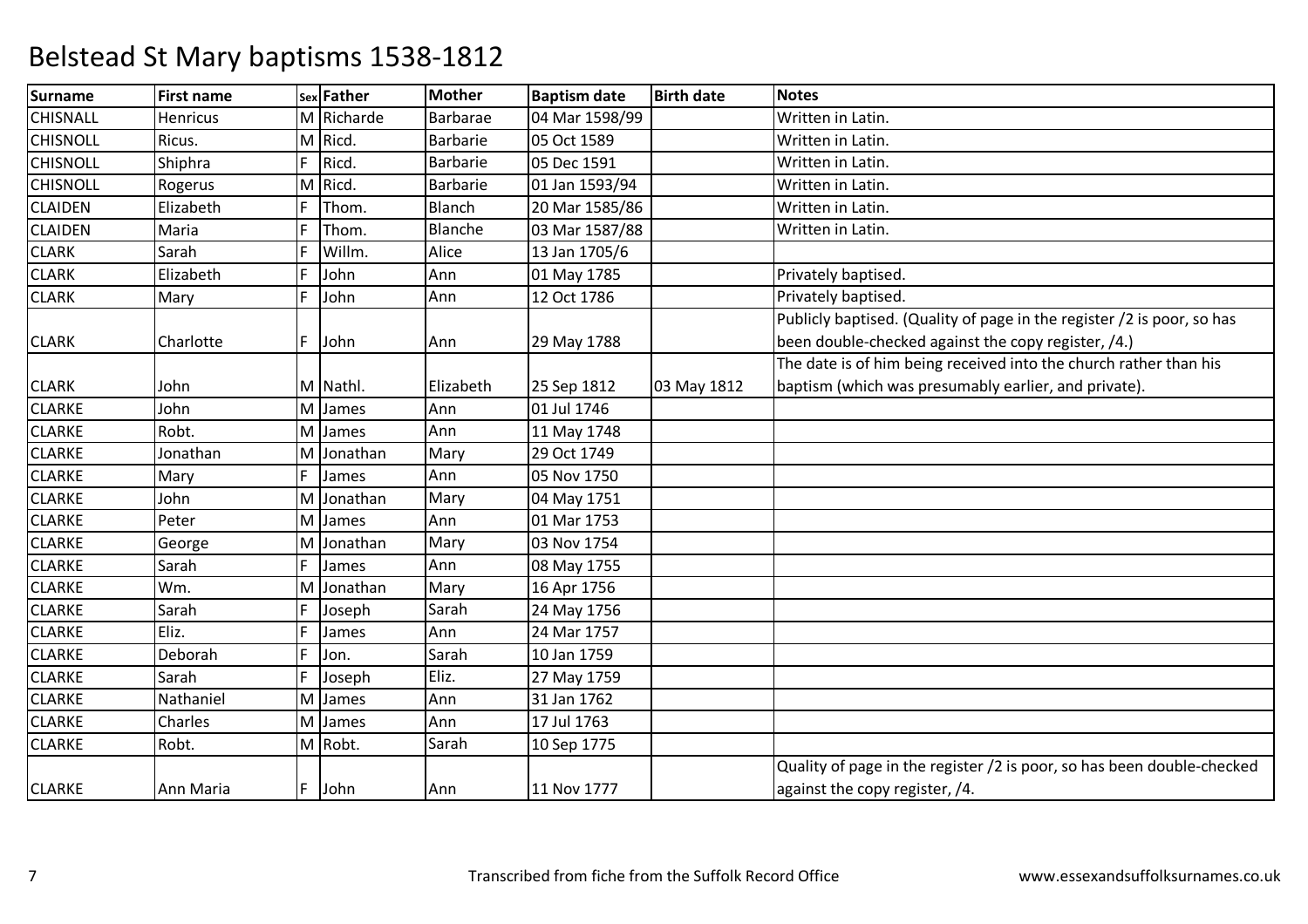# Belstead St Mary baptisms 1538-1812

| Surname | First name | Sex | Father | Mother | Baptism date | Birth date | Notes |
|---|---|---|---|---|---|---|---|
| CHISNALL | Henricus | M | Richarde | Barbarae | 04 Mar 1598/99 | | Written in Latin. |
| CHISNOLL | Ricus. | M | Ricd. | Barbarie | 05 Oct 1589 | | Written in Latin. |
| CHISNOLL | Shiphra | F | Ricd. | Barbarie | 05 Dec 1591 | | Written in Latin. |
| CHISNOLL | Rogerus | M | Ricd. | Barbarie | 01 Jan 1593/94 | | Written in Latin. |
| CLAIDEN | Elizabeth | F | Thom. | Blanch | 20 Mar 1585/86 | | Written in Latin. |
| CLAIDEN | Maria | F | Thom. | Blanche | 03 Mar 1587/88 | | Written in Latin. |
| CLARK | Sarah | F | Willm. | Alice | 13 Jan 1705/6 | | |
| CLARK | Elizabeth | F | John | Ann | 01 May 1785 | | Privately baptised. |
| CLARK | Mary | F | John | Ann | 12 Oct 1786 | | Privately baptised. |
| CLARK | Charlotte | F | John | Ann | 29 May 1788 | | Publicly baptised. (Quality of page in the register /2 is poor, so has been double-checked against the copy register, /4.) |
| CLARK | John | M | Nathl. | Elizabeth | 25 Sep 1812 | 03 May 1812 | The date is of him being received into the church rather than his baptism (which was presumably earlier, and private). |
| CLARKE | John | M | James | Ann | 01 Jul 1746 | | |
| CLARKE | Robt. | M | James | Ann | 11 May 1748 | | |
| CLARKE | Jonathan | M | Jonathan | Mary | 29 Oct 1749 | | |
| CLARKE | Mary | F | James | Ann | 05 Nov 1750 | | |
| CLARKE | John | M | Jonathan | Mary | 04 May 1751 | | |
| CLARKE | Peter | M | James | Ann | 01 Mar 1753 | | |
| CLARKE | George | M | Jonathan | Mary | 03 Nov 1754 | | |
| CLARKE | Sarah | F | James | Ann | 08 May 1755 | | |
| CLARKE | Wm. | M | Jonathan | Mary | 16 Apr 1756 | | |
| CLARKE | Sarah | F | Joseph | Sarah | 24 May 1756 | | |
| CLARKE | Eliz. | F | James | Ann | 24 Mar 1757 | | |
| CLARKE | Deborah | F | Jon. | Sarah | 10 Jan 1759 | | |
| CLARKE | Sarah | F | Joseph | Eliz. | 27 May 1759 | | |
| CLARKE | Nathaniel | M | James | Ann | 31 Jan 1762 | | |
| CLARKE | Charles | M | James | Ann | 17 Jul 1763 | | |
| CLARKE | Robt. | M | Robt. | Sarah | 10 Sep 1775 | | |
| CLARKE | Ann Maria | F | John | Ann | 11 Nov 1777 | | Quality of page in the register /2 is poor, so has been double-checked against the copy register, /4. |

Transcribed from fiche from the Suffolk Record Office

www.essexandsuffolksurnames.co.uk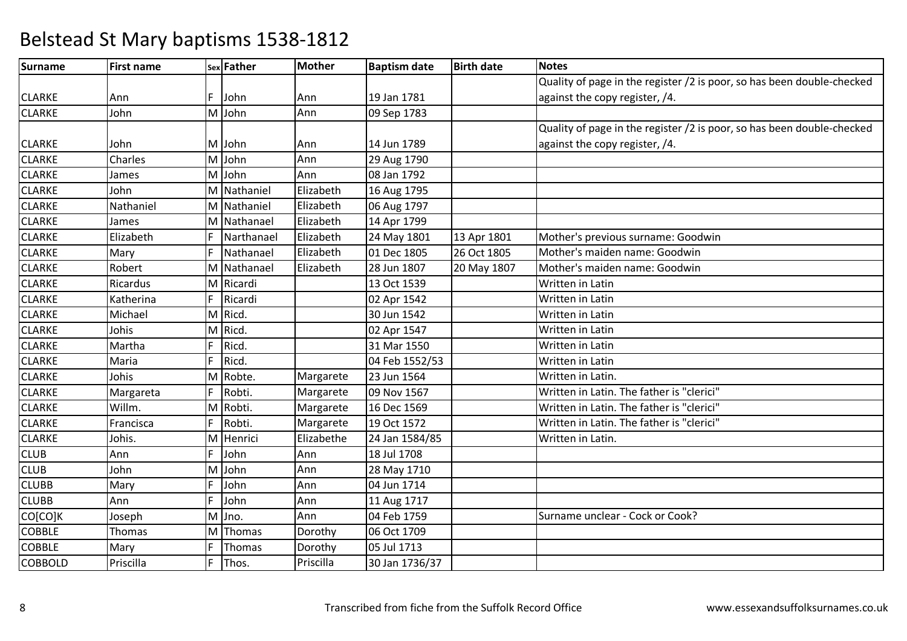# Belstead St Mary baptisms 1538-1812

| Surname | First name | Sex | Father | Mother | Baptism date | Birth date | Notes |
|---|---|---|---|---|---|---|---|
| CLARKE | Ann | F | John | Ann | 19 Jan 1781 | | Quality of page in the register /2 is poor, so has been double-checked against the copy register, /4. |
| CLARKE | John | M | John | Ann | 09 Sep 1783 | | |
| CLARKE | John | M | John | Ann | 14 Jun 1789 | | Quality of page in the register /2 is poor, so has been double-checked against the copy register, /4. |
| CLARKE | Charles | M | John | Ann | 29 Aug 1790 | | |
| CLARKE | James | M | John | Ann | 08 Jan 1792 | | |
| CLARKE | John | M | Nathaniel | Elizabeth | 16 Aug 1795 | | |
| CLARKE | Nathaniel | M | Nathaniel | Elizabeth | 06 Aug 1797 | | |
| CLARKE | James | M | Nathanael | Elizabeth | 14 Apr 1799 | | |
| CLARKE | Elizabeth | F | Narthanael | Elizabeth | 24 May 1801 | 13 Apr 1801 | Mother's previous surname: Goodwin |
| CLARKE | Mary | F | Nathanael | Elizabeth | 01 Dec 1805 | 26 Oct 1805 | Mother's maiden name: Goodwin |
| CLARKE | Robert | M | Nathanael | Elizabeth | 28 Jun 1807 | 20 May 1807 | Mother's maiden name: Goodwin |
| CLARKE | Ricardus | M | Ricardi | | 13 Oct 1539 | | Written in Latin |
| CLARKE | Katherina | F | Ricardi | | 02 Apr 1542 | | Written in Latin |
| CLARKE | Michael | M | Ricd. | | 30 Jun 1542 | | Written in Latin |
| CLARKE | Johis | M | Ricd. | | 02 Apr 1547 | | Written in Latin |
| CLARKE | Martha | F | Ricd. | | 31 Mar 1550 | | Written in Latin |
| CLARKE | Maria | F | Ricd. | | 04 Feb 1552/53 | | Written in Latin |
| CLARKE | Johis | M | Robte. | Margarete | 23 Jun 1564 | | Written in Latin. |
| CLARKE | Margareta | F | Robti. | Margarete | 09 Nov 1567 | | Written in Latin. The father is "clerici" |
| CLARKE | Willm. | M | Robti. | Margarete | 16 Dec 1569 | | Written in Latin. The father is "clerici" |
| CLARKE | Francisca | F | Robti. | Margarete | 19 Oct 1572 | | Written in Latin. The father is "clerici" |
| CLARKE | Johis. | M | Henrici | Elizabethe | 24 Jan 1584/85 | | Written in Latin. |
| CLUB | Ann | F | John | Ann | 18 Jul 1708 | | |
| CLUB | John | M | John | Ann | 28 May 1710 | | |
| CLUBB | Mary | F | John | Ann | 04 Jun 1714 | | |
| CLUBB | Ann | F | John | Ann | 11 Aug 1717 | | |
| CO[CO]K | Joseph | M | Jno. | Ann | 04 Feb 1759 | | Surname unclear - Cock or Cook? |
| COBBLE | Thomas | M | Thomas | Dorothy | 06 Oct 1709 | | |
| COBBLE | Mary | F | Thomas | Dorothy | 05 Jul 1713 | | |
| COBBOLD | Priscilla | F | Thos. | Priscilla | 30 Jan 1736/37 | | |

Transcribed from fiche from the Suffolk Record Office www.essexandsuffolksurnames.co.uk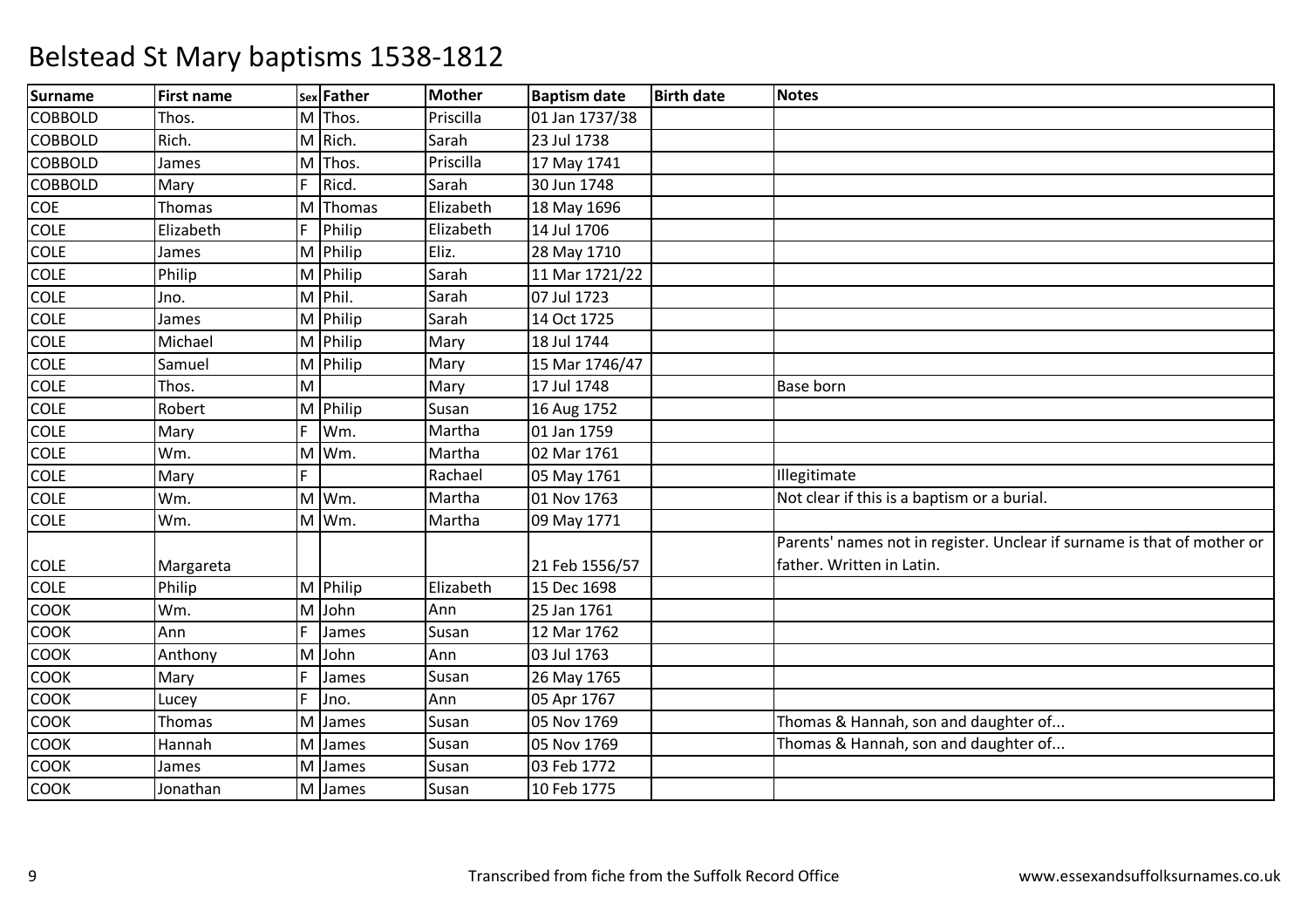# Belstead St Mary baptisms 1538-1812

| Surname | First name | Sex | Father | Mother | Baptism date | Birth date | Notes |
|---|---|---|---|---|---|---|---|
| COBBOLD | Thos. | M | Thos. | Priscilla | 01 Jan 1737/38 | | |
| COBBOLD | Rich. | M | Rich. | Sarah | 23 Jul 1738 | | |
| COBBOLD | James | M | Thos. | Priscilla | 17 May 1741 | | |
| COBBOLD | Mary | F | Ricd. | Sarah | 30 Jun 1748 | | |
| COE | Thomas | M | Thomas | Elizabeth | 18 May 1696 | | |
| COLE | Elizabeth | F | Philip | Elizabeth | 14 Jul 1706 | | |
| COLE | James | M | Philip | Eliz. | 28 May 1710 | | |
| COLE | Philip | M | Philip | Sarah | 11 Mar 1721/22 | | |
| COLE | Jno. | M | Phil. | Sarah | 07 Jul 1723 | | |
| COLE | James | M | Philip | Sarah | 14 Oct 1725 | | |
| COLE | Michael | M | Philip | Mary | 18 Jul 1744 | | |
| COLE | Samuel | M | Philip | Mary | 15 Mar 1746/47 | | |
| COLE | Thos. | M | | Mary | 17 Jul 1748 | | Base born |
| COLE | Robert | M | Philip | Susan | 16 Aug 1752 | | |
| COLE | Mary | F | Wm. | Martha | 01 Jan 1759 | | |
| COLE | Wm. | M | Wm. | Martha | 02 Mar 1761 | | |
| COLE | Mary | F | | Rachael | 05 May 1761 | | Illegitimate |
| COLE | Wm. | M | Wm. | Martha | 01 Nov 1763 | | Not clear if this is a baptism or a burial. |
| COLE | Wm. | M | Wm. | Martha | 09 May 1771 | | |
| COLE | Margareta | | | | 21 Feb 1556/57 | | Parents' names not in register. Unclear if surname is that of mother or father. Written in Latin. |
| COLE | Philip | M | Philip | Elizabeth | 15 Dec 1698 | | |
| COOK | Wm. | M | John | Ann | 25 Jan 1761 | | |
| COOK | Ann | F | James | Susan | 12 Mar 1762 | | |
| COOK | Anthony | M | John | Ann | 03 Jul 1763 | | |
| COOK | Mary | F | James | Susan | 26 May 1765 | | |
| COOK | Lucey | F | Jno. | Ann | 05 Apr 1767 | | |
| COOK | Thomas | M | James | Susan | 05 Nov 1769 | | Thomas & Hannah, son and daughter of... |
| COOK | Hannah | M | James | Susan | 05 Nov 1769 | | Thomas & Hannah, son and daughter of... |
| COOK | James | M | James | Susan | 03 Feb 1772 | | |
| COOK | Jonathan | M | James | Susan | 10 Feb 1775 | | |

Transcribed from fiche from the Suffolk Record Office — www.essexandsuffolksurnames.co.uk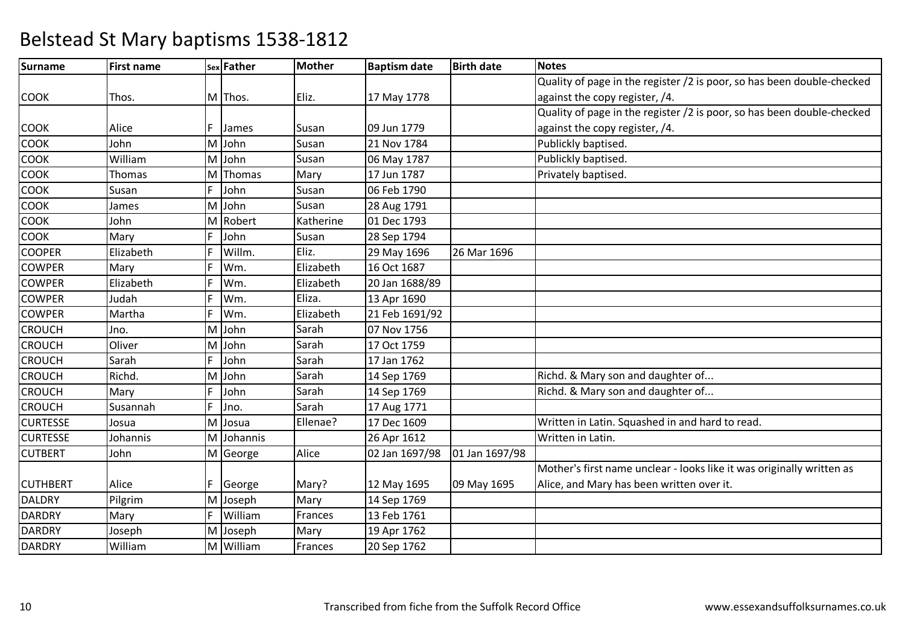# Belstead St Mary baptisms 1538-1812

| Surname | First name | Sex | Father | Mother | Baptism date | Birth date | Notes |
|---|---|---|---|---|---|---|---|
| COOK | Thos. | M | Thos. | Eliz. | 17 May 1778 | | Quality of page in the register /2 is poor, so has been double-checked against the copy register, /4. |
| COOK | Alice | F | James | Susan | 09 Jun 1779 | | Quality of page in the register /2 is poor, so has been double-checked against the copy register, /4. |
| COOK | John | M | John | Susan | 21 Nov 1784 | | Publickly baptised. |
| COOK | William | M | John | Susan | 06 May 1787 | | Publickly baptised. |
| COOK | Thomas | M | Thomas | Mary | 17 Jun 1787 | | Privately baptised. |
| COOK | Susan | F | John | Susan | 06 Feb 1790 | | |
| COOK | James | M | John | Susan | 28 Aug 1791 | | |
| COOK | John | M | Robert | Katherine | 01 Dec 1793 | | |
| COOK | Mary | F | John | Susan | 28 Sep 1794 | | |
| COOPER | Elizabeth | F | Willm. | Eliz. | 29 May 1696 | 26 Mar 1696 | |
| COWPER | Mary | F | Wm. | Elizabeth | 16 Oct 1687 | | |
| COWPER | Elizabeth | F | Wm. | Elizabeth | 20 Jan 1688/89 | | |
| COWPER | Judah | F | Wm. | Eliza. | 13 Apr 1690 | | |
| COWPER | Martha | F | Wm. | Elizabeth | 21 Feb 1691/92 | | |
| CROUCH | Jno. | M | John | Sarah | 07 Nov 1756 | | |
| CROUCH | Oliver | M | John | Sarah | 17 Oct 1759 | | |
| CROUCH | Sarah | F | John | Sarah | 17 Jan 1762 | | |
| CROUCH | Richd. | M | John | Sarah | 14 Sep 1769 | | Richd. & Mary son and daughter of... |
| CROUCH | Mary | F | John | Sarah | 14 Sep 1769 | | Richd. & Mary son and daughter of... |
| CROUCH | Susannah | F | Jno. | Sarah | 17 Aug 1771 | | |
| CURTESSE | Josua | M | Josua | Ellenae? | 17 Dec 1609 | | Written in Latin. Squashed in and hard to read. |
| CURTESSE | Johannis | M | Johannis | | 26 Apr 1612 | | Written in Latin. |
| CUTBERT | John | M | George | Alice | 02 Jan 1697/98 | 01 Jan 1697/98 | |
| CUTHBERT | Alice | F | George | Mary? | 12 May 1695 | 09 May 1695 | Mother's first name unclear - looks like it was originally written as Alice, and Mary has been written over it. |
| DALDRY | Pilgrim | M | Joseph | Mary | 14 Sep 1769 | | |
| DARDRY | Mary | F | William | Frances | 13 Feb 1761 | | |
| DARDRY | Joseph | M | Joseph | Mary | 19 Apr 1762 | | |
| DARDRY | William | M | William | Frances | 20 Sep 1762 | | |

Transcribed from fiche from the Suffolk Record Office

www.essexandsuffolksurnames.co.uk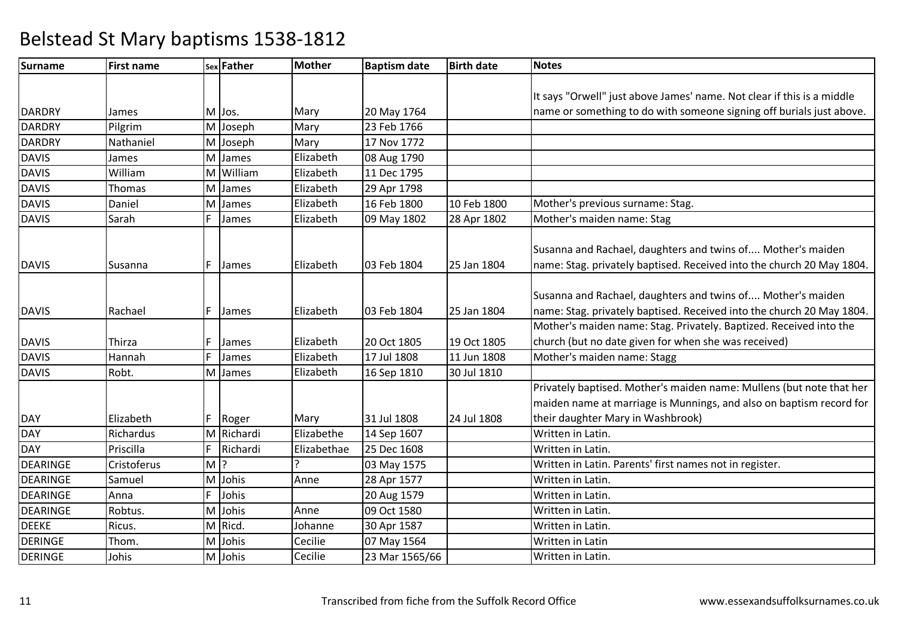# Belstead St Mary baptisms 1538-1812

| Surname | First name | Sex | Father | Mother | Baptism date | Birth date | Notes |
|---|---|---|---|---|---|---|---|
| DARDRY | James | M | Jos. | Mary | 20 May 1764 | | It says "Orwell" just above James' name. Not clear if this is a middle name or something to do with someone signing off burials just above. |
| DARDRY | Pilgrim | M | Joseph | Mary | 23 Feb 1766 | | |
| DARDRY | Nathaniel | M | Joseph | Mary | 17 Nov 1772 | | |
| DAVIS | James | M | James | Elizabeth | 08 Aug 1790 | | |
| DAVIS | William | M | William | Elizabeth | 11 Dec 1795 | | |
| DAVIS | Thomas | M | James | Elizabeth | 29 Apr 1798 | | |
| DAVIS | Daniel | M | James | Elizabeth | 16 Feb 1800 | 10 Feb 1800 | Mother's previous surname: Stag. |
| DAVIS | Sarah | F | James | Elizabeth | 09 May 1802 | 28 Apr 1802 | Mother's maiden name: Stag |
| DAVIS | Susanna | F | James | Elizabeth | 03 Feb 1804 | 25 Jan 1804 | Susanna and Rachael, daughters and twins of.... Mother's maiden name: Stag. privately baptised. Received into the church 20 May 1804. |
| DAVIS | Rachael | F | James | Elizabeth | 03 Feb 1804 | 25 Jan 1804 | Susanna and Rachael, daughters and twins of.... Mother's maiden name: Stag. privately baptised. Received into the church 20 May 1804. |
| DAVIS | Thirza | F | James | Elizabeth | 20 Oct 1805 | 19 Oct 1805 | Mother's maiden name: Stag. Privately. Baptized. Received into the church (but no date given for when she was received) |
| DAVIS | Hannah | F | James | Elizabeth | 17 Jul 1808 | 11 Jun 1808 | Mother's maiden name: Stagg |
| DAVIS | Robt. | M | James | Elizabeth | 16 Sep 1810 | 30 Jul 1810 | |
| DAY | Elizabeth | F | Roger | Mary | 31 Jul 1808 | 24 Jul 1808 | Privately baptised. Mother's maiden name: Mullens (but note that her maiden name at marriage is Munnings, and also on baptism record for their daughter Mary in Washbrook) |
| DAY | Richardus | M | Richardi | Elizabethe | 14 Sep 1607 | | Written in Latin. |
| DAY | Priscilla | F | Richardi | Elizabethae | 25 Dec 1608 | | Written in Latin. |
| DEARINGE | Cristoferus | M | ? | ? | 03 May 1575 | | Written in Latin. Parents' first names not in register. |
| DEARINGE | Samuel | M | Johis | Anne | 28 Apr 1577 | | Written in Latin. |
| DEARINGE | Anna | F | Johis | | 20 Aug 1579 | | Written in Latin. |
| DEARINGE | Robtus. | M | Johis | Anne | 09 Oct 1580 | | Written in Latin. |
| DEEKE | Ricus. | M | Ricd. | Johanne | 30 Apr 1587 | | Written in Latin. |
| DERINGE | Thom. | M | Johis | Cecilie | 07 May 1564 | | Written in Latin |
| DERINGE | Johis | M | Johis | Cecilie | 23 Mar 1565/66 | | Written in Latin. |

Transcribed from fiche from the Suffolk Record Office

www.essexandsuffolksurnames.co.uk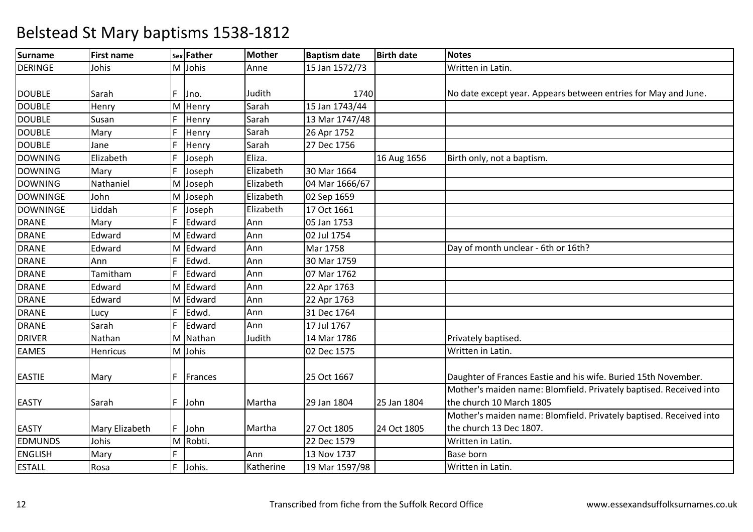# Belstead St Mary baptisms 1538-1812

| Surname | First name | Sex | Father | Mother | Baptism date | Birth date | Notes |
|---|---|---|---|---|---|---|---|
| DERINGE | Johis | M | Johis | Anne | 15 Jan 1572/73 | | Written in Latin. |
| DOUBLE | Sarah | F | Jno. | Judith | 1740 | | No date except year. Appears between entries for May and June. |
| DOUBLE | Henry | M | Henry | Sarah | 15 Jan 1743/44 | | |
| DOUBLE | Susan | F | Henry | Sarah | 13 Mar 1747/48 | | |
| DOUBLE | Mary | F | Henry | Sarah | 26 Apr 1752 | | |
| DOUBLE | Jane | F | Henry | Sarah | 27 Dec 1756 | | |
| DOWNING | Elizabeth | F | Joseph | Eliza. | | 16 Aug 1656 | Birth only, not a baptism. |
| DOWNING | Mary | F | Joseph | Elizabeth | 30 Mar 1664 | | |
| DOWNING | Nathaniel | M | Joseph | Elizabeth | 04 Mar 1666/67 | | |
| DOWNINGE | John | M | Joseph | Elizabeth | 02 Sep 1659 | | |
| DOWNINGE | Liddah | F | Joseph | Elizabeth | 17 Oct 1661 | | |
| DRANE | Mary | F | Edward | Ann | 05 Jan 1753 | | |
| DRANE | Edward | M | Edward | Ann | 02 Jul 1754 | | |
| DRANE | Edward | M | Edward | Ann | Mar 1758 | | Day of month unclear - 6th or 16th? |
| DRANE | Ann | F | Edwd. | Ann | 30 Mar 1759 | | |
| DRANE | Tamitham | F | Edward | Ann | 07 Mar 1762 | | |
| DRANE | Edward | M | Edward | Ann | 22 Apr 1763 | | |
| DRANE | Edward | M | Edward | Ann | 22 Apr 1763 | | |
| DRANE | Lucy | F | Edwd. | Ann | 31 Dec 1764 | | |
| DRANE | Sarah | F | Edward | Ann | 17 Jul 1767 | | |
| DRIVER | Nathan | M | Nathan | Judith | 14 Mar 1786 | | Privately baptised. |
| EAMES | Henricus | M | Johis | | 02 Dec 1575 | | Written in Latin. |
| EASTIE | Mary | F | Frances | | 25 Oct 1667 | | Daughter of Frances Eastie and his wife. Buried 15th November. |
| EASTY | Sarah | F | John | Martha | 29 Jan 1804 | 25 Jan 1804 | Mother's maiden name: Blomfield. Privately baptised. Received into the church 10 March 1805 |
| EASTY | Mary Elizabeth | F | John | Martha | 27 Oct 1805 | 24 Oct 1805 | Mother's maiden name: Blomfield. Privately baptised. Received into the church 13 Dec 1807. |
| EDMUNDS | Johis | M | Robti. | | 22 Dec 1579 | | Written in Latin. |
| ENGLISH | Mary | F | | Ann | 13 Nov 1737 | | Base born |
| ESTALL | Rosa | F | Johis. | Katherine | 19 Mar 1597/98 | | Written in Latin. |

Transcribed from fiche from the Suffolk Record Office

www.essexandsuffolksurnames.co.uk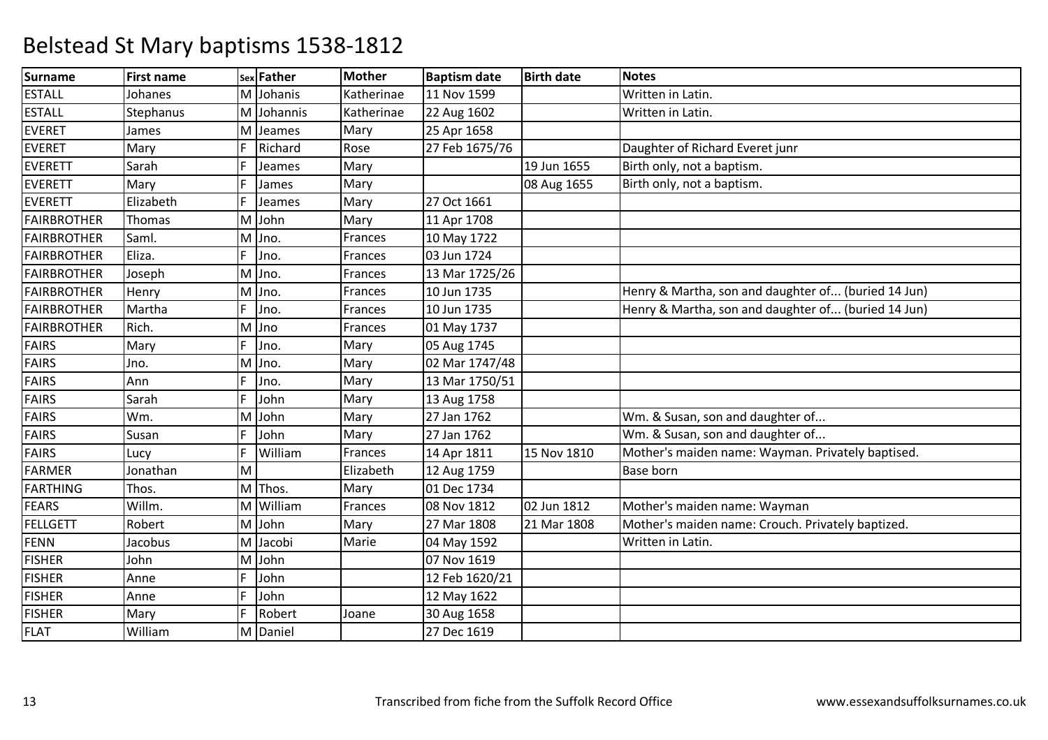# Belstead St Mary baptisms 1538-1812

| Surname | First name | Sex | Father | Mother | Baptism date | Birth date | Notes |
|---|---|---|---|---|---|---|---|
| ESTALL | Johanes | M | Johanis | Katherinae | 11 Nov 1599 | | Written in Latin. |
| ESTALL | Stephanus | M | Johannis | Katherinae | 22 Aug 1602 | | Written in Latin. |
| EVERET | James | M | Jeames | Mary | 25 Apr 1658 | | |
| EVERET | Mary | F | Richard | Rose | 27 Feb 1675/76 | | Daughter of Richard Everet junr |
| EVERETT | Sarah | F | Jeames | Mary | | 19 Jun 1655 | Birth only, not a baptism. |
| EVERETT | Mary | F | James | Mary | | 08 Aug 1655 | Birth only, not a baptism. |
| EVERETT | Elizabeth | F | Jeames | Mary | 27 Oct 1661 | | |
| FAIRBROTHER | Thomas | M | John | Mary | 11 Apr 1708 | | |
| FAIRBROTHER | Saml. | M | Jno. | Frances | 10 May 1722 | | |
| FAIRBROTHER | Eliza. | F | Jno. | Frances | 03 Jun 1724 | | |
| FAIRBROTHER | Joseph | M | Jno. | Frances | 13 Mar 1725/26 | | |
| FAIRBROTHER | Henry | M | Jno. | Frances | 10 Jun 1735 | | Henry & Martha, son and daughter of... (buried 14 Jun) |
| FAIRBROTHER | Martha | F | Jno. | Frances | 10 Jun 1735 | | Henry & Martha, son and daughter of... (buried 14 Jun) |
| FAIRBROTHER | Rich. | M | Jno | Frances | 01 May 1737 | | |
| FAIRS | Mary | F | Jno. | Mary | 05 Aug 1745 | | |
| FAIRS | Jno. | M | Jno. | Mary | 02 Mar 1747/48 | | |
| FAIRS | Ann | F | Jno. | Mary | 13 Mar 1750/51 | | |
| FAIRS | Sarah | F | John | Mary | 13 Aug 1758 | | |
| FAIRS | Wm. | M | John | Mary | 27 Jan 1762 | | Wm. & Susan, son and daughter of... |
| FAIRS | Susan | F | John | Mary | 27 Jan 1762 | | Wm. & Susan, son and daughter of... |
| FAIRS | Lucy | F | William | Frances | 14 Apr 1811 | 15 Nov 1810 | Mother's maiden name: Wayman. Privately baptised. |
| FARMER | Jonathan | M | | Elizabeth | 12 Aug 1759 | | Base born |
| FARTHING | Thos. | M | Thos. | Mary | 01 Dec 1734 | | |
| FEARS | Willm. | M | William | Frances | 08 Nov 1812 | 02 Jun 1812 | Mother's maiden name: Wayman |
| FELLGETT | Robert | M | John | Mary | 27 Mar 1808 | 21 Mar 1808 | Mother's maiden name: Crouch. Privately baptized. |
| FENN | Jacobus | M | Jacobi | Marie | 04 May 1592 | | Written in Latin. |
| FISHER | John | M | John | | 07 Nov 1619 | | |
| FISHER | Anne | F | John | | 12 Feb 1620/21 | | |
| FISHER | Anne | F | John | | 12 May 1622 | | |
| FISHER | Mary | F | Robert | Joane | 30 Aug 1658 | | |
| FLAT | William | M | Daniel | | 27 Dec 1619 | | |

Transcribed from fiche from the Suffolk Record Office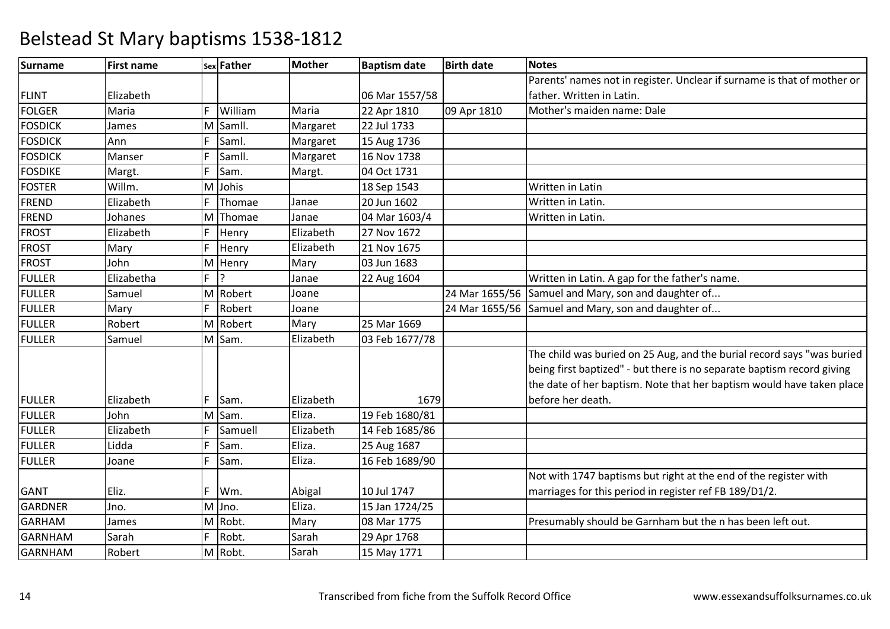# Belstead St Mary baptisms 1538-1812

| Surname | First name | Sex | Father | Mother | Baptism date | Birth date | Notes |
|---|---|---|---|---|---|---|---|
| FLINT | Elizabeth | | | | 06 Mar 1557/58 | | Parents' names not in register. Unclear if surname is that of mother or father. Written in Latin. |
| FOLGER | Maria | F | William | Maria | 22 Apr 1810 | 09 Apr 1810 | Mother's maiden name: Dale |
| FOSDICK | James | M | Samll. | Margaret | 22 Jul 1733 | | |
| FOSDICK | Ann | F | Saml. | Margaret | 15 Aug 1736 | | |
| FOSDICK | Manser | F | Samll. | Margaret | 16 Nov 1738 | | |
| FOSDIKE | Margt. | F | Sam. | Margt. | 04 Oct 1731 | | |
| FOSTER | Willm. | M | Johis | | 18 Sep 1543 | | Written in Latin |
| FREND | Elizabeth | F | Thomae | Janae | 20 Jun 1602 | | Written in Latin. |
| FREND | Johanes | M | Thomae | Janae | 04 Mar 1603/4 | | Written in Latin. |
| FROST | Elizabeth | F | Henry | Elizabeth | 27 Nov 1672 | | |
| FROST | Mary | F | Henry | Elizabeth | 21 Nov 1675 | | |
| FROST | John | M | Henry | Mary | 03 Jun 1683 | | |
| FULLER | Elizabetha | F | ? | Janae | 22 Aug 1604 | | Written in Latin. A gap for the father's name. |
| FULLER | Samuel | M | Robert | Joane | | 24 Mar 1655/56 | Samuel and Mary, son and daughter of... |
| FULLER | Mary | F | Robert | Joane | | 24 Mar 1655/56 | Samuel and Mary, son and daughter of... |
| FULLER | Robert | M | Robert | Mary | 25 Mar 1669 | | |
| FULLER | Samuel | M | Sam. | Elizabeth | 03 Feb 1677/78 | | |
| FULLER | Elizabeth | F | Sam. | Elizabeth | 1679 | | The child was buried on 25 Aug, and the burial record says "was buried being first baptized" - but there is no separate baptism record giving the date of her baptism. Note that her baptism would have taken place before her death. |
| FULLER | John | M | Sam. | Eliza. | 19 Feb 1680/81 | | |
| FULLER | Elizabeth | F | Samuell | Elizabeth | 14 Feb 1685/86 | | |
| FULLER | Lidda | F | Sam. | Eliza. | 25 Aug 1687 | | |
| FULLER | Joane | F | Sam. | Eliza. | 16 Feb 1689/90 | | |
| GANT | Eliz. | F | Wm. | Abigal | 10 Jul 1747 | | Not with 1747 baptisms but right at the end of the register with marriages for this period in register ref FB 189/D1/2. |
| GARDNER | Jno. | M | Jno. | Eliza. | 15 Jan 1724/25 | | |
| GARHAM | James | M | Robt. | Mary | 08 Mar 1775 | | Presumably should be Garnham but the n has been left out. |
| GARNHAM | Sarah | F | Robt. | Sarah | 29 Apr 1768 | | |
| GARNHAM | Robert | M | Robt. | Sarah | 15 May 1771 | | |

Transcribed from fiche from the Suffolk Record Office

www.essexandsuffolksurnames.co.uk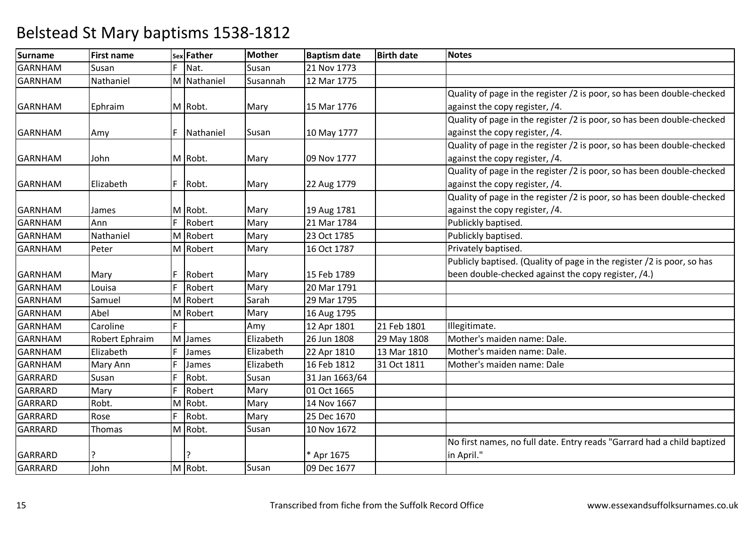# Belstead St Mary baptisms 1538-1812

| Surname | First name | Sex | Father | Mother | Baptism date | Birth date | Notes |
|---|---|---|---|---|---|---|---|
| GARNHAM | Susan | F | Nat. | Susan | 21 Nov 1773 | | |
| GARNHAM | Nathaniel | M | Nathaniel | Susannah | 12 Mar 1775 | | |
| GARNHAM | Ephraim | M | Robt. | Mary | 15 Mar 1776 | | Quality of page in the register /2 is poor, so has been double-checked against the copy register, /4. |
| GARNHAM | Amy | F | Nathaniel | Susan | 10 May 1777 | | Quality of page in the register /2 is poor, so has been double-checked against the copy register, /4. |
| GARNHAM | John | M | Robt. | Mary | 09 Nov 1777 | | Quality of page in the register /2 is poor, so has been double-checked against the copy register, /4. |
| GARNHAM | Elizabeth | F | Robt. | Mary | 22 Aug 1779 | | Quality of page in the register /2 is poor, so has been double-checked against the copy register, /4. |
| GARNHAM | James | M | Robt. | Mary | 19 Aug 1781 | | Quality of page in the register /2 is poor, so has been double-checked against the copy register, /4. |
| GARNHAM | Ann | F | Robert | Mary | 21 Mar 1784 | | Publickly baptised. |
| GARNHAM | Nathaniel | M | Robert | Mary | 23 Oct 1785 | | Publickly baptised. |
| GARNHAM | Peter | M | Robert | Mary | 16 Oct 1787 | | Privately baptised. |
| GARNHAM | Mary | F | Robert | Mary | 15 Feb 1789 | | Publicly baptised. (Quality of page in the register /2 is poor, so has been double-checked against the copy register, /4.) |
| GARNHAM | Louisa | F | Robert | Mary | 20 Mar 1791 | | |
| GARNHAM | Samuel | M | Robert | Sarah | 29 Mar 1795 | | |
| GARNHAM | Abel | M | Robert | Mary | 16 Aug 1795 | | |
| GARNHAM | Caroline | F | | Amy | 12 Apr 1801 | 21 Feb 1801 | Illegitimate. |
| GARNHAM | Robert Ephraim | M | James | Elizabeth | 26 Jun 1808 | 29 May 1808 | Mother's maiden name: Dale. |
| GARNHAM | Elizabeth | F | James | Elizabeth | 22 Apr 1810 | 13 Mar 1810 | Mother's maiden name: Dale. |
| GARNHAM | Mary Ann | F | James | Elizabeth | 16 Feb 1812 | 31 Oct 1811 | Mother's maiden name: Dale |
| GARRARD | Susan | F | Robt. | Susan | 31 Jan 1663/64 | | |
| GARRARD | Mary | F | Robert | Mary | 01 Oct 1665 | | |
| GARRARD | Robt. | M | Robt. | Mary | 14 Nov 1667 | | |
| GARRARD | Rose | F | Robt. | Mary | 25 Dec 1670 | | |
| GARRARD | Thomas | M | Robt. | Susan | 10 Nov 1672 | | |
| GARRARD | ? | | ? | | * Apr 1675 | | No first names, no full date. Entry reads "Garrard had a child baptized in April." |
| GARRARD | John | M | Robt. | Susan | 09 Dec 1677 | | |

Transcribed from fiche from the Suffolk Record Office

www.essexandsuffolksurnames.co.uk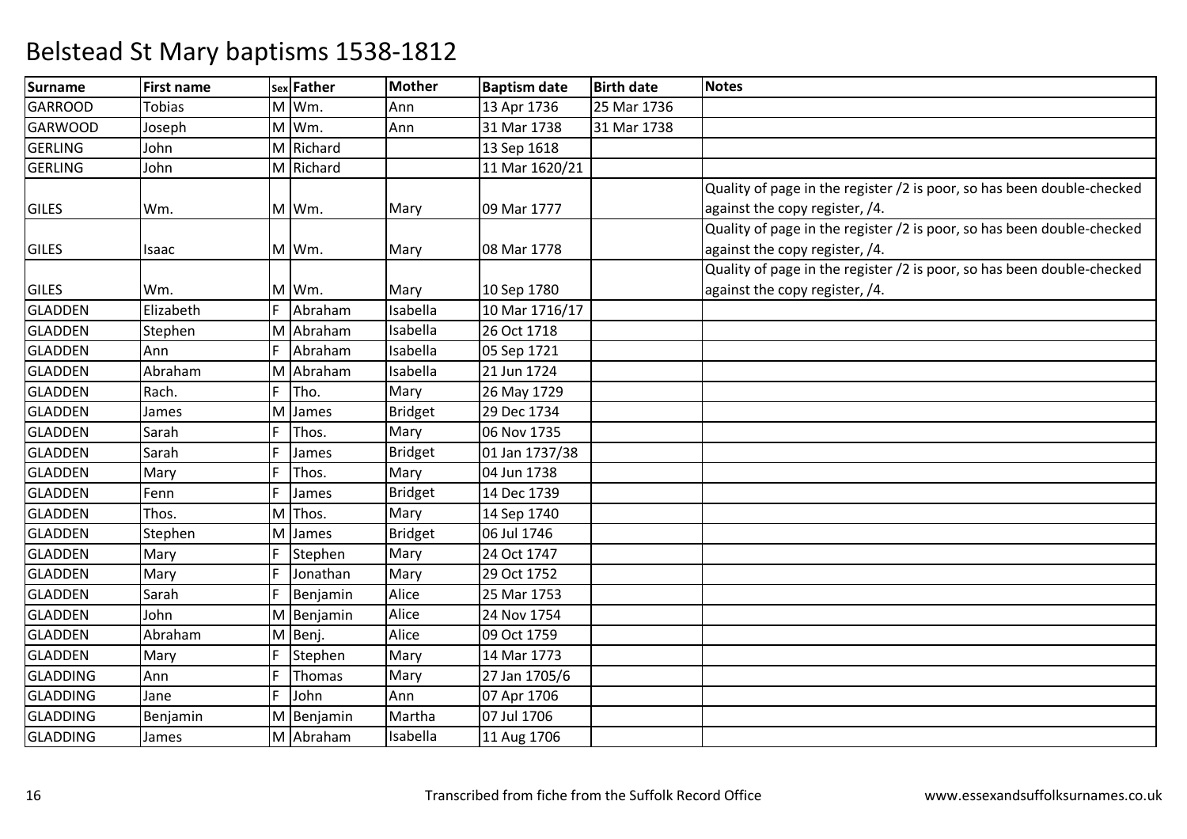# Belstead St Mary baptisms 1538-1812

| Surname | First name | Sex | Father | Mother | Baptism date | Birth date | Notes |
|---|---|---|---|---|---|---|---|
| GARROOD | Tobias | M | Wm. | Ann | 13 Apr 1736 | 25 Mar 1736 | |
| GARWOOD | Joseph | M | Wm. | Ann | 31 Mar 1738 | 31 Mar 1738 | |
| GERLING | John | M | Richard | | 13 Sep 1618 | | |
| GERLING | John | M | Richard | | 11 Mar 1620/21 | | |
| GILES | Wm. | M | Wm. | Mary | 09 Mar 1777 | | Quality of page in the register /2 is poor, so has been double-checked against the copy register, /4. |
| GILES | Isaac | M | Wm. | Mary | 08 Mar 1778 | | Quality of page in the register /2 is poor, so has been double-checked against the copy register, /4. |
| GILES | Wm. | M | Wm. | Mary | 10 Sep 1780 | | Quality of page in the register /2 is poor, so has been double-checked against the copy register, /4. |
| GLADDEN | Elizabeth | F | Abraham | Isabella | 10 Mar 1716/17 | | |
| GLADDEN | Stephen | M | Abraham | Isabella | 26 Oct 1718 | | |
| GLADDEN | Ann | F | Abraham | Isabella | 05 Sep 1721 | | |
| GLADDEN | Abraham | M | Abraham | Isabella | 21 Jun 1724 | | |
| GLADDEN | Rach. | F | Tho. | Mary | 26 May 1729 | | |
| GLADDEN | James | M | James | Bridget | 29 Dec 1734 | | |
| GLADDEN | Sarah | F | Thos. | Mary | 06 Nov 1735 | | |
| GLADDEN | Sarah | F | James | Bridget | 01 Jan 1737/38 | | |
| GLADDEN | Mary | F | Thos. | Mary | 04 Jun 1738 | | |
| GLADDEN | Fenn | F | James | Bridget | 14 Dec 1739 | | |
| GLADDEN | Thos. | M | Thos. | Mary | 14 Sep 1740 | | |
| GLADDEN | Stephen | M | James | Bridget | 06 Jul 1746 | | |
| GLADDEN | Mary | F | Stephen | Mary | 24 Oct 1747 | | |
| GLADDEN | Mary | F | Jonathan | Mary | 29 Oct 1752 | | |
| GLADDEN | Sarah | F | Benjamin | Alice | 25 Mar 1753 | | |
| GLADDEN | John | M | Benjamin | Alice | 24 Nov 1754 | | |
| GLADDEN | Abraham | M | Benj. | Alice | 09 Oct 1759 | | |
| GLADDEN | Mary | F | Stephen | Mary | 14 Mar 1773 | | |
| GLADDING | Ann | F | Thomas | Mary | 27 Jan 1705/6 | | |
| GLADDING | Jane | F | John | Ann | 07 Apr 1706 | | |
| GLADDING | Benjamin | M | Benjamin | Martha | 07 Jul 1706 | | |
| GLADDING | James | M | Abraham | Isabella | 11 Aug 1706 | | |

Transcribed from fiche from the Suffolk Record Office www.essexandsuffolksurnames.co.uk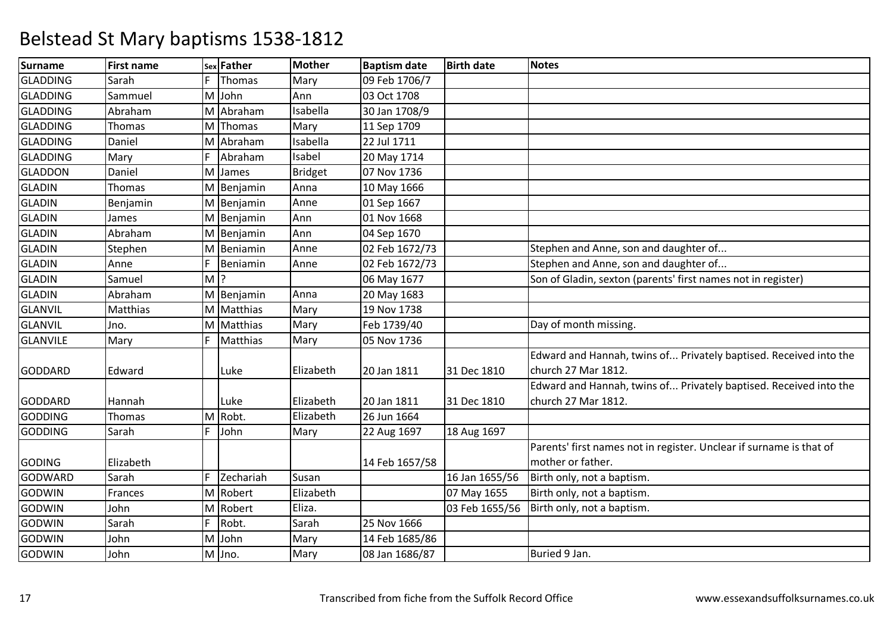# Belstead St Mary baptisms 1538-1812

| Surname | First name | Sex | Father | Mother | Baptism date | Birth date | Notes |
|---|---|---|---|---|---|---|---|
| GLADDING | Sarah | F | Thomas | Mary | 09 Feb 1706/7 | | |
| GLADDING | Sammuel | M | John | Ann | 03 Oct 1708 | | |
| GLADDING | Abraham | M | Abraham | Isabella | 30 Jan 1708/9 | | |
| GLADDING | Thomas | M | Thomas | Mary | 11 Sep 1709 | | |
| GLADDING | Daniel | M | Abraham | Isabella | 22 Jul 1711 | | |
| GLADDING | Mary | F | Abraham | Isabel | 20 May 1714 | | |
| GLADDON | Daniel | M | James | Bridget | 07 Nov 1736 | | |
| GLADIN | Thomas | M | Benjamin | Anna | 10 May 1666 | | |
| GLADIN | Benjamin | M | Benjamin | Anne | 01 Sep 1667 | | |
| GLADIN | James | M | Benjamin | Ann | 01 Nov 1668 | | |
| GLADIN | Abraham | M | Benjamin | Ann | 04 Sep 1670 | | |
| GLADIN | Stephen | M | Beniamin | Anne | 02 Feb 1672/73 | | Stephen and Anne, son and daughter of... |
| GLADIN | Anne | F | Beniamin | Anne | 02 Feb 1672/73 | | Stephen and Anne, son and daughter of... |
| GLADIN | Samuel | M | ? | | 06 May 1677 | | Son of Gladin, sexton (parents' first names not in register) |
| GLADIN | Abraham | M | Benjamin | Anna | 20 May 1683 | | |
| GLANVIL | Matthias | M | Matthias | Mary | 19 Nov 1738 | | |
| GLANVIL | Jno. | M | Matthias | Mary | Feb 1739/40 | | Day of month missing. |
| GLANVILE | Mary | F | Matthias | Mary | 05 Nov 1736 | | |
| GODDARD | Edward | | Luke | Elizabeth | 20 Jan 1811 | 31 Dec 1810 | Edward and Hannah, twins of... Privately baptised. Received into the church 27 Mar 1812. |
| GODDARD | Hannah | | Luke | Elizabeth | 20 Jan 1811 | 31 Dec 1810 | Edward and Hannah, twins of... Privately baptised. Received into the church 27 Mar 1812. |
| GODDING | Thomas | M | Robt. | Elizabeth | 26 Jun 1664 | | |
| GODDING | Sarah | F | John | Mary | 22 Aug 1697 | 18 Aug 1697 | |
| GODING | Elizabeth | | | | 14 Feb 1657/58 | | Parents' first names not in register. Unclear if surname is that of mother or father. |
| GODWARD | Sarah | F | Zechariah | Susan | | 16 Jan 1655/56 | Birth only, not a baptism. |
| GODWIN | Frances | M | Robert | Elizabeth | | 07 May 1655 | Birth only, not a baptism. |
| GODWIN | John | M | Robert | Eliza. | | 03 Feb 1655/56 | Birth only, not a baptism. |
| GODWIN | Sarah | F | Robt. | Sarah | 25 Nov 1666 | | |
| GODWIN | John | M | John | Mary | 14 Feb 1685/86 | | |
| GODWIN | John | M | Jno. | Mary | 08 Jan 1686/87 | | Buried 9 Jan. |

Transcribed from fiche from the Suffolk Record Office

www.essexandsuffolksurnames.co.uk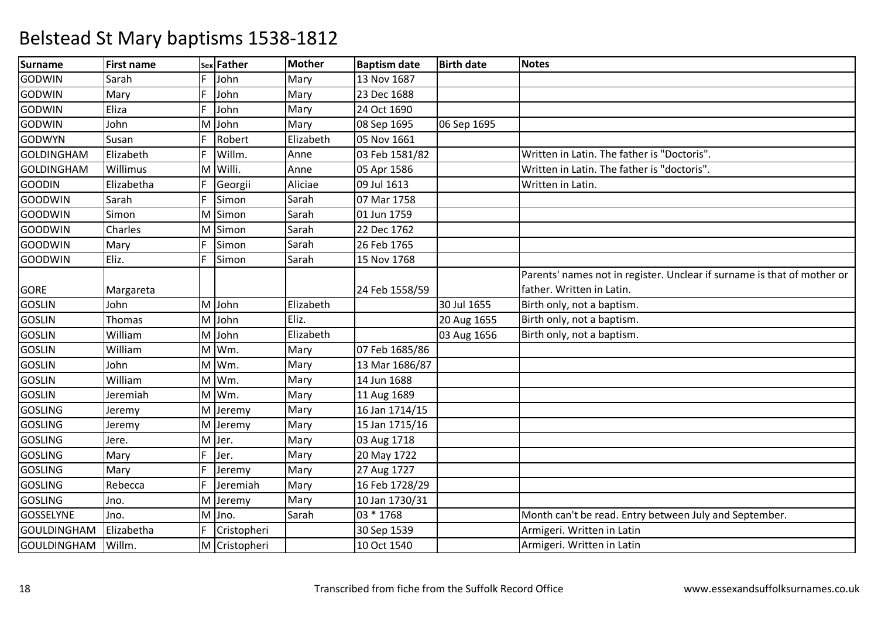# Belstead St Mary baptisms 1538-1812

| Surname | First name | Sex | Father | Mother | Baptism date | Birth date | Notes |
|---|---|---|---|---|---|---|---|
| GODWIN | Sarah | F | John | Mary | 13 Nov 1687 | | |
| GODWIN | Mary | F | John | Mary | 23 Dec 1688 | | |
| GODWIN | Eliza | F | John | Mary | 24 Oct 1690 | | |
| GODWIN | John | M | John | Mary | 08 Sep 1695 | 06 Sep 1695 | |
| GODWYN | Susan | F | Robert | Elizabeth | 05 Nov 1661 | | |
| GOLDINGHAM | Elizabeth | F | Willm. | Anne | 03 Feb 1581/82 | | Written in Latin. The father is "Doctoris". |
| GOLDINGHAM | Willimus | M | Willi. | Anne | 05 Apr 1586 | | Written in Latin. The father is "doctoris". |
| GOODIN | Elizabetha | F | Georgii | Aliciae | 09 Jul 1613 | | Written in Latin. |
| GOODWIN | Sarah | F | Simon | Sarah | 07 Mar 1758 | | |
| GOODWIN | Simon | M | Simon | Sarah | 01 Jun 1759 | | |
| GOODWIN | Charles | M | Simon | Sarah | 22 Dec 1762 | | |
| GOODWIN | Mary | F | Simon | Sarah | 26 Feb 1765 | | |
| GOODWIN | Eliz. | F | Simon | Sarah | 15 Nov 1768 | | |
| GORE | Margareta | | | | 24 Feb 1558/59 | | Parents' names not in register. Unclear if surname is that of mother or father. Written in Latin. |
| GOSLIN | John | M | John | Elizabeth | | 30 Jul 1655 | Birth only, not a baptism. |
| GOSLIN | Thomas | M | John | Eliz. | | 20 Aug 1655 | Birth only, not a baptism. |
| GOSLIN | William | M | John | Elizabeth | | 03 Aug 1656 | Birth only, not a baptism. |
| GOSLIN | William | M | Wm. | Mary | 07 Feb 1685/86 | | |
| GOSLIN | John | M | Wm. | Mary | 13 Mar 1686/87 | | |
| GOSLIN | William | M | Wm. | Mary | 14 Jun 1688 | | |
| GOSLIN | Jeremiah | M | Wm. | Mary | 11 Aug 1689 | | |
| GOSLING | Jeremy | M | Jeremy | Mary | 16 Jan 1714/15 | | |
| GOSLING | Jeremy | M | Jeremy | Mary | 15 Jan 1715/16 | | |
| GOSLING | Jere. | M | Jer. | Mary | 03 Aug 1718 | | |
| GOSLING | Mary | F | Jer. | Mary | 20 May 1722 | | |
| GOSLING | Mary | F | Jeremy | Mary | 27 Aug 1727 | | |
| GOSLING | Rebecca | F | Jeremiah | Mary | 16 Feb 1728/29 | | |
| GOSLING | Jno. | M | Jeremy | Mary | 10 Jan 1730/31 | | |
| GOSSELYNE | Jno. | M | Jno. | Sarah | 03 * 1768 | | Month can't be read. Entry between July and September. |
| GOULDINGHAM | Elizabetha | F | Cristopheri | | 30 Sep 1539 | | Armigeri. Written in Latin |
| GOULDINGHAM | Willm. | M | Cristopheri | | 10 Oct 1540 | | Armigeri. Written in Latin |

Transcribed from fiche from the Suffolk Record Office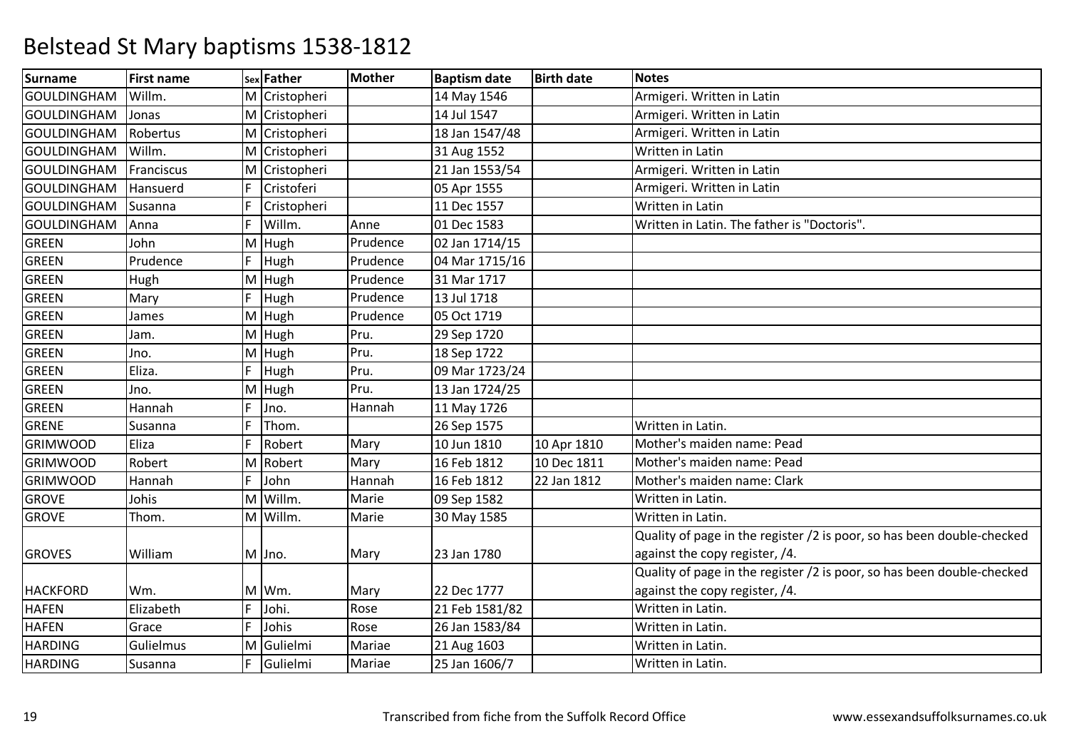# Belstead St Mary baptisms 1538-1812

| Surname | First name | Sex | Father | Mother | Baptism date | Birth date | Notes |
|---|---|---|---|---|---|---|---|
| GOULDINGHAM | Willm. | M | Cristopheri | | 14 May 1546 | | Armigeri. Written in Latin |
| GOULDINGHAM | Jonas | M | Cristopheri | | 14 Jul 1547 | | Armigeri. Written in Latin |
| GOULDINGHAM | Robertus | M | Cristopheri | | 18 Jan 1547/48 | | Armigeri. Written in Latin |
| GOULDINGHAM | Willm. | M | Cristopheri | | 31 Aug 1552 | | Written in Latin |
| GOULDINGHAM | Franciscus | M | Cristopheri | | 21 Jan 1553/54 | | Armigeri. Written in Latin |
| GOULDINGHAM | Hansuerd | F | Cristoferi | | 05 Apr 1555 | | Armigeri. Written in Latin |
| GOULDINGHAM | Susanna | F | Cristopheri | | 11 Dec 1557 | | Written in Latin |
| GOULDINGHAM | Anna | F | Willm. | Anne | 01 Dec 1583 | | Written in Latin. The father is "Doctoris". |
| GREEN | John | M | Hugh | Prudence | 02 Jan 1714/15 | | |
| GREEN | Prudence | F | Hugh | Prudence | 04 Mar 1715/16 | | |
| GREEN | Hugh | M | Hugh | Prudence | 31 Mar 1717 | | |
| GREEN | Mary | F | Hugh | Prudence | 13 Jul 1718 | | |
| GREEN | James | M | Hugh | Prudence | 05 Oct 1719 | | |
| GREEN | Jam. | M | Hugh | Pru. | 29 Sep 1720 | | |
| GREEN | Jno. | M | Hugh | Pru. | 18 Sep 1722 | | |
| GREEN | Eliza. | F | Hugh | Pru. | 09 Mar 1723/24 | | |
| GREEN | Jno. | M | Hugh | Pru. | 13 Jan 1724/25 | | |
| GREEN | Hannah | F | Jno. | Hannah | 11 May 1726 | | |
| GRENE | Susanna | F | Thom. | | 26 Sep 1575 | | Written in Latin. |
| GRIMWOOD | Eliza | F | Robert | Mary | 10 Jun 1810 | 10 Apr 1810 | Mother's maiden name: Pead |
| GRIMWOOD | Robert | M | Robert | Mary | 16 Feb 1812 | 10 Dec 1811 | Mother's maiden name: Pead |
| GRIMWOOD | Hannah | F | John | Hannah | 16 Feb 1812 | 22 Jan 1812 | Mother's maiden name: Clark |
| GROVE | Johis | M | Willm. | Marie | 09 Sep 1582 | | Written in Latin. |
| GROVE | Thom. | M | Willm. | Marie | 30 May 1585 | | Written in Latin. |
| GROVES | William | M | Jno. | Mary | 23 Jan 1780 | | Quality of page in the register /2 is poor, so has been double-checked against the copy register, /4. |
| HACKFORD | Wm. | M | Wm. | Mary | 22 Dec 1777 | | Quality of page in the register /2 is poor, so has been double-checked against the copy register, /4. |
| HAFEN | Elizabeth | F | Johi. | Rose | 21 Feb 1581/82 | | Written in Latin. |
| HAFEN | Grace | F | Johis | Rose | 26 Jan 1583/84 | | Written in Latin. |
| HARDING | Gulielmus | M | Gulielmi | Mariae | 21 Aug 1603 | | Written in Latin. |
| HARDING | Susanna | F | Gulielmi | Mariae | 25 Jan 1606/7 | | Written in Latin. |

Transcribed from fiche from the Suffolk Record Office — www.essexandsuffolksurnames.co.uk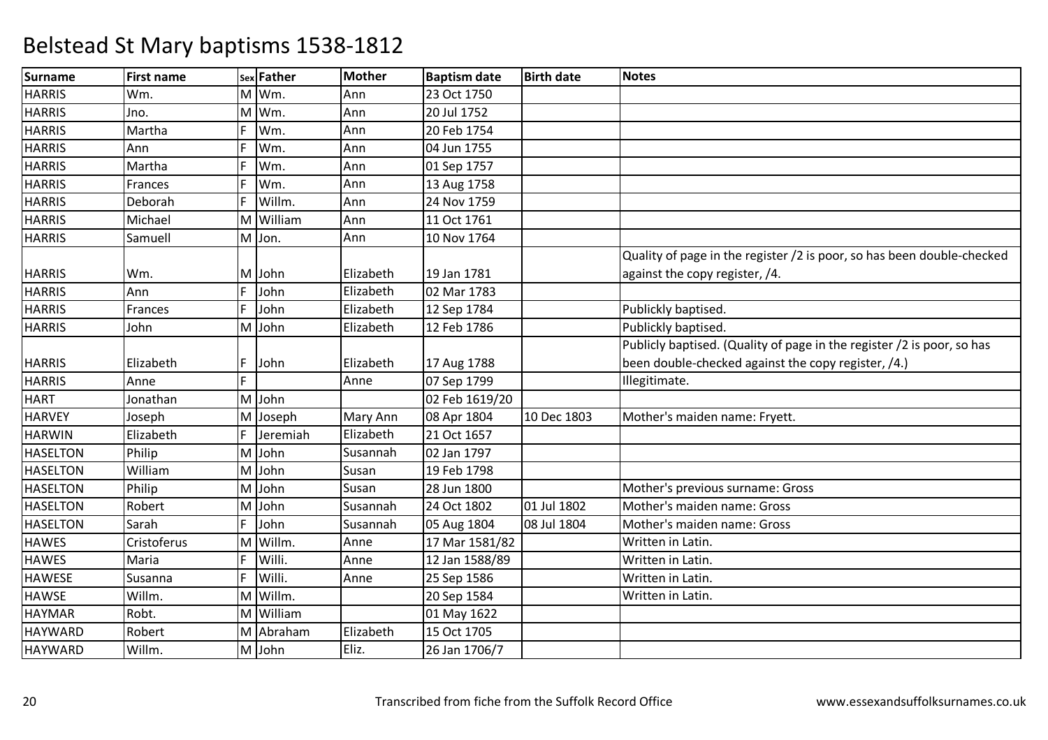# Belstead St Mary baptisms 1538-1812

| Surname | First name | Sex | Father | Mother | Baptism date | Birth date | Notes |
|---|---|---|---|---|---|---|---|
| HARRIS | Wm. | M | Wm. | Ann | 23 Oct 1750 | | |
| HARRIS | Jno. | M | Wm. | Ann | 20 Jul 1752 | | |
| HARRIS | Martha | F | Wm. | Ann | 20 Feb 1754 | | |
| HARRIS | Ann | F | Wm. | Ann | 04 Jun 1755 | | |
| HARRIS | Martha | F | Wm. | Ann | 01 Sep 1757 | | |
| HARRIS | Frances | F | Wm. | Ann | 13 Aug 1758 | | |
| HARRIS | Deborah | F | Willm. | Ann | 24 Nov 1759 | | |
| HARRIS | Michael | M | William | Ann | 11 Oct 1761 | | |
| HARRIS | Samuell | M | Jon. | Ann | 10 Nov 1764 | | |
| HARRIS | Wm. | M | John | Elizabeth | 19 Jan 1781 | | Quality of page in the register /2 is poor, so has been double-checked against the copy register, /4. |
| HARRIS | Ann | F | John | Elizabeth | 02 Mar 1783 | | |
| HARRIS | Frances | F | John | Elizabeth | 12 Sep 1784 | | Publickly baptised. |
| HARRIS | John | M | John | Elizabeth | 12 Feb 1786 | | Publickly baptised. |
| HARRIS | Elizabeth | F | John | Elizabeth | 17 Aug 1788 | | Publicly baptised. (Quality of page in the register /2 is poor, so has been double-checked against the copy register, /4.) |
| HARRIS | Anne | F | | Anne | 07 Sep 1799 | | Illegitimate. |
| HART | Jonathan | M | John | | 02 Feb 1619/20 | | |
| HARVEY | Joseph | M | Joseph | Mary Ann | 08 Apr 1804 | 10 Dec 1803 | Mother's maiden name: Fryett. |
| HARWIN | Elizabeth | F | Jeremiah | Elizabeth | 21 Oct 1657 | | |
| HASELTON | Philip | M | John | Susannah | 02 Jan 1797 | | |
| HASELTON | William | M | John | Susan | 19 Feb 1798 | | |
| HASELTON | Philip | M | John | Susan | 28 Jun 1800 | | Mother's previous surname: Gross |
| HASELTON | Robert | M | John | Susannah | 24 Oct 1802 | 01 Jul 1802 | Mother's maiden name: Gross |
| HASELTON | Sarah | F | John | Susannah | 05 Aug 1804 | 08 Jul 1804 | Mother's maiden name: Gross |
| HAWES | Cristoferus | M | Willm. | Anne | 17 Mar 1581/82 | | Written in Latin. |
| HAWES | Maria | F | Willi. | Anne | 12 Jan 1588/89 | | Written in Latin. |
| HAWESE | Susanna | F | Willi. | Anne | 25 Sep 1586 | | Written in Latin. |
| HAWSE | Willm. | M | Willm. | | 20 Sep 1584 | | Written in Latin. |
| HAYMAR | Robt. | M | William | | 01 May 1622 | | |
| HAYWARD | Robert | M | Abraham | Elizabeth | 15 Oct 1705 | | |
| HAYWARD | Willm. | M | John | Eliz. | 26 Jan 1706/7 | | |

Transcribed from fiche from the Suffolk Record Office — www.essexandsuffolksurnames.co.uk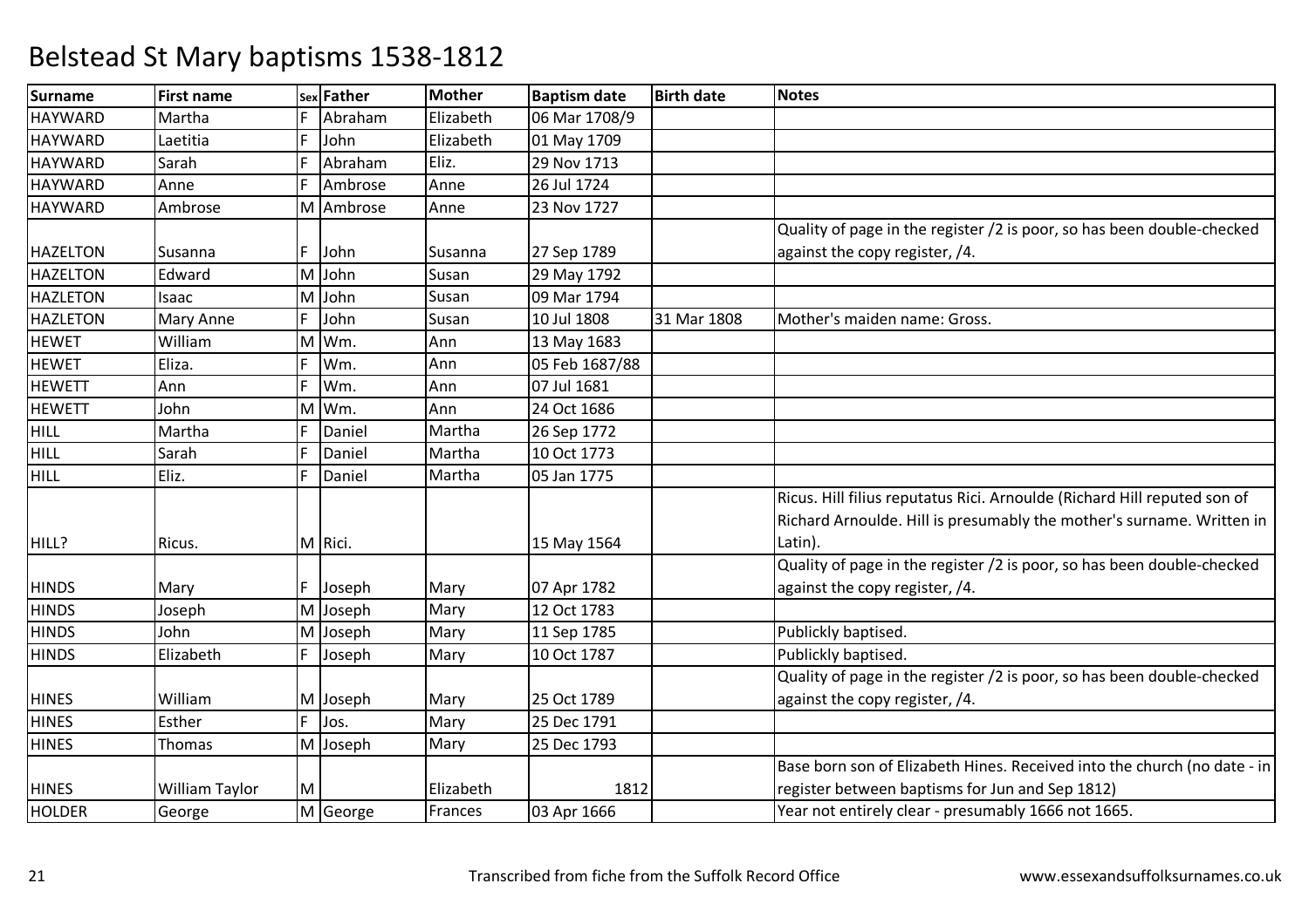# Belstead St Mary baptisms 1538-1812

| Surname | First name | Sex | Father | Mother | Baptism date | Birth date | Notes |
|---|---|---|---|---|---|---|---|
| HAYWARD | Martha | F | Abraham | Elizabeth | 06 Mar 1708/9 | | |
| HAYWARD | Laetitia | F | John | Elizabeth | 01 May 1709 | | |
| HAYWARD | Sarah | F | Abraham | Eliz. | 29 Nov 1713 | | |
| HAYWARD | Anne | F | Ambrose | Anne | 26 Jul 1724 | | |
| HAYWARD | Ambrose | M | Ambrose | Anne | 23 Nov 1727 | | |
| HAZELTON | Susanna | F | John | Susanna | 27 Sep 1789 | | Quality of page in the register /2 is poor, so has been double-checked against the copy register, /4. |
| HAZELTON | Edward | M | John | Susan | 29 May 1792 | | |
| HAZLETON | Isaac | M | John | Susan | 09 Mar 1794 | | |
| HAZLETON | Mary Anne | F | John | Susan | 10 Jul 1808 | 31 Mar 1808 | Mother's maiden name: Gross. |
| HEWET | William | M | Wm. | Ann | 13 May 1683 | | |
| HEWET | Eliza. | F | Wm. | Ann | 05 Feb 1687/88 | | |
| HEWETT | Ann | F | Wm. | Ann | 07 Jul 1681 | | |
| HEWETT | John | M | Wm. | Ann | 24 Oct 1686 | | |
| HILL | Martha | F | Daniel | Martha | 26 Sep 1772 | | |
| HILL | Sarah | F | Daniel | Martha | 10 Oct 1773 | | |
| HILL | Eliz. | F | Daniel | Martha | 05 Jan 1775 | | |
| HILL? | Ricus. | M | Rici. | | 15 May 1564 | | Ricus. Hill filius reputatus Rici. Arnoulde (Richard Hill reputed son of Richard Arnoulde. Hill is presumably the mother's surname. Written in Latin). |
| HINDS | Mary | F | Joseph | Mary | 07 Apr 1782 | | Quality of page in the register /2 is poor, so has been double-checked against the copy register, /4. |
| HINDS | Joseph | M | Joseph | Mary | 12 Oct 1783 | | |
| HINDS | John | M | Joseph | Mary | 11 Sep 1785 | | Publickly baptised. |
| HINDS | Elizabeth | F | Joseph | Mary | 10 Oct 1787 | | Publickly baptised. |
| HINES | William | M | Joseph | Mary | 25 Oct 1789 | | Quality of page in the register /2 is poor, so has been double-checked against the copy register, /4. |
| HINES | Esther | F | Jos. | Mary | 25 Dec 1791 | | |
| HINES | Thomas | M | Joseph | Mary | 25 Dec 1793 | | |
| HINES | William Taylor | M | | Elizabeth | 1812 | | Base born son of Elizabeth Hines. Received into the church (no date - in register between baptisms for Jun and Sep 1812) |
| HOLDER | George | M | George | Frances | 03 Apr 1666 | | Year not entirely clear - presumably 1666 not 1665. |

Transcribed from fiche from the Suffolk Record Office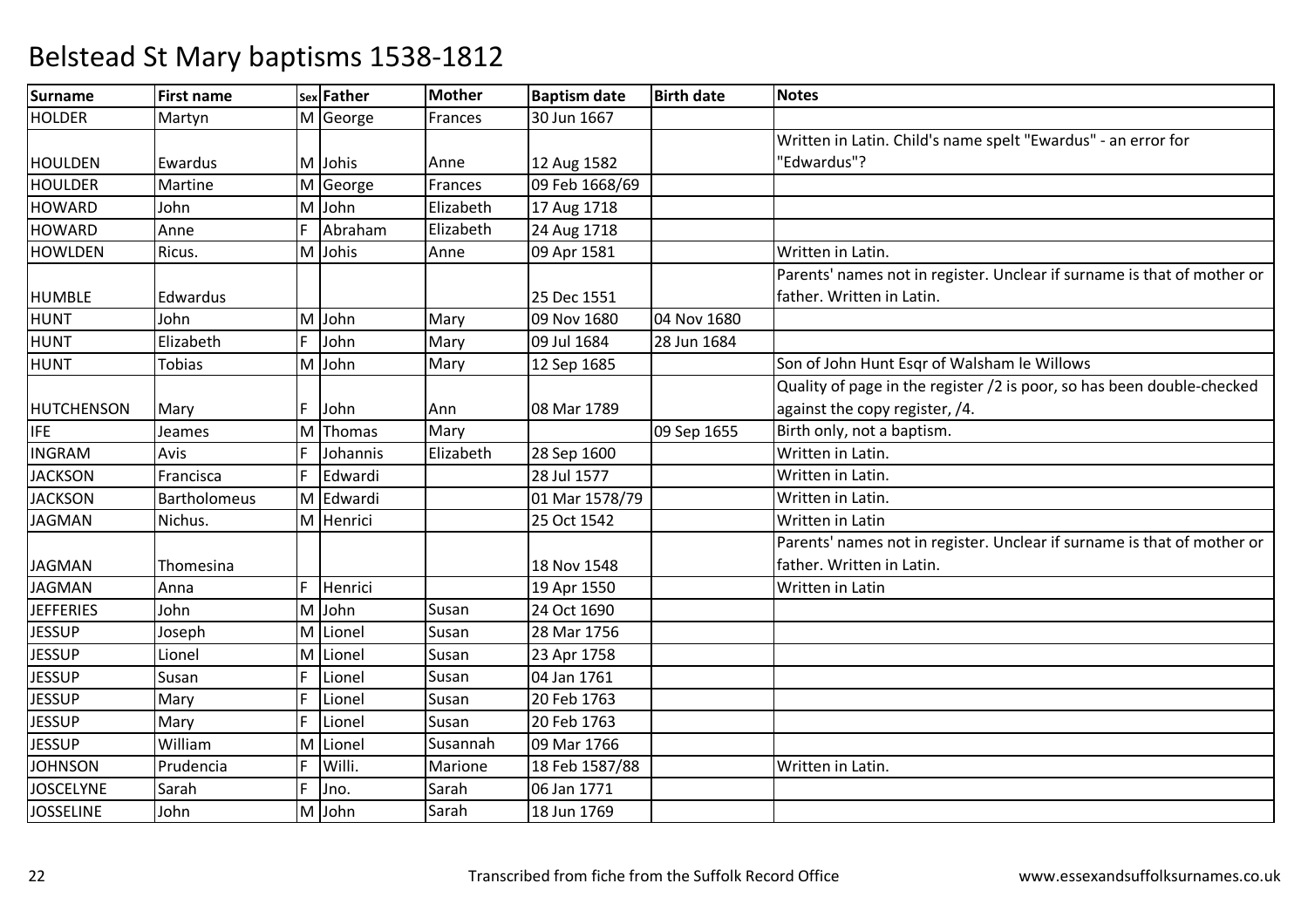# Belstead St Mary baptisms 1538-1812

| Surname | First name | Sex | Father | Mother | Baptism date | Birth date | Notes |
|---|---|---|---|---|---|---|---|
| HOLDER | Martyn | M | George | Frances | 30 Jun 1667 | | |
| HOULDEN | Ewardus | M | Johis | Anne | 12 Aug 1582 | | Written in Latin. Child's name spelt "Ewardus" - an error for "Edwardus"? |
| HOULDER | Martine | M | George | Frances | 09 Feb 1668/69 | | |
| HOWARD | John | M | John | Elizabeth | 17 Aug 1718 | | |
| HOWARD | Anne | F | Abraham | Elizabeth | 24 Aug 1718 | | |
| HOWLDEN | Ricus. | M | Johis | Anne | 09 Apr 1581 | | Written in Latin. |
| HUMBLE | Edwardus | | | | 25 Dec 1551 | | Parents' names not in register. Unclear if surname is that of mother or father. Written in Latin. |
| HUNT | John | M | John | Mary | 09 Nov 1680 | 04 Nov 1680 | |
| HUNT | Elizabeth | F | John | Mary | 09 Jul 1684 | 28 Jun 1684 | |
| HUNT | Tobias | M | John | Mary | 12 Sep 1685 | | Son of John Hunt Esqr of Walsham le Willows |
| HUTCHENSON | Mary | F | John | Ann | 08 Mar 1789 | | Quality of page in the register /2 is poor, so has been double-checked against the copy register, /4. |
| IFE | Jeames | M | Thomas | Mary | | 09 Sep 1655 | Birth only, not a baptism. |
| INGRAM | Avis | F | Johannis | Elizabeth | 28 Sep 1600 | | Written in Latin. |
| JACKSON | Francisca | F | Edwardi | | 28 Jul 1577 | | Written in Latin. |
| JACKSON | Bartholomeus | M | Edwardi | | 01 Mar 1578/79 | | Written in Latin. |
| JAGMAN | Nichus. | M | Henrici | | 25 Oct 1542 | | Written in Latin |
| JAGMAN | Thomesina | | | | 18 Nov 1548 | | Parents' names not in register. Unclear if surname is that of mother or father. Written in Latin. |
| JAGMAN | Anna | F | Henrici | | 19 Apr 1550 | | Written in Latin |
| JEFFERIES | John | M | John | Susan | 24 Oct 1690 | | |
| JESSUP | Joseph | M | Lionel | Susan | 28 Mar 1756 | | |
| JESSUP | Lionel | M | Lionel | Susan | 23 Apr 1758 | | |
| JESSUP | Susan | F | Lionel | Susan | 04 Jan 1761 | | |
| JESSUP | Mary | F | Lionel | Susan | 20 Feb 1763 | | |
| JESSUP | Mary | F | Lionel | Susan | 20 Feb 1763 | | |
| JESSUP | William | M | Lionel | Susannah | 09 Mar 1766 | | |
| JOHNSON | Prudencia | F | Willi. | Marione | 18 Feb 1587/88 | | Written in Latin. |
| JOSCELYNE | Sarah | F | Jno. | Sarah | 06 Jan 1771 | | |
| JOSSELINE | John | M | John | Sarah | 18 Jun 1769 | | |

Transcribed from fiche from the Suffolk Record Office www.essexandsuffolksurnames.co.uk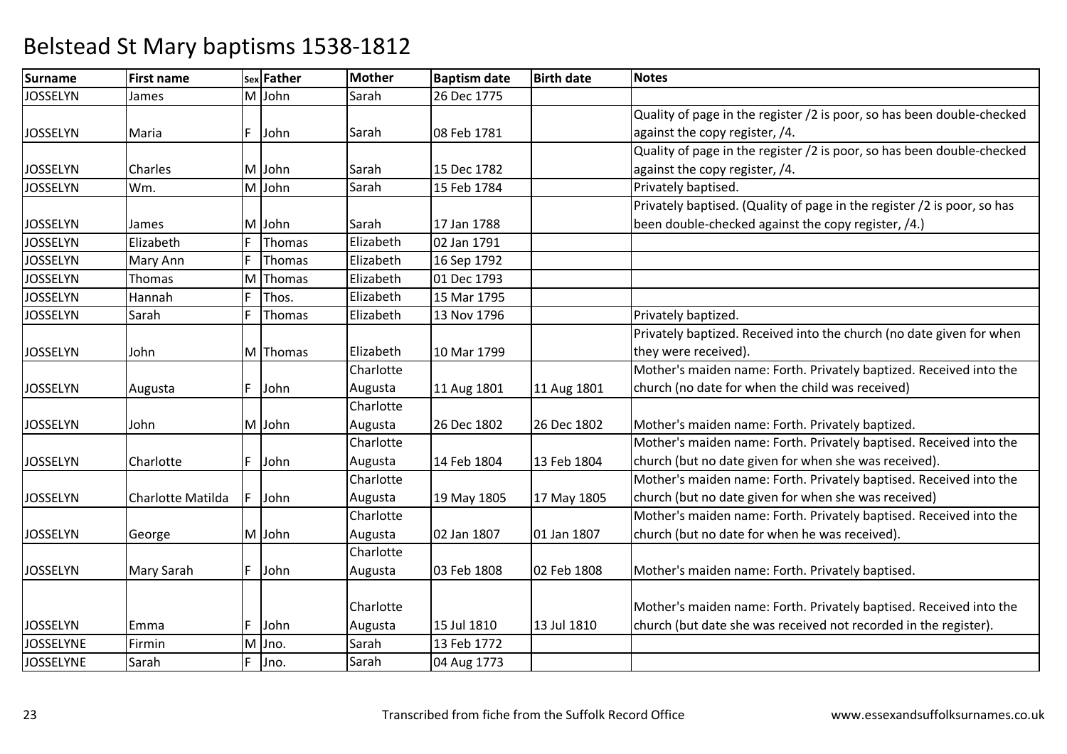# Belstead St Mary baptisms 1538-1812

| Surname | First name | Sex | Father | Mother | Baptism date | Birth date | Notes |
|---|---|---|---|---|---|---|---|
| JOSSELYN | James | M | John | Sarah | 26 Dec 1775 | | |
| JOSSELYN | Maria | F | John | Sarah | 08 Feb 1781 | | Quality of page in the register /2 is poor, so has been double-checked against the copy register, /4. |
| JOSSELYN | Charles | M | John | Sarah | 15 Dec 1782 | | Quality of page in the register /2 is poor, so has been double-checked against the copy register, /4. |
| JOSSELYN | Wm. | M | John | Sarah | 15 Feb 1784 | | Privately baptised. |
| JOSSELYN | James | M | John | Sarah | 17 Jan 1788 | | Privately baptised. (Quality of page in the register /2 is poor, so has been double-checked against the copy register, /4.) |
| JOSSELYN | Elizabeth | F | Thomas | Elizabeth | 02 Jan 1791 | | |
| JOSSELYN | Mary Ann | F | Thomas | Elizabeth | 16 Sep 1792 | | |
| JOSSELYN | Thomas | M | Thomas | Elizabeth | 01 Dec 1793 | | |
| JOSSELYN | Hannah | F | Thos. | Elizabeth | 15 Mar 1795 | | |
| JOSSELYN | Sarah | F | Thomas | Elizabeth | 13 Nov 1796 | | Privately baptized. |
| JOSSELYN | John | M | Thomas | Elizabeth | 10 Mar 1799 | | Privately baptized. Received into the church (no date given for when they were received). |
| JOSSELYN | Augusta | F | John | Charlotte Augusta | 11 Aug 1801 | 11 Aug 1801 | Mother's maiden name: Forth. Privately baptized. Received into the church (no date for when the child was received) |
| JOSSELYN | John | M | John | Charlotte Augusta | 26 Dec 1802 | 26 Dec 1802 | Mother's maiden name: Forth. Privately baptized. |
| JOSSELYN | Charlotte | F | John | Charlotte Augusta | 14 Feb 1804 | 13 Feb 1804 | Mother's maiden name: Forth. Privately baptised. Received into the church (but no date given for when she was received). |
| JOSSELYN | Charlotte Matilda | F | John | Charlotte Augusta | 19 May 1805 | 17 May 1805 | Mother's maiden name: Forth. Privately baptised. Received into the church (but no date given for when she was received) |
| JOSSELYN | George | M | John | Charlotte Augusta | 02 Jan 1807 | 01 Jan 1807 | Mother's maiden name: Forth. Privately baptised. Received into the church (but no date for when he was received). |
| JOSSELYN | Mary Sarah | F | John | Charlotte Augusta | 03 Feb 1808 | 02 Feb 1808 | Mother's maiden name: Forth. Privately baptised. |
| JOSSELYN | Emma | F | John | Charlotte Augusta | 15 Jul 1810 | 13 Jul 1810 | Mother's maiden name: Forth. Privately baptised. Received into the church (but date she was received not recorded in the register). |
| JOSSELYNE | Firmin | M | Jno. | Sarah | 13 Feb 1772 | | |
| JOSSELYNE | Sarah | F | Jno. | Sarah | 04 Aug 1773 | | |

Transcribed from fiche from the Suffolk Record Office www.essexandsuffolksurnames.co.uk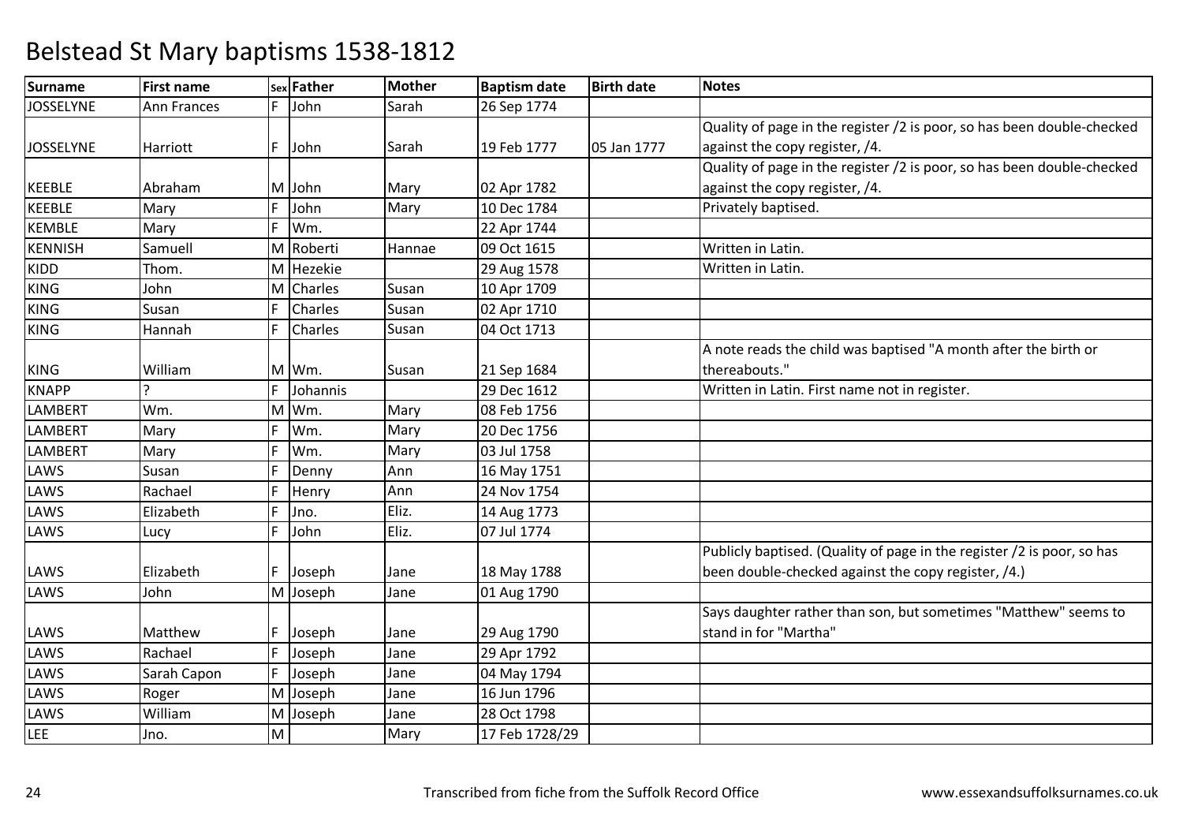# Belstead St Mary baptisms 1538-1812

| Surname | First name | Sex | Father | Mother | Baptism date | Birth date | Notes |
|---|---|---|---|---|---|---|---|
| JOSSELYNE | Ann Frances | F | John | Sarah | 26 Sep 1774 | | |
| JOSSELYNE | Harriott | F | John | Sarah | 19 Feb 1777 | 05 Jan 1777 | Quality of page in the register /2 is poor, so has been double-checked against the copy register, /4. |
| KEEBLE | Abraham | M | John | Mary | 02 Apr 1782 | | Quality of page in the register /2 is poor, so has been double-checked against the copy register, /4. |
| KEEBLE | Mary | F | John | Mary | 10 Dec 1784 | | Privately baptised. |
| KEMBLE | Mary | F | Wm. | | 22 Apr 1744 | | |
| KENNISH | Samuell | M | Roberti | Hannae | 09 Oct 1615 | | Written in Latin. |
| KIDD | Thom. | M | Hezekie | | 29 Aug 1578 | | Written in Latin. |
| KING | John | M | Charles | Susan | 10 Apr 1709 | | |
| KING | Susan | F | Charles | Susan | 02 Apr 1710 | | |
| KING | Hannah | F | Charles | Susan | 04 Oct 1713 | | |
| KING | William | M | Wm. | Susan | 21 Sep 1684 | | A note reads the child was baptised "A month after the birth or thereabouts." |
| KNAPP | ? | F | Johannis | | 29 Dec 1612 | | Written in Latin. First name not in register. |
| LAMBERT | Wm. | M | Wm. | Mary | 08 Feb 1756 | | |
| LAMBERT | Mary | F | Wm. | Mary | 20 Dec 1756 | | |
| LAMBERT | Mary | F | Wm. | Mary | 03 Jul 1758 | | |
| LAWS | Susan | F | Denny | Ann | 16 May 1751 | | |
| LAWS | Rachael | F | Henry | Ann | 24 Nov 1754 | | |
| LAWS | Elizabeth | F | Jno. | Eliz. | 14 Aug 1773 | | |
| LAWS | Lucy | F | John | Eliz. | 07 Jul 1774 | | |
| LAWS | Elizabeth | F | Joseph | Jane | 18 May 1788 | | Publicly baptised. (Quality of page in the register /2 is poor, so has been double-checked against the copy register, /4.) |
| LAWS | John | M | Joseph | Jane | 01 Aug 1790 | | |
| LAWS | Matthew | F | Joseph | Jane | 29 Aug 1790 | | Says daughter rather than son, but sometimes "Matthew" seems to stand in for "Martha" |
| LAWS | Rachael | F | Joseph | Jane | 29 Apr 1792 | | |
| LAWS | Sarah Capon | F | Joseph | Jane | 04 May 1794 | | |
| LAWS | Roger | M | Joseph | Jane | 16 Jun 1796 | | |
| LAWS | William | M | Joseph | Jane | 28 Oct 1798 | | |
| LEE | Jno. | M | | Mary | 17 Feb 1728/29 | | |

Transcribed from fiche from the Suffolk Record Office — www.essexandsuffolksurnames.co.uk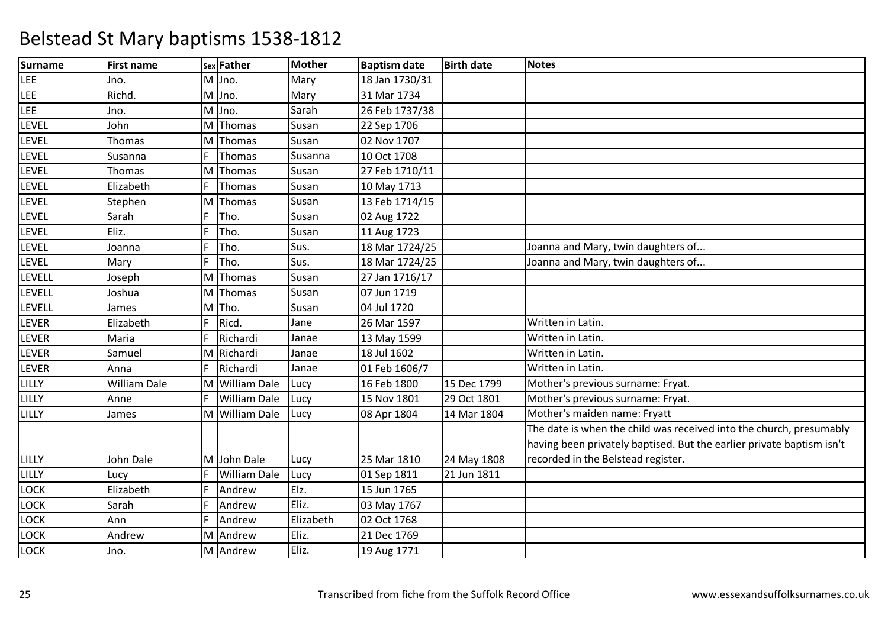# Belstead St Mary baptisms 1538-1812

| Surname | First name | Sex | Father | Mother | Baptism date | Birth date | Notes |
|---|---|---|---|---|---|---|---|
| LEE | Jno. | M | Jno. | Mary | 18 Jan 1730/31 | | |
| LEE | Richd. | M | Jno. | Mary | 31 Mar 1734 | | |
| LEE | Jno. | M | Jno. | Sarah | 26 Feb 1737/38 | | |
| LEVEL | John | M | Thomas | Susan | 22 Sep 1706 | | |
| LEVEL | Thomas | M | Thomas | Susan | 02 Nov 1707 | | |
| LEVEL | Susanna | F | Thomas | Susanna | 10 Oct 1708 | | |
| LEVEL | Thomas | M | Thomas | Susan | 27 Feb 1710/11 | | |
| LEVEL | Elizabeth | F | Thomas | Susan | 10 May 1713 | | |
| LEVEL | Stephen | M | Thomas | Susan | 13 Feb 1714/15 | | |
| LEVEL | Sarah | F | Tho. | Susan | 02 Aug 1722 | | |
| LEVEL | Eliz. | F | Tho. | Susan | 11 Aug 1723 | | |
| LEVEL | Joanna | F | Tho. | Sus. | 18 Mar 1724/25 | | Joanna and Mary, twin daughters of... |
| LEVEL | Mary | F | Tho. | Sus. | 18 Mar 1724/25 | | Joanna and Mary, twin daughters of... |
| LEVELL | Joseph | M | Thomas | Susan | 27 Jan 1716/17 | | |
| LEVELL | Joshua | M | Thomas | Susan | 07 Jun 1719 | | |
| LEVELL | James | M | Tho. | Susan | 04 Jul 1720 | | |
| LEVER | Elizabeth | F | Ricd. | Jane | 26 Mar 1597 | | Written in Latin. |
| LEVER | Maria | F | Richardi | Janae | 13 May 1599 | | Written in Latin. |
| LEVER | Samuel | M | Richardi | Janae | 18 Jul 1602 | | Written in Latin. |
| LEVER | Anna | F | Richardi | Janae | 01 Feb 1606/7 | | Written in Latin. |
| LILLY | William Dale | M | William Dale | Lucy | 16 Feb 1800 | 15 Dec 1799 | Mother's previous surname: Fryat. |
| LILLY | Anne | F | William Dale | Lucy | 15 Nov 1801 | 29 Oct 1801 | Mother's previous surname: Fryat. |
| LILLY | James | M | William Dale | Lucy | 08 Apr 1804 | 14 Mar 1804 | Mother's maiden name: Fryatt |
| LILLY | John Dale | M | John Dale | Lucy | 25 Mar 1810 | 24 May 1808 | The date is when the child was received into the church, presumably having been privately baptised. But the earlier private baptism isn't recorded in the Belstead register. |
| LILLY | Lucy | F | William Dale | Lucy | 01 Sep 1811 | 21 Jun 1811 | |
| LOCK | Elizabeth | F | Andrew | Elz. | 15 Jun 1765 | | |
| LOCK | Sarah | F | Andrew | Eliz. | 03 May 1767 | | |
| LOCK | Ann | F | Andrew | Elizabeth | 02 Oct 1768 | | |
| LOCK | Andrew | M | Andrew | Eliz. | 21 Dec 1769 | | |
| LOCK | Jno. | M | Andrew | Eliz. | 19 Aug 1771 | | |

Transcribed from fiche from the Suffolk Record Office

www.essexandsuffolksurnames.co.uk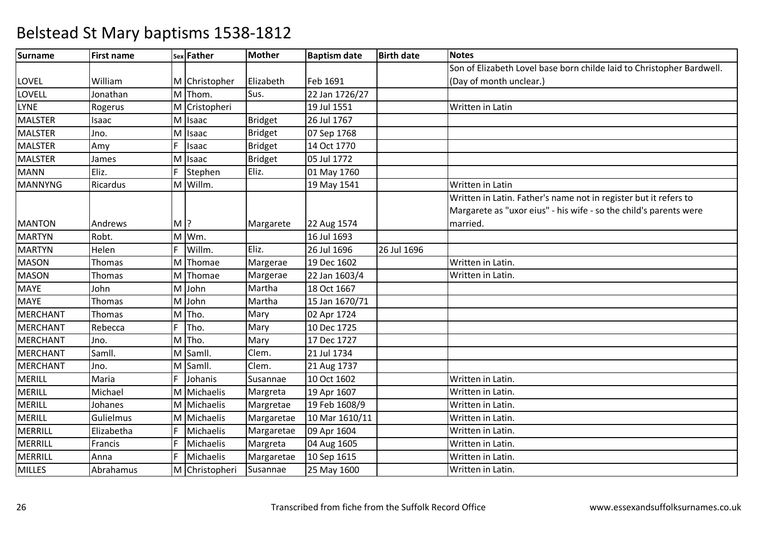# Belstead St Mary baptisms 1538-1812

| Surname | First name | Sex | Father | Mother | Baptism date | Birth date | Notes |
|---|---|---|---|---|---|---|---|
| LOVEL | William | M | Christopher | Elizabeth | Feb 1691 | | Son of Elizabeth Lovel base born childe laid to Christopher Bardwell. (Day of month unclear.) |
| LOVELL | Jonathan | M | Thom. | Sus. | 22 Jan 1726/27 | | |
| LYNE | Rogerus | M | Cristopheri | | 19 Jul 1551 | | Written in Latin |
| MALSTER | Isaac | M | Isaac | Bridget | 26 Jul 1767 | | |
| MALSTER | Jno. | M | Isaac | Bridget | 07 Sep 1768 | | |
| MALSTER | Amy | F | Isaac | Bridget | 14 Oct 1770 | | |
| MALSTER | James | M | Isaac | Bridget | 05 Jul 1772 | | |
| MANN | Eliz. | F | Stephen | Eliz. | 01 May 1760 | | |
| MANNYNG | Ricardus | M | Willm. | | 19 May 1541 | | Written in Latin |
| MANTON | Andrews | M | ? | Margarete | 22 Aug 1574 | | Written in Latin. Father's name not in register but it refers to Margarete as "uxor eius" - his wife - so the child's parents were married. |
| MARTYN | Robt. | M | Wm. | | 16 Jul 1693 | | |
| MARTYN | Helen | F | Willm. | Eliz. | 26 Jul 1696 | 26 Jul 1696 | |
| MASON | Thomas | M | Thomae | Margerae | 19 Dec 1602 | | Written in Latin. |
| MASON | Thomas | M | Thomae | Margerae | 22 Jan 1603/4 | | Written in Latin. |
| MAYE | John | M | John | Martha | 18 Oct 1667 | | |
| MAYE | Thomas | M | John | Martha | 15 Jan 1670/71 | | |
| MERCHANT | Thomas | M | Tho. | Mary | 02 Apr 1724 | | |
| MERCHANT | Rebecca | F | Tho. | Mary | 10 Dec 1725 | | |
| MERCHANT | Jno. | M | Tho. | Mary | 17 Dec 1727 | | |
| MERCHANT | Samll. | M | Samll. | Clem. | 21 Jul 1734 | | |
| MERCHANT | Jno. | M | Samll. | Clem. | 21 Aug 1737 | | |
| MERILL | Maria | F | Johanis | Susannae | 10 Oct 1602 | | Written in Latin. |
| MERILL | Michael | M | Michaelis | Margreta | 19 Apr 1607 | | Written in Latin. |
| MERILL | Johanes | M | Michaelis | Margretae | 19 Feb 1608/9 | | Written in Latin. |
| MERILL | Gulielmus | M | Michaelis | Margaretae | 10 Mar 1610/11 | | Written in Latin. |
| MERRILL | Elizabetha | F | Michaelis | Margaretae | 09 Apr 1604 | | Written in Latin. |
| MERRILL | Francis | F | Michaelis | Margreta | 04 Aug 1605 | | Written in Latin. |
| MERRILL | Anna | F | Michaelis | Margaretae | 10 Sep 1615 | | Written in Latin. |
| MILLES | Abrahamus | M | Christopheri | Susannae | 25 May 1600 | | Written in Latin. |

Transcribed from fiche from the Suffolk Record Office | www.essexandsuffolksurnames.co.uk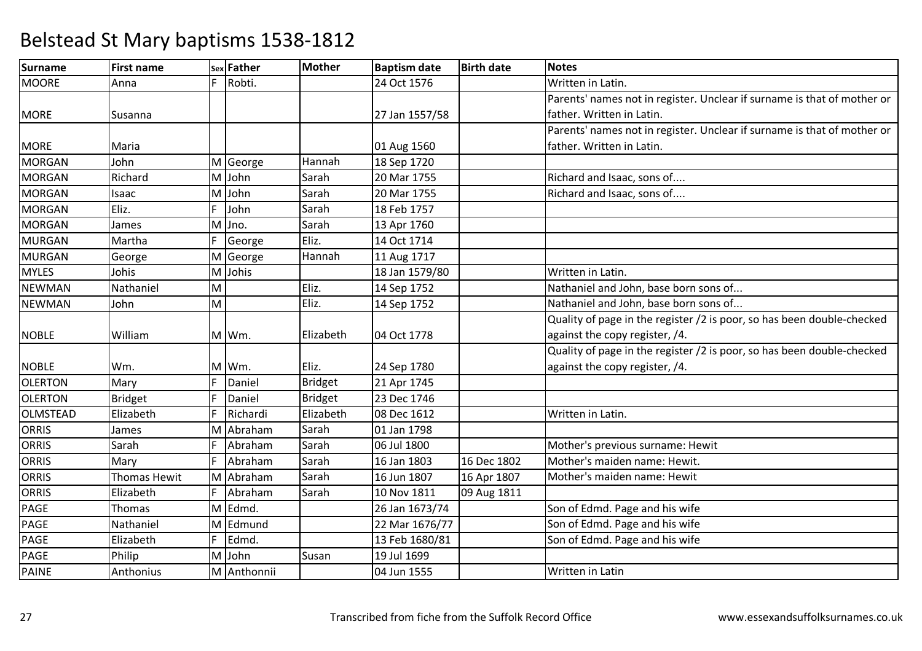# Belstead St Mary baptisms 1538-1812

| Surname | First name | Sex | Father | Mother | Baptism date | Birth date | Notes |
|---|---|---|---|---|---|---|---|
| MOORE | Anna | F | Robti. | | 24 Oct 1576 | | Written in Latin. |
| MORE | Susanna | | | | 27 Jan 1557/58 | | Parents' names not in register. Unclear if surname is that of mother or father. Written in Latin. |
| MORE | Maria | | | | 01 Aug 1560 | | Parents' names not in register. Unclear if surname is that of mother or father. Written in Latin. |
| MORGAN | John | M | George | Hannah | 18 Sep 1720 | | |
| MORGAN | Richard | M | John | Sarah | 20 Mar 1755 | | Richard and Isaac, sons of.... |
| MORGAN | Isaac | M | John | Sarah | 20 Mar 1755 | | Richard and Isaac, sons of.... |
| MORGAN | Eliz. | F | John | Sarah | 18 Feb 1757 | | |
| MORGAN | James | M | Jno. | Sarah | 13 Apr 1760 | | |
| MURGAN | Martha | F | George | Eliz. | 14 Oct 1714 | | |
| MURGAN | George | M | George | Hannah | 11 Aug 1717 | | |
| MYLES | Johis | M | Johis | | 18 Jan 1579/80 | | Written in Latin. |
| NEWMAN | Nathaniel | M | | Eliz. | 14 Sep 1752 | | Nathaniel and John, base born sons of... |
| NEWMAN | John | M | | Eliz. | 14 Sep 1752 | | Nathaniel and John, base born sons of... |
| NOBLE | William | M | Wm. | Elizabeth | 04 Oct 1778 | | Quality of page in the register /2 is poor, so has been double-checked against the copy register, /4. |
| NOBLE | Wm. | M | Wm. | Eliz. | 24 Sep 1780 | | Quality of page in the register /2 is poor, so has been double-checked against the copy register, /4. |
| OLERTON | Mary | F | Daniel | Bridget | 21 Apr 1745 | | |
| OLERTON | Bridget | F | Daniel | Bridget | 23 Dec 1746 | | |
| OLMSTEAD | Elizabeth | F | Richardi | Elizabeth | 08 Dec 1612 | | Written in Latin. |
| ORRIS | James | M | Abraham | Sarah | 01 Jan 1798 | | |
| ORRIS | Sarah | F | Abraham | Sarah | 06 Jul 1800 | | Mother's previous surname: Hewit |
| ORRIS | Mary | F | Abraham | Sarah | 16 Jan 1803 | 16 Dec 1802 | Mother's maiden name: Hewit. |
| ORRIS | Thomas Hewit | M | Abraham | Sarah | 16 Jun 1807 | 16 Apr 1807 | Mother's maiden name: Hewit |
| ORRIS | Elizabeth | F | Abraham | Sarah | 10 Nov 1811 | 09 Aug 1811 | |
| PAGE | Thomas | M | Edmd. | | 26 Jan 1673/74 | | Son of Edmd. Page and his wife |
| PAGE | Nathaniel | M | Edmund | | 22 Mar 1676/77 | | Son of Edmd. Page and his wife |
| PAGE | Elizabeth | F | Edmd. | | 13 Feb 1680/81 | | Son of Edmd. Page and his wife |
| PAGE | Philip | M | John | Susan | 19 Jul 1699 | | |
| PAINE | Anthonius | M | Anthonnii | | 04 Jun 1555 | | Written in Latin |

Transcribed from fiche from the Suffolk Record Office www.essexandsuffolksurnames.co.uk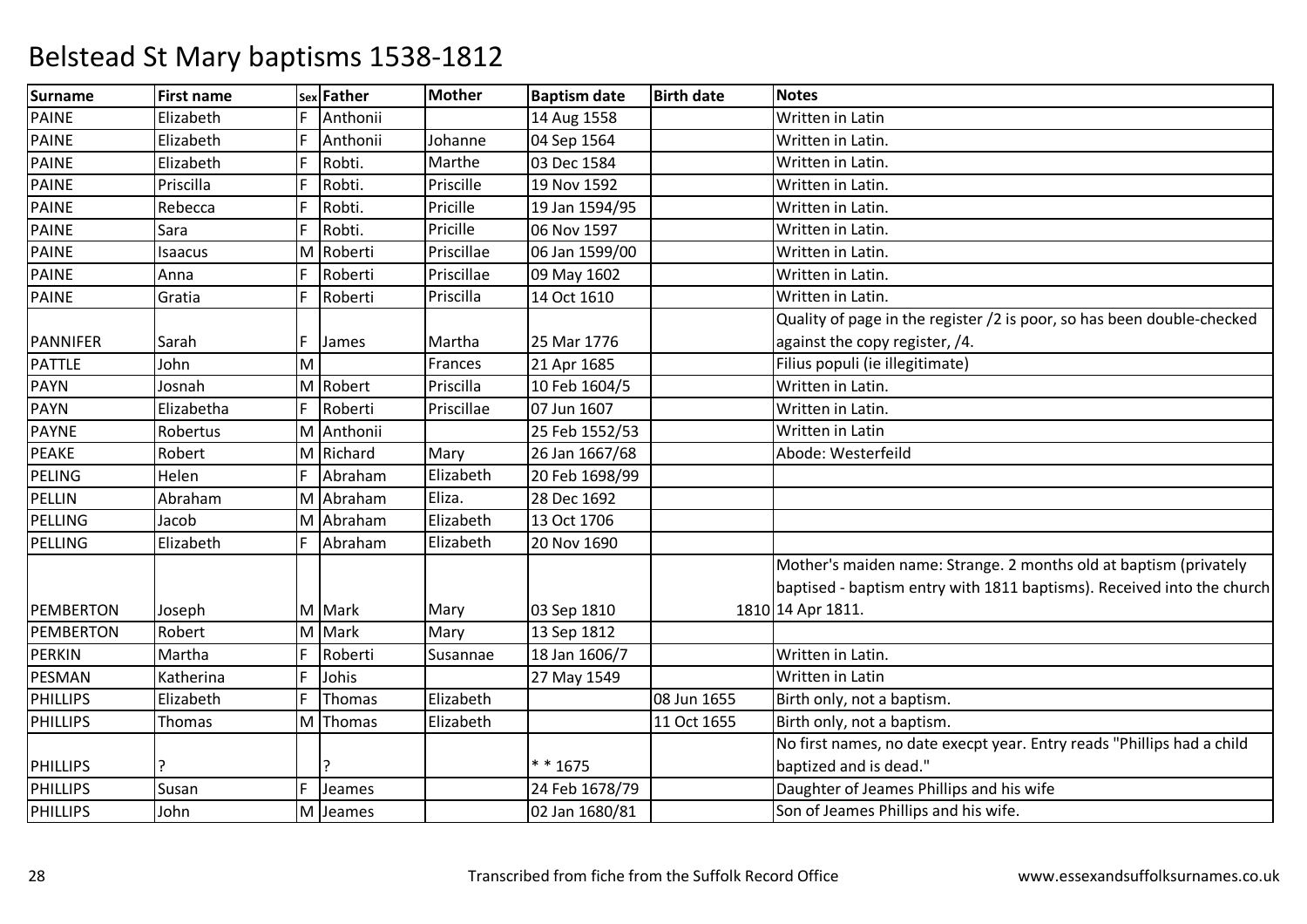# Belstead St Mary baptisms 1538-1812

| Surname | First name | Sex | Father | Mother | Baptism date | Birth date | Notes |
|---|---|---|---|---|---|---|---|
| PAINE | Elizabeth | F | Anthonii | | 14 Aug 1558 | | Written in Latin |
| PAINE | Elizabeth | F | Anthonii | Johanne | 04 Sep 1564 | | Written in Latin. |
| PAINE | Elizabeth | F | Robti. | Marthe | 03 Dec 1584 | | Written in Latin. |
| PAINE | Priscilla | F | Robti. | Priscille | 19 Nov 1592 | | Written in Latin. |
| PAINE | Rebecca | F | Robti. | Pricille | 19 Jan 1594/95 | | Written in Latin. |
| PAINE | Sara | F | Robti. | Pricille | 06 Nov 1597 | | Written in Latin. |
| PAINE | Isaacus | M | Roberti | Priscillae | 06 Jan 1599/00 | | Written in Latin. |
| PAINE | Anna | F | Roberti | Priscillae | 09 May 1602 | | Written in Latin. |
| PAINE | Gratia | F | Roberti | Priscilla | 14 Oct 1610 | | Written in Latin. |
| PANNIFER | Sarah | F | James | Martha | 25 Mar 1776 | | Quality of page in the register /2 is poor, so has been double-checked against the copy register, /4. |
| PATTLE | John | M | | Frances | 21 Apr 1685 | | Filius populi (ie illegitimate) |
| PAYN | Josnah | M | Robert | Priscilla | 10 Feb 1604/5 | | Written in Latin. |
| PAYN | Elizabetha | F | Roberti | Priscillae | 07 Jun 1607 | | Written in Latin. |
| PAYNE | Robertus | M | Anthonii | | 25 Feb 1552/53 | | Written in Latin |
| PEAKE | Robert | M | Richard | Mary | 26 Jan 1667/68 | | Abode: Westerfeild |
| PELING | Helen | F | Abraham | Elizabeth | 20 Feb 1698/99 | | |
| PELLIN | Abraham | M | Abraham | Eliza. | 28 Dec 1692 | | |
| PELLING | Jacob | M | Abraham | Elizabeth | 13 Oct 1706 | | |
| PELLING | Elizabeth | F | Abraham | Elizabeth | 20 Nov 1690 | | |
| PEMBERTON | Joseph | M | Mark | Mary | 03 Sep 1810 | 1810 | Mother's maiden name: Strange. 2 months old at baptism (privately baptised - baptism entry with 1811 baptisms). Received into the church 14 Apr 1811. |
| PEMBERTON | Robert | M | Mark | Mary | 13 Sep 1812 | | |
| PERKIN | Martha | F | Roberti | Susannae | 18 Jan 1606/7 | | Written in Latin. |
| PESMAN | Katherina | F | Johis | | 27 May 1549 | | Written in Latin |
| PHILLIPS | Elizabeth | F | Thomas | Elizabeth | | 08 Jun 1655 | Birth only, not a baptism. |
| PHILLIPS | Thomas | M | Thomas | Elizabeth | | 11 Oct 1655 | Birth only, not a baptism. |
| PHILLIPS | ? | | ? | | * * 1675 | | No first names, no date execpt year. Entry reads "Phillips had a child baptized and is dead." |
| PHILLIPS | Susan | F | Jeames | | 24 Feb 1678/79 | | Daughter of Jeames Phillips and his wife |
| PHILLIPS | John | M | Jeames | | 02 Jan 1680/81 | | Son of Jeames Phillips and his wife. |

Transcribed from fiche from the Suffolk Record Office

www.essexandsuffolksurnames.co.uk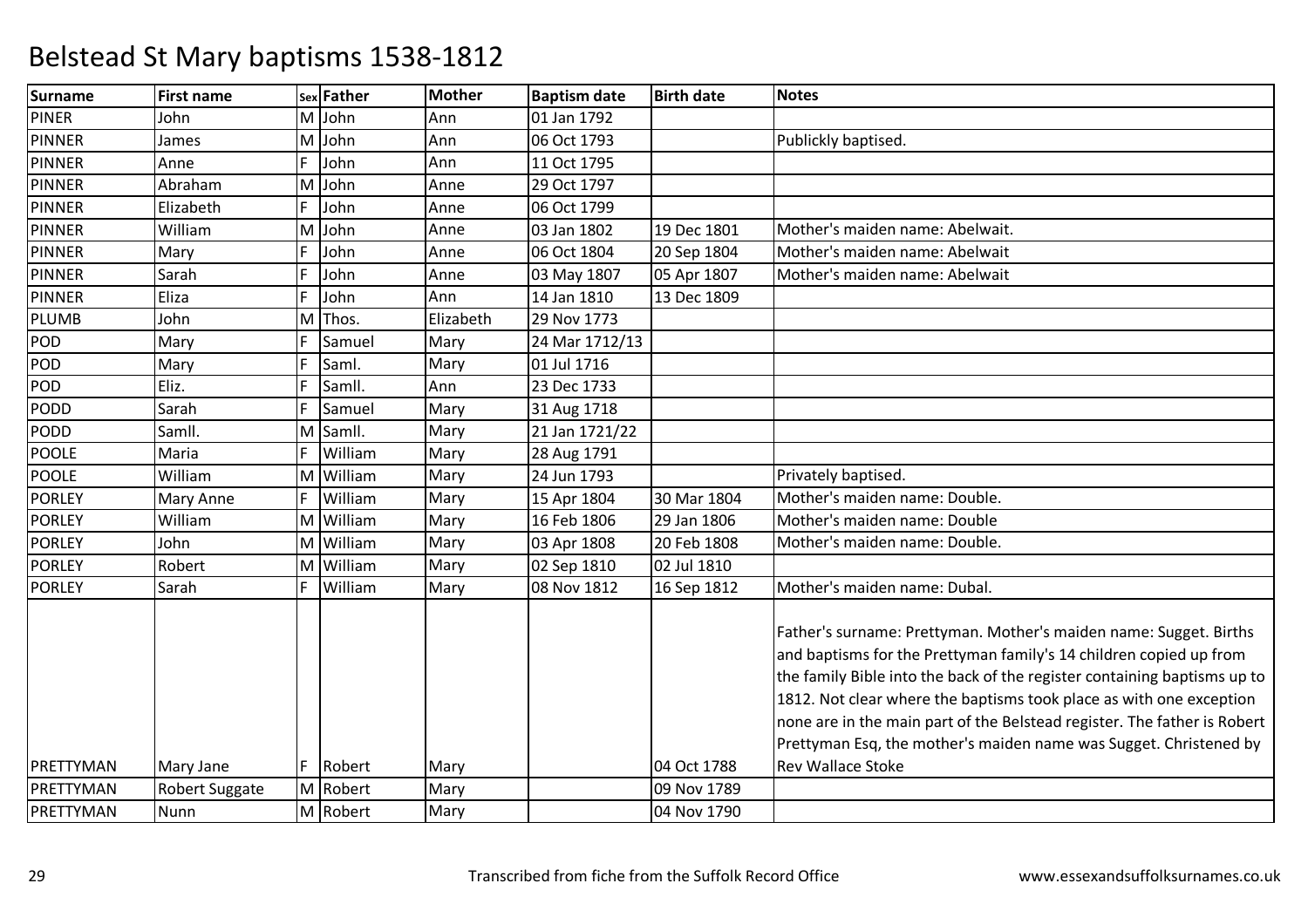# Belstead St Mary baptisms 1538-1812

| Surname | First name | Sex | Father | Mother | Baptism date | Birth date | Notes |
|---|---|---|---|---|---|---|---|
| PINER | John | M | John | Ann | 01 Jan 1792 | | |
| PINNER | James | M | John | Ann | 06 Oct 1793 | | Publickly baptised. |
| PINNER | Anne | F | John | Ann | 11 Oct 1795 | | |
| PINNER | Abraham | M | John | Anne | 29 Oct 1797 | | |
| PINNER | Elizabeth | F | John | Anne | 06 Oct 1799 | | |
| PINNER | William | M | John | Anne | 03 Jan 1802 | 19 Dec 1801 | Mother's maiden name: Abelwait. |
| PINNER | Mary | F | John | Anne | 06 Oct 1804 | 20 Sep 1804 | Mother's maiden name: Abelwait |
| PINNER | Sarah | F | John | Anne | 03 May 1807 | 05 Apr 1807 | Mother's maiden name: Abelwait |
| PINNER | Eliza | F | John | Ann | 14 Jan 1810 | 13 Dec 1809 | |
| PLUMB | John | M | Thos. | Elizabeth | 29 Nov 1773 | | |
| POD | Mary | F | Samuel | Mary | 24 Mar 1712/13 | | |
| POD | Mary | F | Saml. | Mary | 01 Jul 1716 | | |
| POD | Eliz. | F | Samll. | Ann | 23 Dec 1733 | | |
| PODD | Sarah | F | Samuel | Mary | 31 Aug 1718 | | |
| PODD | Samll. | M | Samll. | Mary | 21 Jan 1721/22 | | |
| POOLE | Maria | F | William | Mary | 28 Aug 1791 | | |
| POOLE | William | M | William | Mary | 24 Jun 1793 | | Privately baptised. |
| PORLEY | Mary Anne | F | William | Mary | 15 Apr 1804 | 30 Mar 1804 | Mother's maiden name: Double. |
| PORLEY | William | M | William | Mary | 16 Feb 1806 | 29 Jan 1806 | Mother's maiden name: Double |
| PORLEY | John | M | William | Mary | 03 Apr 1808 | 20 Feb 1808 | Mother's maiden name: Double. |
| PORLEY | Robert | M | William | Mary | 02 Sep 1810 | 02 Jul 1810 | |
| PORLEY | Sarah | F | William | Mary | 08 Nov 1812 | 16 Sep 1812 | Mother's maiden name: Dubal. |
| PRETTYMAN | Mary Jane | F | Robert | Mary | | 04 Oct 1788 | Father's surname: Prettyman. Mother's maiden name: Sugget. Births and baptisms for the Prettyman family's 14 children copied up from the family Bible into the back of the register containing baptisms up to 1812. Not clear where the baptisms took place as with one exception none are in the main part of the Belstead register. The father is Robert Prettyman Esq, the mother's maiden name was Sugget. Christened by Rev Wallace Stoke |
| PRETTYMAN | Robert Suggate | M | Robert | Mary | | 09 Nov 1789 | |
| PRETTYMAN | Nunn | M | Robert | Mary | | 04 Nov 1790 | |

Transcribed from fiche from the Suffolk Record Office

www.essexandsuffolksurnames.co.uk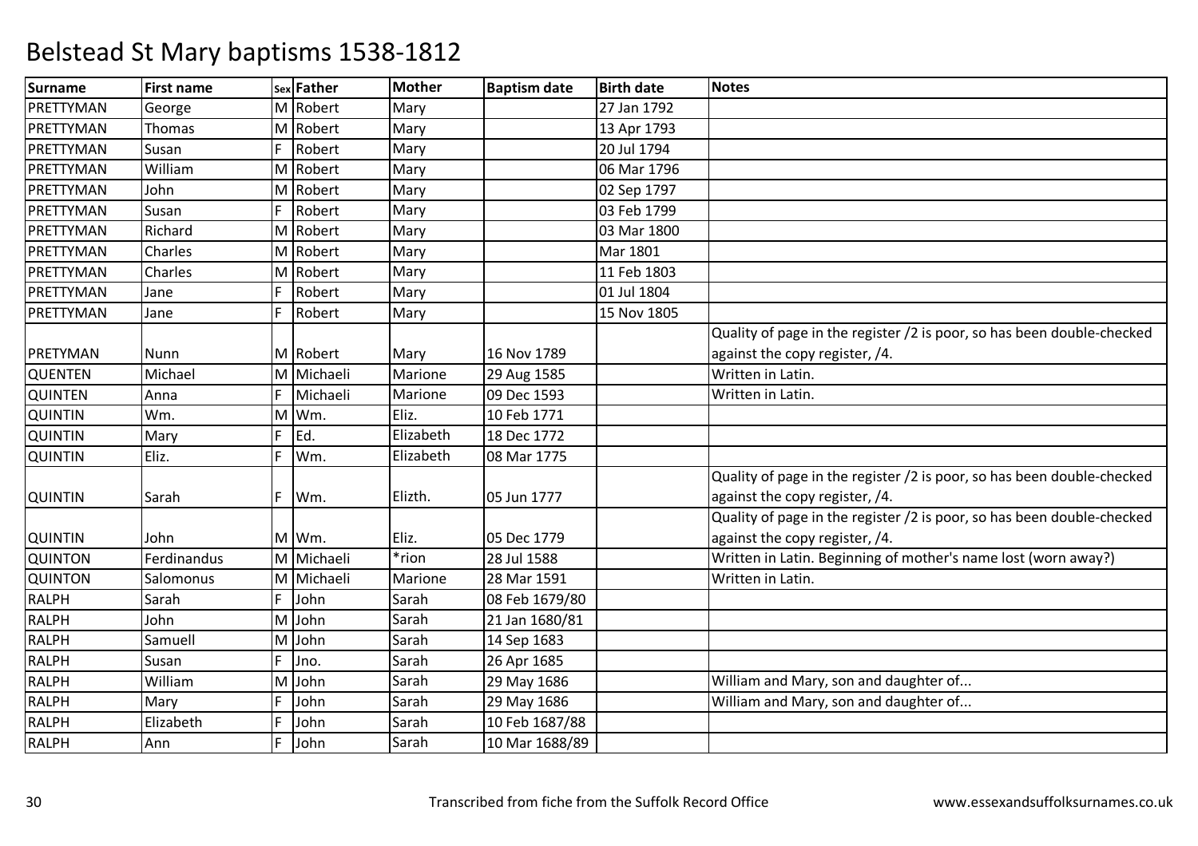# Belstead St Mary baptisms 1538-1812

| Surname | First name | Sex | Father | Mother | Baptism date | Birth date | Notes |
|---|---|---|---|---|---|---|---|
| PRETTYMAN | George | M | Robert | Mary | | 27 Jan 1792 | |
| PRETTYMAN | Thomas | M | Robert | Mary | | 13 Apr 1793 | |
| PRETTYMAN | Susan | F | Robert | Mary | | 20 Jul 1794 | |
| PRETTYMAN | William | M | Robert | Mary | | 06 Mar 1796 | |
| PRETTYMAN | John | M | Robert | Mary | | 02 Sep 1797 | |
| PRETTYMAN | Susan | F | Robert | Mary | | 03 Feb 1799 | |
| PRETTYMAN | Richard | M | Robert | Mary | | 03 Mar 1800 | |
| PRETTYMAN | Charles | M | Robert | Mary | | Mar 1801 | |
| PRETTYMAN | Charles | M | Robert | Mary | | 11 Feb 1803 | |
| PRETTYMAN | Jane | F | Robert | Mary | | 01 Jul 1804 | |
| PRETTYMAN | Jane | F | Robert | Mary | | 15 Nov 1805 | |
| PRETYMAN | Nunn | M | Robert | Mary | 16 Nov 1789 | | Quality of page in the register /2 is poor, so has been double-checked against the copy register, /4. |
| QUENTEN | Michael | M | Michaeli | Marione | 29 Aug 1585 | | Written in Latin. |
| QUINTEN | Anna | F | Michaeli | Marione | 09 Dec 1593 | | Written in Latin. |
| QUINTIN | Wm. | M | Wm. | Eliz. | 10 Feb 1771 | | |
| QUINTIN | Mary | F | Ed. | Elizabeth | 18 Dec 1772 | | |
| QUINTIN | Eliz. | F | Wm. | Elizabeth | 08 Mar 1775 | | |
| QUINTIN | Sarah | F | Wm. | Elizth. | 05 Jun 1777 | | Quality of page in the register /2 is poor, so has been double-checked against the copy register, /4. |
| QUINTIN | John | M | Wm. | Eliz. | 05 Dec 1779 | | Quality of page in the register /2 is poor, so has been double-checked against the copy register, /4. |
| QUINTON | Ferdinandus | M | Michaeli | *rion | 28 Jul 1588 | | Written in Latin. Beginning of mother's name lost (worn away?) |
| QUINTON | Salomonus | M | Michaeli | Marione | 28 Mar 1591 | | Written in Latin. |
| RALPH | Sarah | F | John | Sarah | 08 Feb 1679/80 | | |
| RALPH | John | M | John | Sarah | 21 Jan 1680/81 | | |
| RALPH | Samuell | M | John | Sarah | 14 Sep 1683 | | |
| RALPH | Susan | F | Jno. | Sarah | 26 Apr 1685 | | |
| RALPH | William | M | John | Sarah | 29 May 1686 | | William and Mary, son and daughter of... |
| RALPH | Mary | F | John | Sarah | 29 May 1686 | | William and Mary, son and daughter of... |
| RALPH | Elizabeth | F | John | Sarah | 10 Feb 1687/88 | | |
| RALPH | Ann | F | John | Sarah | 10 Mar 1688/89 | | |

Transcribed from fiche from the Suffolk Record Office

www.essexandsuffolksurnames.co.uk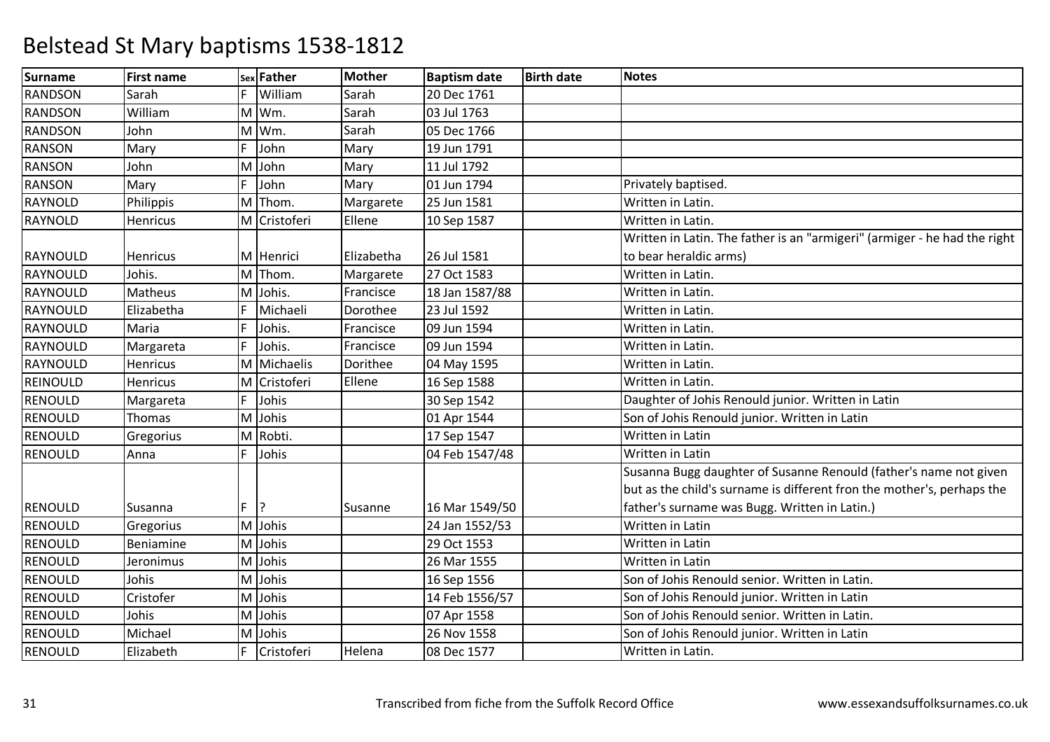# Belstead St Mary baptisms 1538-1812

| Surname | First name | Sex | Father | Mother | Baptism date | Birth date | Notes |
|---|---|---|---|---|---|---|---|
| RANDSON | Sarah | F | William | Sarah | 20 Dec 1761 | | |
| RANDSON | William | M | Wm. | Sarah | 03 Jul 1763 | | |
| RANDSON | John | M | Wm. | Sarah | 05 Dec 1766 | | |
| RANSON | Mary | F | John | Mary | 19 Jun 1791 | | |
| RANSON | John | M | John | Mary | 11 Jul 1792 | | |
| RANSON | Mary | F | John | Mary | 01 Jun 1794 | | Privately baptised. |
| RAYNOLD | Philippis | M | Thom. | Margarete | 25 Jun 1581 | | Written in Latin. |
| RAYNOLD | Henricus | M | Cristoferi | Ellene | 10 Sep 1587 | | Written in Latin. |
| RAYNOULD | Henricus | M | Henrici | Elizabetha | 26 Jul 1581 | | Written in Latin. The father is an "armigeri" (armiger - he had the right to bear heraldic arms) |
| RAYNOULD | Johis. | M | Thom. | Margarete | 27 Oct 1583 | | Written in Latin. |
| RAYNOULD | Matheus | M | Johis. | Francisce | 18 Jan 1587/88 | | Written in Latin. |
| RAYNOULD | Elizabetha | F | Michaeli | Dorothee | 23 Jul 1592 | | Written in Latin. |
| RAYNOULD | Maria | F | Johis. | Francisce | 09 Jun 1594 | | Written in Latin. |
| RAYNOULD | Margareta | F | Johis. | Francisce | 09 Jun 1594 | | Written in Latin. |
| RAYNOULD | Henricus | M | Michaelis | Dorithee | 04 May 1595 | | Written in Latin. |
| REINOULD | Henricus | M | Cristoferi | Ellene | 16 Sep 1588 | | Written in Latin. |
| RENOULD | Margareta | F | Johis | | 30 Sep 1542 | | Daughter of Johis Renould junior. Written in Latin |
| RENOULD | Thomas | M | Johis | | 01 Apr 1544 | | Son of Johis Renould junior. Written in Latin |
| RENOULD | Gregorius | M | Robti. | | 17 Sep 1547 | | Written in Latin |
| RENOULD | Anna | F | Johis | | 04 Feb 1547/48 | | Written in Latin |
| RENOULD | Susanna | F | ? | Susanne | 16 Mar 1549/50 | | Susanna Bugg daughter of Susanne Renould (father's name not given but as the child's surname is different fron the mother's, perhaps the father's surname was Bugg. Written in Latin.) |
| RENOULD | Gregorius | M | Johis | | 24 Jan 1552/53 | | Written in Latin |
| RENOULD | Beniamine | M | Johis | | 29 Oct 1553 | | Written in Latin |
| RENOULD | Jeronimus | M | Johis | | 26 Mar 1555 | | Written in Latin |
| RENOULD | Johis | M | Johis | | 16 Sep 1556 | | Son of Johis Renould senior. Written in Latin. |
| RENOULD | Cristofer | M | Johis | | 14 Feb 1556/57 | | Son of Johis Renould junior. Written in Latin |
| RENOULD | Johis | M | Johis | | 07 Apr 1558 | | Son of Johis Renould senior. Written in Latin. |
| RENOULD | Michael | M | Johis | | 26 Nov 1558 | | Son of Johis Renould junior. Written in Latin |
| RENOULD | Elizabeth | F | Cristoferi | Helena | 08 Dec 1577 | | Written in Latin. |

Transcribed from fiche from the Suffolk Record Office www.essexandsuffolksurnames.co.uk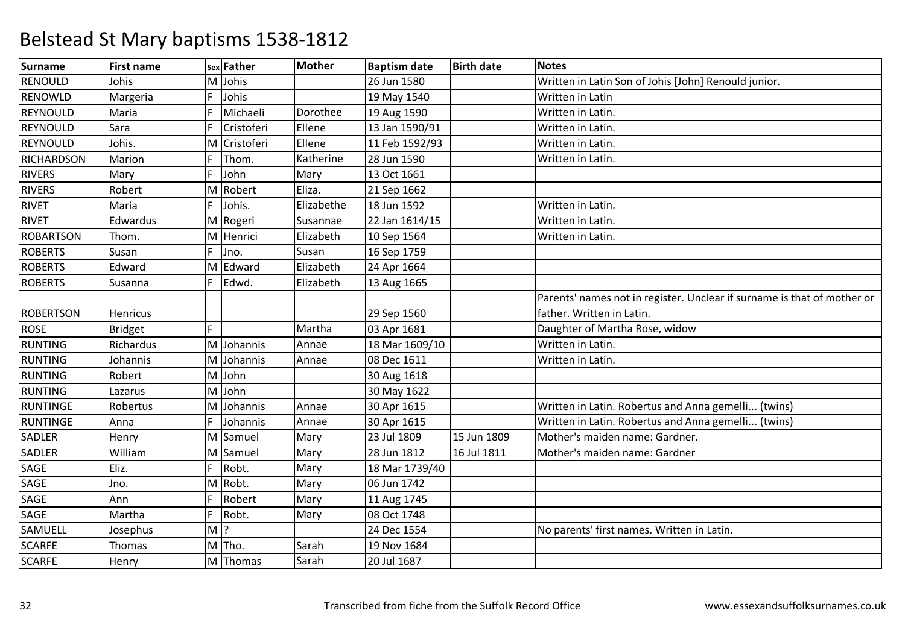# Belstead St Mary baptisms 1538-1812

| Surname | First name | Sex | Father | Mother | Baptism date | Birth date | Notes |
|---|---|---|---|---|---|---|---|
| RENOULD | Johis | M | Johis | | 26 Jun 1580 | | Written in Latin Son of Johis [John] Renould junior. |
| RENOWLD | Margeria | F | Johis | | 19 May 1540 | | Written in Latin |
| REYNOULD | Maria | F | Michaeli | Dorothee | 19 Aug 1590 | | Written in Latin. |
| REYNOULD | Sara | F | Cristoferi | Ellene | 13 Jan 1590/91 | | Written in Latin. |
| REYNOULD | Johis. | M | Cristoferi | Ellene | 11 Feb 1592/93 | | Written in Latin. |
| RICHARDSON | Marion | F | Thom. | Katherine | 28 Jun 1590 | | Written in Latin. |
| RIVERS | Mary | F | John | Mary | 13 Oct 1661 | | |
| RIVERS | Robert | M | Robert | Eliza. | 21 Sep 1662 | | |
| RIVET | Maria | F | Johis. | Elizabethe | 18 Jun 1592 | | Written in Latin. |
| RIVET | Edwardus | M | Rogeri | Susannae | 22 Jan 1614/15 | | Written in Latin. |
| ROBARTSON | Thom. | M | Henrici | Elizabeth | 10 Sep 1564 | | Written in Latin. |
| ROBERTS | Susan | F | Jno. | Susan | 16 Sep 1759 | | |
| ROBERTS | Edward | M | Edward | Elizabeth | 24 Apr 1664 | | |
| ROBERTS | Susanna | F | Edwd. | Elizabeth | 13 Aug 1665 | | |
| ROBERTSON | Henricus | | | | 29 Sep 1560 | | Parents' names not in register. Unclear if surname is that of mother or father. Written in Latin. |
| ROSE | Bridget | F | | Martha | 03 Apr 1681 | | Daughter of Martha Rose, widow |
| RUNTING | Richardus | M | Johannis | Annae | 18 Mar 1609/10 | | Written in Latin. |
| RUNTING | Johannis | M | Johannis | Annae | 08 Dec 1611 | | Written in Latin. |
| RUNTING | Robert | M | John | | 30 Aug 1618 | | |
| RUNTING | Lazarus | M | John | | 30 May 1622 | | |
| RUNTINGE | Robertus | M | Johannis | Annae | 30 Apr 1615 | | Written in Latin. Robertus and Anna gemelli... (twins) |
| RUNTINGE | Anna | F | Johannis | Annae | 30 Apr 1615 | | Written in Latin. Robertus and Anna gemelli... (twins) |
| SADLER | Henry | M | Samuel | Mary | 23 Jul 1809 | 15 Jun 1809 | Mother's maiden name: Gardner. |
| SADLER | William | M | Samuel | Mary | 28 Jun 1812 | 16 Jul 1811 | Mother's maiden name: Gardner |
| SAGE | Eliz. | F | Robt. | Mary | 18 Mar 1739/40 | | |
| SAGE | Jno. | M | Robt. | Mary | 06 Jun 1742 | | |
| SAGE | Ann | F | Robert | Mary | 11 Aug 1745 | | |
| SAGE | Martha | F | Robt. | Mary | 08 Oct 1748 | | |
| SAMUELL | Josephus | M | ? | | 24 Dec 1554 | | No parents' first names. Written in Latin. |
| SCARFE | Thomas | M | Tho. | Sarah | 19 Nov 1684 | | |
| SCARFE | Henry | M | Thomas | Sarah | 20 Jul 1687 | | |

Transcribed from fiche from the Suffolk Record Office    www.essexandsuffolksurnames.co.uk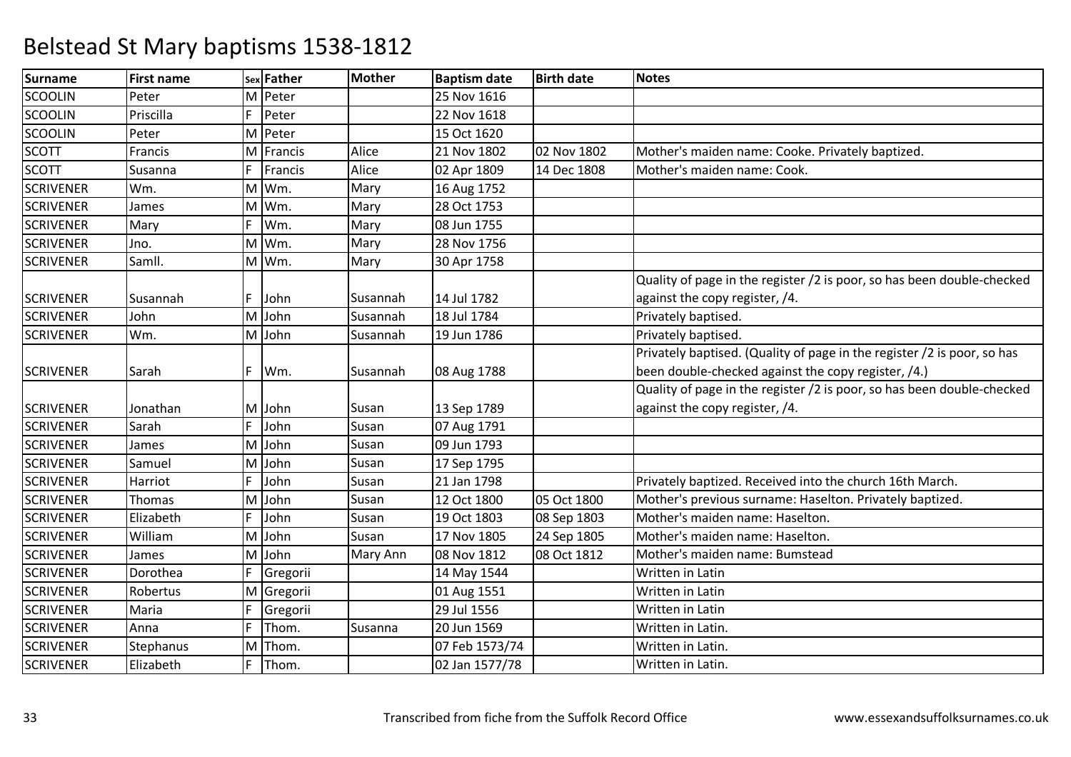# Belstead St Mary baptisms 1538-1812

| Surname | First name | Sex | Father | Mother | Baptism date | Birth date | Notes |
|---|---|---|---|---|---|---|---|
| SCOOLIN | Peter | M | Peter | | 25 Nov 1616 | | |
| SCOOLIN | Priscilla | F | Peter | | 22 Nov 1618 | | |
| SCOOLIN | Peter | M | Peter | | 15 Oct 1620 | | |
| SCOTT | Francis | M | Francis | Alice | 21 Nov 1802 | 02 Nov 1802 | Mother's maiden name: Cooke. Privately baptized. |
| SCOTT | Susanna | F | Francis | Alice | 02 Apr 1809 | 14 Dec 1808 | Mother's maiden name: Cook. |
| SCRIVENER | Wm. | M | Wm. | Mary | 16 Aug 1752 | | |
| SCRIVENER | James | M | Wm. | Mary | 28 Oct 1753 | | |
| SCRIVENER | Mary | F | Wm. | Mary | 08 Jun 1755 | | |
| SCRIVENER | Jno. | M | Wm. | Mary | 28 Nov 1756 | | |
| SCRIVENER | Samll. | M | Wm. | Mary | 30 Apr 1758 | | |
| SCRIVENER | Susannah | F | John | Susannah | 14 Jul 1782 | | Quality of page in the register /2 is poor, so has been double-checked against the copy register, /4. |
| SCRIVENER | John | M | John | Susannah | 18 Jul 1784 | | Privately baptised. |
| SCRIVENER | Wm. | M | John | Susannah | 19 Jun 1786 | | Privately baptised. |
| SCRIVENER | Sarah | F | Wm. | Susannah | 08 Aug 1788 | | Privately baptised. (Quality of page in the register /2 is poor, so has been double-checked against the copy register, /4.) |
| SCRIVENER | Jonathan | M | John | Susan | 13 Sep 1789 | | Quality of page in the register /2 is poor, so has been double-checked against the copy register, /4. |
| SCRIVENER | Sarah | F | John | Susan | 07 Aug 1791 | | |
| SCRIVENER | James | M | John | Susan | 09 Jun 1793 | | |
| SCRIVENER | Samuel | M | John | Susan | 17 Sep 1795 | | |
| SCRIVENER | Harriot | F | John | Susan | 21 Jan 1798 | | Privately baptized. Received into the church 16th March. |
| SCRIVENER | Thomas | M | John | Susan | 12 Oct 1800 | 05 Oct 1800 | Mother's previous surname: Haselton. Privately baptized. |
| SCRIVENER | Elizabeth | F | John | Susan | 19 Oct 1803 | 08 Sep 1803 | Mother's maiden name: Haselton. |
| SCRIVENER | William | M | John | Susan | 17 Nov 1805 | 24 Sep 1805 | Mother's maiden name: Haselton. |
| SCRIVENER | James | M | John | Mary Ann | 08 Nov 1812 | 08 Oct 1812 | Mother's maiden name: Bumstead |
| SCRIVENER | Dorothea | F | Gregorii | | 14 May 1544 | | Written in Latin |
| SCRIVENER | Robertus | M | Gregorii | | 01 Aug 1551 | | Written in Latin |
| SCRIVENER | Maria | F | Gregorii | | 29 Jul 1556 | | Written in Latin |
| SCRIVENER | Anna | F | Thom. | Susanna | 20 Jun 1569 | | Written in Latin. |
| SCRIVENER | Stephanus | M | Thom. | | 07 Feb 1573/74 | | Written in Latin. |
| SCRIVENER | Elizabeth | F | Thom. | | 02 Jan 1577/78 | | Written in Latin. |

Transcribed from fiche from the Suffolk Record Office

www.essexandsuffolksurnames.co.uk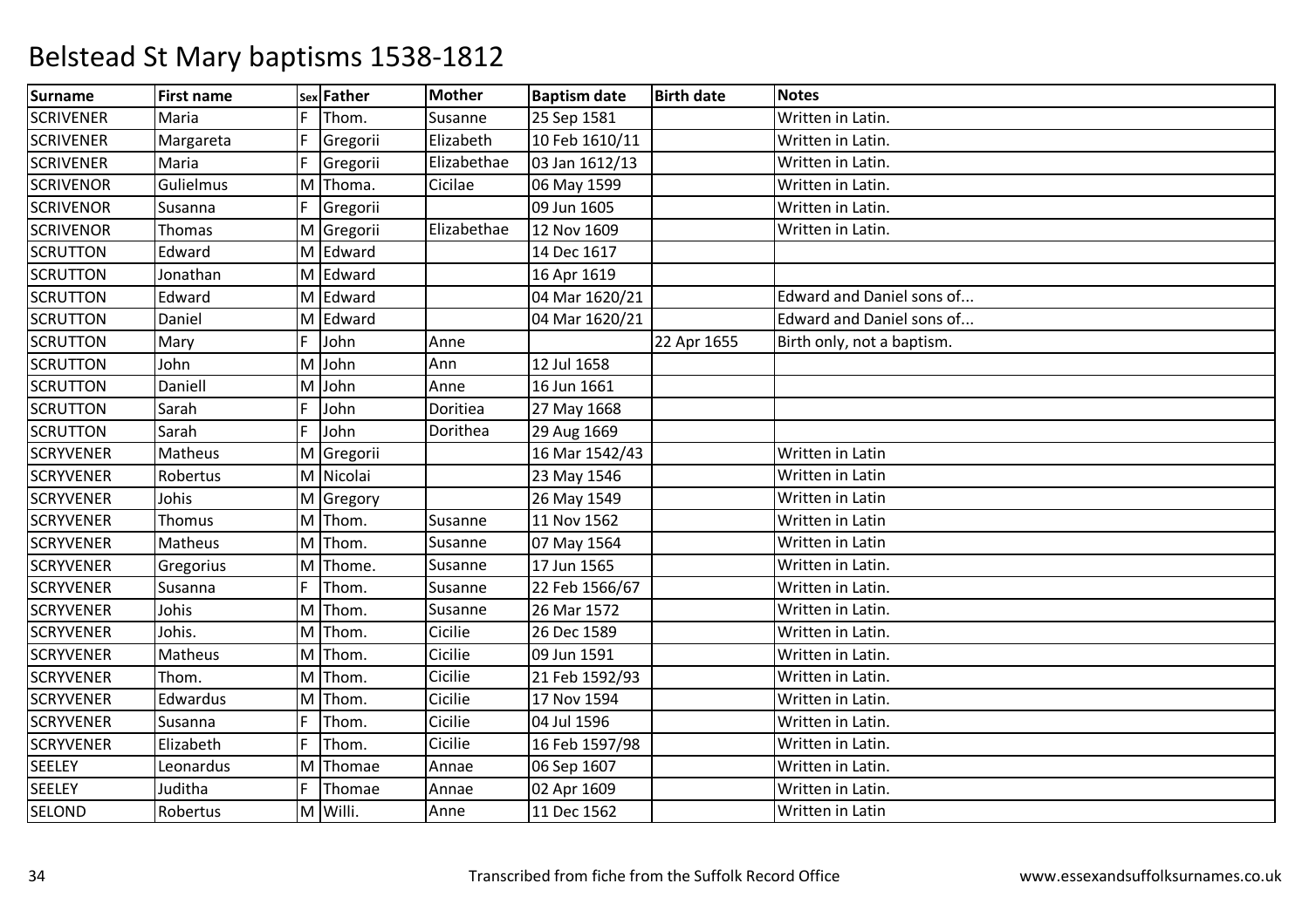# Belstead St Mary baptisms 1538-1812

| Surname | First name | Sex | Father | Mother | Baptism date | Birth date | Notes |
|---|---|---|---|---|---|---|---|
| SCRIVENER | Maria | F | Thom. | Susanne | 25 Sep 1581 | | Written in Latin. |
| SCRIVENER | Margareta | F | Gregorii | Elizabeth | 10 Feb 1610/11 | | Written in Latin. |
| SCRIVENER | Maria | F | Gregorii | Elizabethae | 03 Jan 1612/13 | | Written in Latin. |
| SCRIVENOR | Gulielmus | M | Thoma. | Cicilae | 06 May 1599 | | Written in Latin. |
| SCRIVENOR | Susanna | F | Gregorii | | 09 Jun 1605 | | Written in Latin. |
| SCRIVENOR | Thomas | M | Gregorii | Elizabethae | 12 Nov 1609 | | Written in Latin. |
| SCRUTTON | Edward | M | Edward | | 14 Dec 1617 | | |
| SCRUTTON | Jonathan | M | Edward | | 16 Apr 1619 | | |
| SCRUTTON | Edward | M | Edward | | 04 Mar 1620/21 | | Edward and Daniel sons of... |
| SCRUTTON | Daniel | M | Edward | | 04 Mar 1620/21 | | Edward and Daniel sons of... |
| SCRUTTON | Mary | F | John | Anne | | 22 Apr 1655 | Birth only, not a baptism. |
| SCRUTTON | John | M | John | Ann | 12 Jul 1658 | | |
| SCRUTTON | Daniell | M | John | Anne | 16 Jun 1661 | | |
| SCRUTTON | Sarah | F | John | Doritiea | 27 May 1668 | | |
| SCRUTTON | Sarah | F | John | Dorithea | 29 Aug 1669 | | |
| SCRYVENER | Matheus | M | Gregorii | | 16 Mar 1542/43 | | Written in Latin |
| SCRYVENER | Robertus | M | Nicolai | | 23 May 1546 | | Written in Latin |
| SCRYVENER | Johis | M | Gregory | | 26 May 1549 | | Written in Latin |
| SCRYVENER | Thomus | M | Thom. | Susanne | 11 Nov 1562 | | Written in Latin |
| SCRYVENER | Matheus | M | Thom. | Susanne | 07 May 1564 | | Written in Latin |
| SCRYVENER | Gregorius | M | Thome. | Susanne | 17 Jun 1565 | | Written in Latin. |
| SCRYVENER | Susanna | F | Thom. | Susanne | 22 Feb 1566/67 | | Written in Latin. |
| SCRYVENER | Johis | M | Thom. | Susanne | 26 Mar 1572 | | Written in Latin. |
| SCRYVENER | Johis. | M | Thom. | Cicilie | 26 Dec 1589 | | Written in Latin. |
| SCRYVENER | Matheus | M | Thom. | Cicilie | 09 Jun 1591 | | Written in Latin. |
| SCRYVENER | Thom. | M | Thom. | Cicilie | 21 Feb 1592/93 | | Written in Latin. |
| SCRYVENER | Edwardus | M | Thom. | Cicilie | 17 Nov 1594 | | Written in Latin. |
| SCRYVENER | Susanna | F | Thom. | Cicilie | 04 Jul 1596 | | Written in Latin. |
| SCRYVENER | Elizabeth | F | Thom. | Cicilie | 16 Feb 1597/98 | | Written in Latin. |
| SEELEY | Leonardus | M | Thomae | Annae | 06 Sep 1607 | | Written in Latin. |
| SEELEY | Juditha | F | Thomae | Annae | 02 Apr 1609 | | Written in Latin. |
| SELOND | Robertus | M | Willi. | Anne | 11 Dec 1562 | | Written in Latin |

Transcribed from fiche from the Suffolk Record Office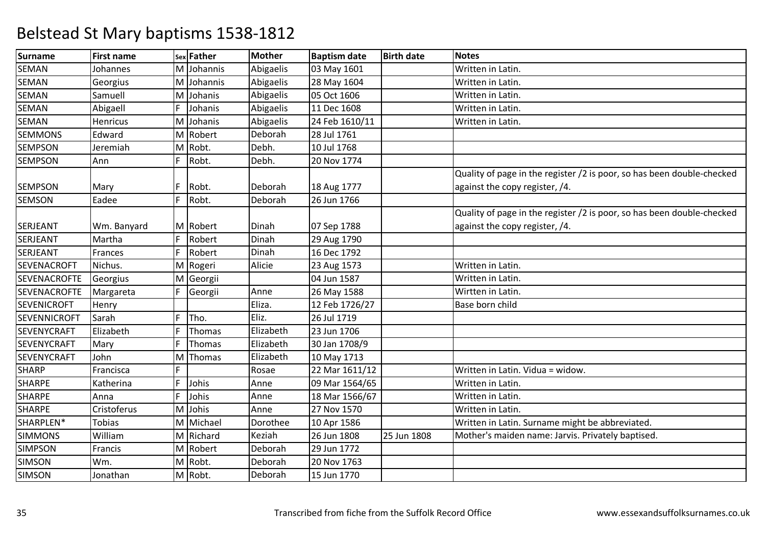# Belstead St Mary baptisms 1538-1812

| Surname | First name | Sex | Father | Mother | Baptism date | Birth date | Notes |
|---|---|---|---|---|---|---|---|
| SEMAN | Johannes | M | Johannis | Abigaelis | 03 May 1601 | | Written in Latin. |
| SEMAN | Georgius | M | Johannis | Abigaelis | 28 May 1604 | | Written in Latin. |
| SEMAN | Samuell | M | Johanis | Abigaelis | 05 Oct 1606 | | Written in Latin. |
| SEMAN | Abigaell | F | Johanis | Abigaelis | 11 Dec 1608 | | Written in Latin. |
| SEMAN | Henricus | M | Johanis | Abigaelis | 24 Feb 1610/11 | | Written in Latin. |
| SEMMONS | Edward | M | Robert | Deborah | 28 Jul 1761 | | |
| SEMPSON | Jeremiah | M | Robt. | Debh. | 10 Jul 1768 | | |
| SEMPSON | Ann | F | Robt. | Debh. | 20 Nov 1774 | | |
| SEMPSON | Mary | F | Robt. | Deborah | 18 Aug 1777 | | Quality of page in the register /2 is poor, so has been double-checked against the copy register, /4. |
| SEMSON | Eadee | F | Robt. | Deborah | 26 Jun 1766 | | |
| SERJEANT | Wm. Banyard | M | Robert | Dinah | 07 Sep 1788 | | Quality of page in the register /2 is poor, so has been double-checked against the copy register, /4. |
| SERJEANT | Martha | F | Robert | Dinah | 29 Aug 1790 | | |
| SERJEANT | Frances | F | Robert | Dinah | 16 Dec 1792 | | |
| SEVENACROFT | Nichus. | M | Rogeri | Alicie | 23 Aug 1573 | | Written in Latin. |
| SEVENACROFTE | Georgius | M | Georgii | | 04 Jun 1587 | | Written in Latin. |
| SEVENACROFTE | Margareta | F | Georgii | Anne | 26 May 1588 | | Wirtten in Latin. |
| SEVENICROFT | Henry | | | Eliza. | 12 Feb 1726/27 | | Base born child |
| SEVENNICROFT | Sarah | F | Tho. | Eliz. | 26 Jul 1719 | | |
| SEVENYCRAFT | Elizabeth | F | Thomas | Elizabeth | 23 Jun 1706 | | |
| SEVENYCRAFT | Mary | F | Thomas | Elizabeth | 30 Jan 1708/9 | | |
| SEVENYCRAFT | John | M | Thomas | Elizabeth | 10 May 1713 | | |
| SHARP | Francisca | F | | Rosae | 22 Mar 1611/12 | | Written in Latin. Vidua = widow. |
| SHARPE | Katherina | F | Johis | Anne | 09 Mar 1564/65 | | Written in Latin. |
| SHARPE | Anna | F | Johis | Anne | 18 Mar 1566/67 | | Written in Latin. |
| SHARPE | Cristoferus | M | Johis | Anne | 27 Nov 1570 | | Written in Latin. |
| SHARPLEN* | Tobias | M | Michael | Dorothee | 10 Apr 1586 | | Written in Latin. Surname might be abbreviated. |
| SIMMONS | William | M | Richard | Keziah | 26 Jun 1808 | 25 Jun 1808 | Mother's maiden name: Jarvis. Privately baptised. |
| SIMPSON | Francis | M | Robert | Deborah | 29 Jun 1772 | | |
| SIMSON | Wm. | M | Robt. | Deborah | 20 Nov 1763 | | |
| SIMSON | Jonathan | M | Robt. | Deborah | 15 Jun 1770 | | |

Transcribed from fiche from the Suffolk Record Office www.essexandsuffolksurnames.co.uk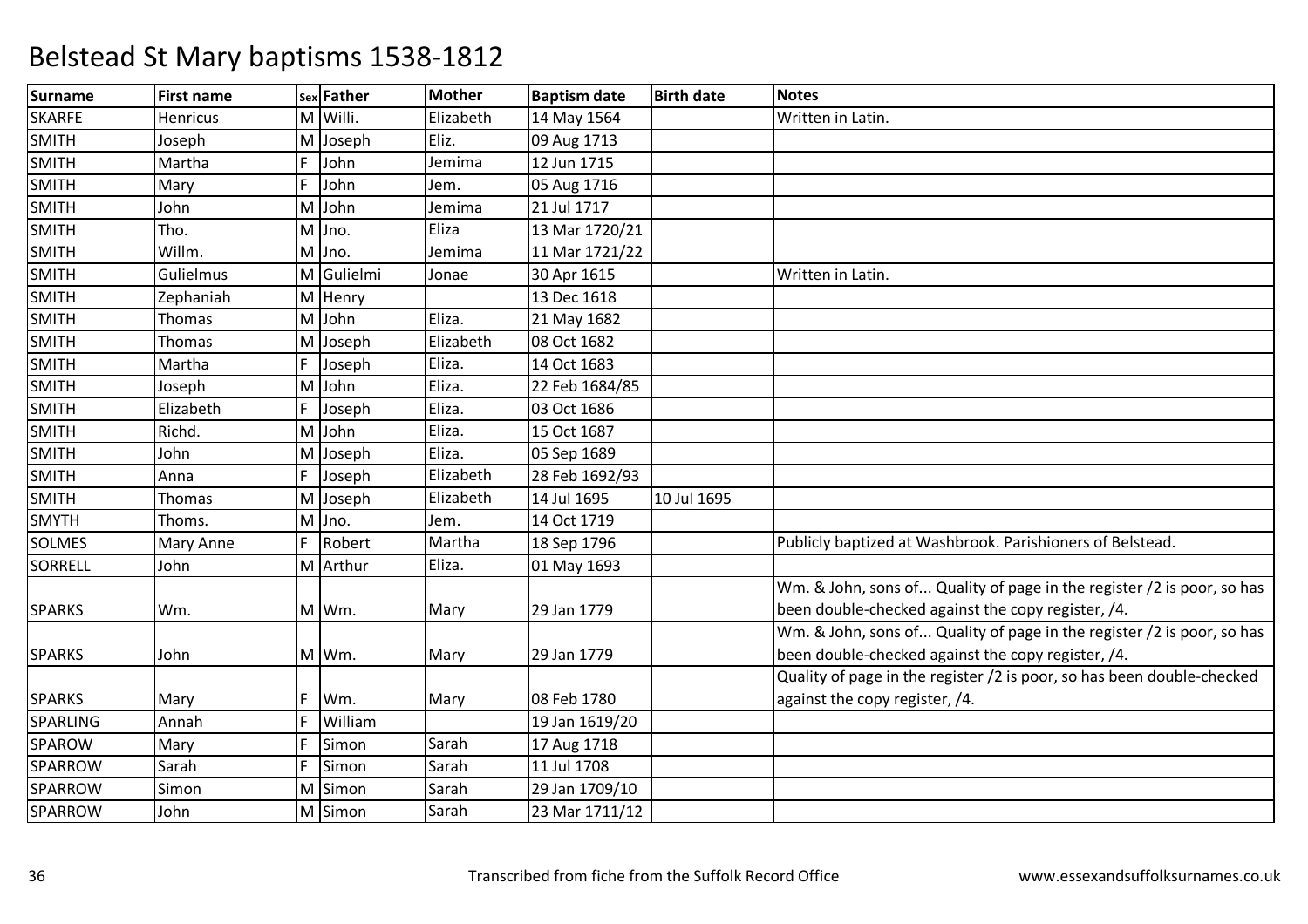# Belstead St Mary baptisms 1538-1812

| Surname | First name | Sex | Father | Mother | Baptism date | Birth date | Notes |
|---|---|---|---|---|---|---|---|
| SKARFE | Henricus | M | Willi. | Elizabeth | 14 May 1564 | | Written in Latin. |
| SMITH | Joseph | M | Joseph | Eliz. | 09 Aug 1713 | | |
| SMITH | Martha | F | John | Jemima | 12 Jun 1715 | | |
| SMITH | Mary | F | John | Jem. | 05 Aug 1716 | | |
| SMITH | John | M | John | Jemima | 21 Jul 1717 | | |
| SMITH | Tho. | M | Jno. | Eliza | 13 Mar 1720/21 | | |
| SMITH | Willm. | M | Jno. | Jemima | 11 Mar 1721/22 | | |
| SMITH | Gulielmus | M | Gulielmi | Jonae | 30 Apr 1615 | | Written in Latin. |
| SMITH | Zephaniah | M | Henry | | 13 Dec 1618 | | |
| SMITH | Thomas | M | John | Eliza. | 21 May 1682 | | |
| SMITH | Thomas | M | Joseph | Elizabeth | 08 Oct 1682 | | |
| SMITH | Martha | F | Joseph | Eliza. | 14 Oct 1683 | | |
| SMITH | Joseph | M | John | Eliza. | 22 Feb 1684/85 | | |
| SMITH | Elizabeth | F | Joseph | Eliza. | 03 Oct 1686 | | |
| SMITH | Richd. | M | John | Eliza. | 15 Oct 1687 | | |
| SMITH | John | M | Joseph | Eliza. | 05 Sep 1689 | | |
| SMITH | Anna | F | Joseph | Elizabeth | 28 Feb 1692/93 | | |
| SMITH | Thomas | M | Joseph | Elizabeth | 14 Jul 1695 | 10 Jul 1695 | |
| SMYTH | Thoms. | M | Jno. | Jem. | 14 Oct 1719 | | |
| SOLMES | Mary Anne | F | Robert | Martha | 18 Sep 1796 | | Publicly baptized at Washbrook. Parishioners of Belstead. |
| SORRELL | John | M | Arthur | Eliza. | 01 May 1693 | | |
| SPARKS | Wm. | M | Wm. | Mary | 29 Jan 1779 | | Wm. & John, sons of... Quality of page in the register /2 is poor, so has been double-checked against the copy register, /4. |
| SPARKS | John | M | Wm. | Mary | 29 Jan 1779 | | Wm. & John, sons of... Quality of page in the register /2 is poor, so has been double-checked against the copy register, /4. |
| SPARKS | Mary | F | Wm. | Mary | 08 Feb 1780 | | Quality of page in the register /2 is poor, so has been double-checked against the copy register, /4. |
| SPARLING | Annah | F | William | | 19 Jan 1619/20 | | |
| SPAROW | Mary | F | Simon | Sarah | 17 Aug 1718 | | |
| SPARROW | Sarah | F | Simon | Sarah | 11 Jul 1708 | | |
| SPARROW | Simon | M | Simon | Sarah | 29 Jan 1709/10 | | |
| SPARROW | John | M | Simon | Sarah | 23 Mar 1711/12 | | |

Transcribed from fiche from the Suffolk Record Office www.essexandsuffolksurnames.co.uk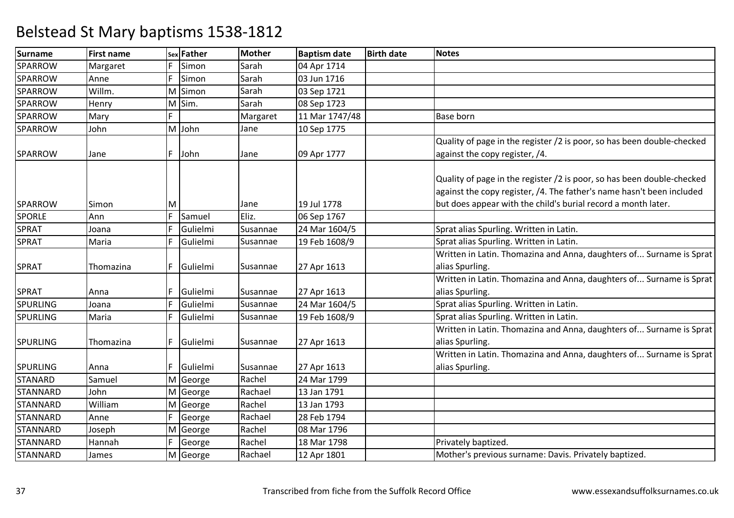# Belstead St Mary baptisms 1538-1812

| Surname | First name | Sex | Father | Mother | Baptism date | Birth date | Notes |
|---|---|---|---|---|---|---|---|
| SPARROW | Margaret | F | Simon | Sarah | 04 Apr 1714 | | |
| SPARROW | Anne | F | Simon | Sarah | 03 Jun 1716 | | |
| SPARROW | Willm. | M | Simon | Sarah | 03 Sep 1721 | | |
| SPARROW | Henry | M | Sim. | Sarah | 08 Sep 1723 | | |
| SPARROW | Mary | F | | Margaret | 11 Mar 1747/48 | | Base born |
| SPARROW | John | M | John | Jane | 10 Sep 1775 | | |
| SPARROW | Jane | F | John | Jane | 09 Apr 1777 | | Quality of page in the register /2 is poor, so has been double-checked against the copy register, /4. |
| SPARROW | Simon | M | | Jane | 19 Jul 1778 | | Quality of page in the register /2 is poor, so has been double-checked against the copy register, /4. The father's name hasn't been included but does appear with the child's burial record a month later. |
| SPORLE | Ann | F | Samuel | Eliz. | 06 Sep 1767 | | |
| SPRAT | Joana | F | Gulielmi | Susannae | 24 Mar 1604/5 | | Sprat alias Spurling. Written in Latin. |
| SPRAT | Maria | F | Gulielmi | Susannae | 19 Feb 1608/9 | | Sprat alias Spurling. Written in Latin. |
| SPRAT | Thomazina | F | Gulielmi | Susannae | 27 Apr 1613 | | Written in Latin. Thomazina and Anna, daughters of... Surname is Sprat alias Spurling. |
| SPRAT | Anna | F | Gulielmi | Susannae | 27 Apr 1613 | | Written in Latin. Thomazina and Anna, daughters of... Surname is Sprat alias Spurling. |
| SPURLING | Joana | F | Gulielmi | Susannae | 24 Mar 1604/5 | | Sprat alias Spurling. Written in Latin. |
| SPURLING | Maria | F | Gulielmi | Susannae | 19 Feb 1608/9 | | Sprat alias Spurling. Written in Latin. |
| SPURLING | Thomazina | F | Gulielmi | Susannae | 27 Apr 1613 | | Written in Latin. Thomazina and Anna, daughters of... Surname is Sprat alias Spurling. |
| SPURLING | Anna | F | Gulielmi | Susannae | 27 Apr 1613 | | Written in Latin. Thomazina and Anna, daughters of... Surname is Sprat alias Spurling. |
| STANARD | Samuel | M | George | Rachel | 24 Mar 1799 | | |
| STANNARD | John | M | George | Rachael | 13 Jan 1791 | | |
| STANNARD | William | M | George | Rachel | 13 Jan 1793 | | |
| STANNARD | Anne | F | George | Rachael | 28 Feb 1794 | | |
| STANNARD | Joseph | M | George | Rachel | 08 Mar 1796 | | |
| STANNARD | Hannah | F | George | Rachel | 18 Mar 1798 | | Privately baptized. |
| STANNARD | James | M | George | Rachael | 12 Apr 1801 | | Mother's previous surname: Davis. Privately baptized. |

Transcribed from fiche from the Suffolk Record Office

www.essexandsuffolksurnames.co.uk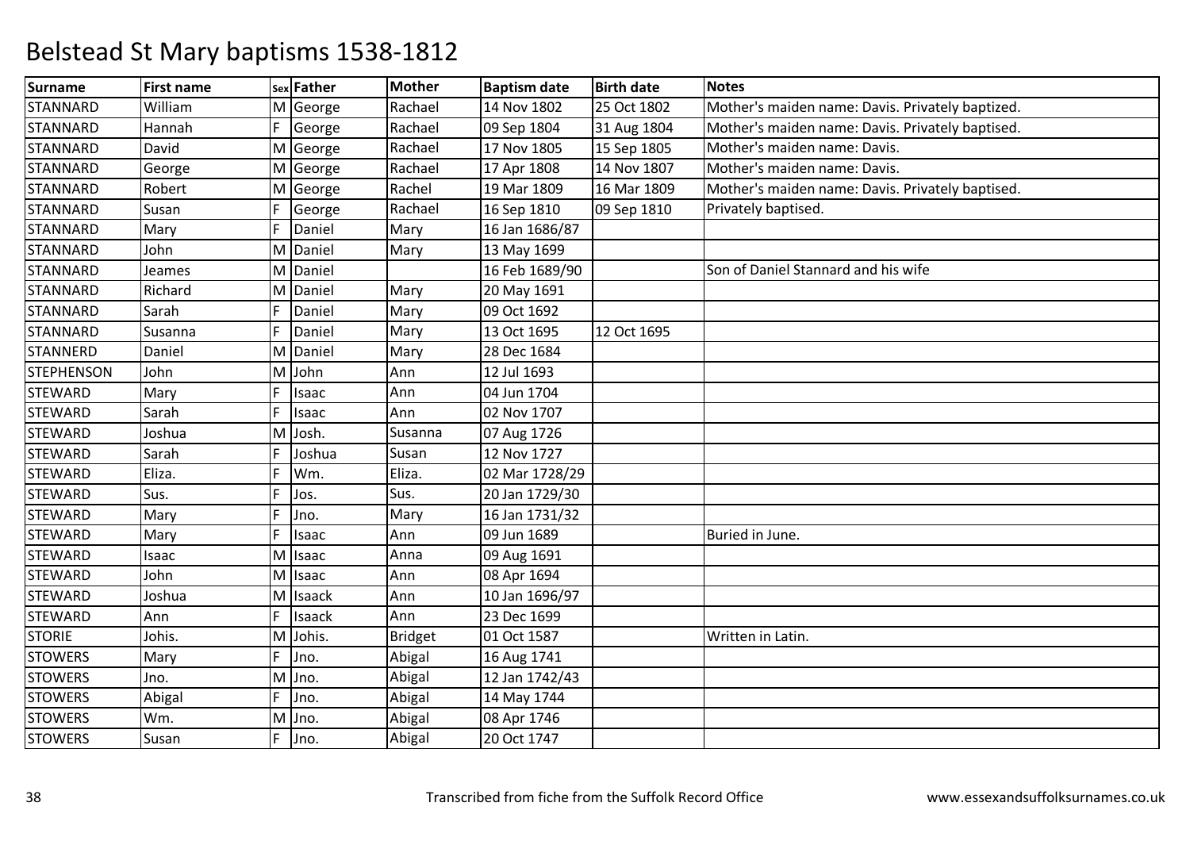# Belstead St Mary baptisms 1538-1812

| Surname | First name | Sex | Father | Mother | Baptism date | Birth date | Notes |
|---|---|---|---|---|---|---|---|
| STANNARD | William | M | George | Rachael | 14 Nov 1802 | 25 Oct 1802 | Mother's maiden name: Davis. Privately baptized. |
| STANNARD | Hannah | F | George | Rachael | 09 Sep 1804 | 31 Aug 1804 | Mother's maiden name: Davis. Privately baptised. |
| STANNARD | David | M | George | Rachael | 17 Nov 1805 | 15 Sep 1805 | Mother's maiden name: Davis. |
| STANNARD | George | M | George | Rachael | 17 Apr 1808 | 14 Nov 1807 | Mother's maiden name: Davis. |
| STANNARD | Robert | M | George | Rachel | 19 Mar 1809 | 16 Mar 1809 | Mother's maiden name: Davis. Privately baptised. |
| STANNARD | Susan | F | George | Rachael | 16 Sep 1810 | 09 Sep 1810 | Privately baptised. |
| STANNARD | Mary | F | Daniel | Mary | 16 Jan 1686/87 | | |
| STANNARD | John | M | Daniel | Mary | 13 May 1699 | | |
| STANNARD | Jeames | M | Daniel | | 16 Feb 1689/90 | | Son of Daniel Stannard and his wife |
| STANNARD | Richard | M | Daniel | Mary | 20 May 1691 | | |
| STANNARD | Sarah | F | Daniel | Mary | 09 Oct 1692 | | |
| STANNARD | Susanna | F | Daniel | Mary | 13 Oct 1695 | 12 Oct 1695 | |
| STANNERD | Daniel | M | Daniel | Mary | 28 Dec 1684 | | |
| STEPHENSON | John | M | John | Ann | 12 Jul 1693 | | |
| STEWARD | Mary | F | Isaac | Ann | 04 Jun 1704 | | |
| STEWARD | Sarah | F | Isaac | Ann | 02 Nov 1707 | | |
| STEWARD | Joshua | M | Josh. | Susanna | 07 Aug 1726 | | |
| STEWARD | Sarah | F | Joshua | Susan | 12 Nov 1727 | | |
| STEWARD | Eliza. | F | Wm. | Eliza. | 02 Mar 1728/29 | | |
| STEWARD | Sus. | F | Jos. | Sus. | 20 Jan 1729/30 | | |
| STEWARD | Mary | F | Jno. | Mary | 16 Jan 1731/32 | | |
| STEWARD | Mary | F | Isaac | Ann | 09 Jun 1689 | | Buried in June. |
| STEWARD | Isaac | M | Isaac | Anna | 09 Aug 1691 | | |
| STEWARD | John | M | Isaac | Ann | 08 Apr 1694 | | |
| STEWARD | Joshua | M | Isaack | Ann | 10 Jan 1696/97 | | |
| STEWARD | Ann | F | Isaack | Ann | 23 Dec 1699 | | |
| STORIE | Johis. | M | Johis. | Bridget | 01 Oct 1587 | | Written in Latin. |
| STOWERS | Mary | F | Jno. | Abigal | 16 Aug 1741 | | |
| STOWERS | Jno. | M | Jno. | Abigal | 12 Jan 1742/43 | | |
| STOWERS | Abigal | F | Jno. | Abigal | 14 May 1744 | | |
| STOWERS | Wm. | M | Jno. | Abigal | 08 Apr 1746 | | |
| STOWERS | Susan | F | Jno. | Abigal | 20 Oct 1747 | | |

Transcribed from fiche from the Suffolk Record Office

www.essexandsuffolksurnames.co.uk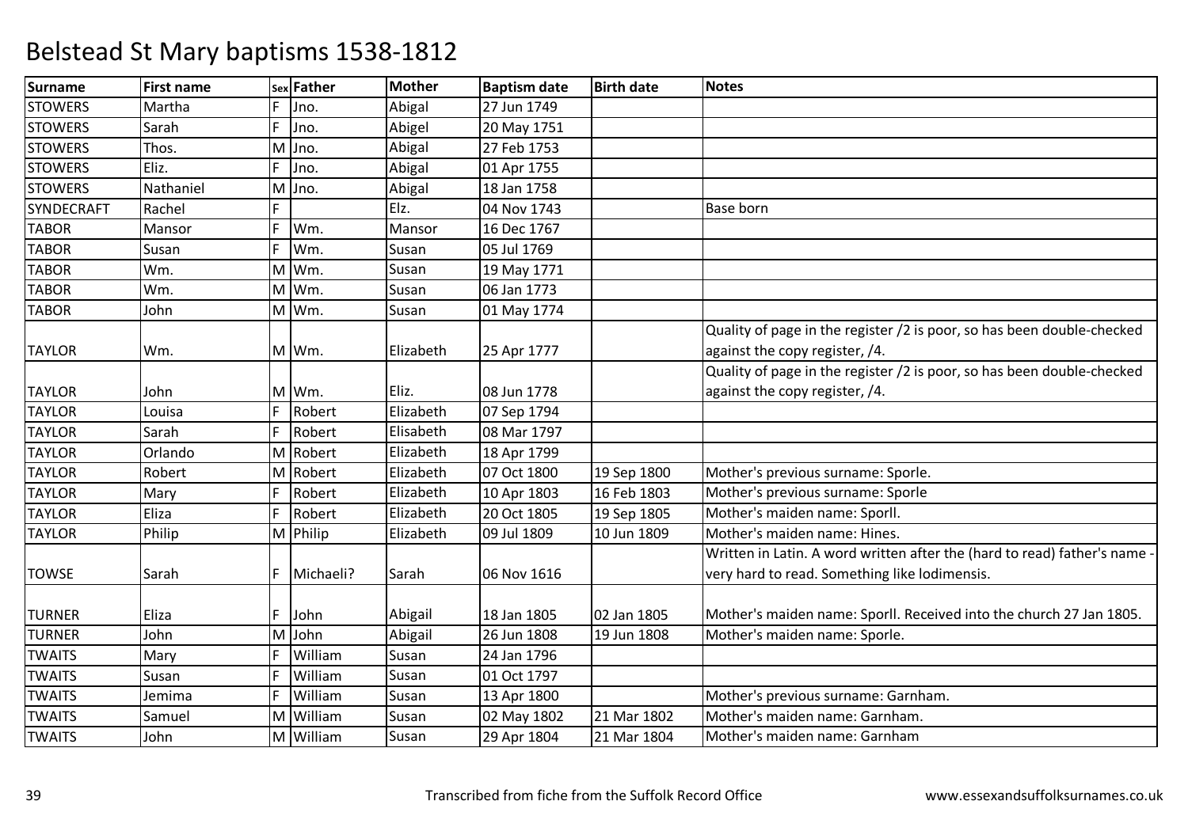# Belstead St Mary baptisms 1538-1812

| Surname | First name | Sex | Father | Mother | Baptism date | Birth date | Notes |
|---|---|---|---|---|---|---|---|
| STOWERS | Martha | F | Jno. | Abigal | 27 Jun 1749 | | |
| STOWERS | Sarah | F | Jno. | Abigel | 20 May 1751 | | |
| STOWERS | Thos. | M | Jno. | Abigal | 27 Feb 1753 | | |
| STOWERS | Eliz. | F | Jno. | Abigal | 01 Apr 1755 | | |
| STOWERS | Nathaniel | M | Jno. | Abigal | 18 Jan 1758 | | |
| SYNDECRAFT | Rachel | F | | Elz. | 04 Nov 1743 | | Base born |
| TABOR | Mansor | F | Wm. | Mansor | 16 Dec 1767 | | |
| TABOR | Susan | F | Wm. | Susan | 05 Jul 1769 | | |
| TABOR | Wm. | M | Wm. | Susan | 19 May 1771 | | |
| TABOR | Wm. | M | Wm. | Susan | 06 Jan 1773 | | |
| TABOR | John | M | Wm. | Susan | 01 May 1774 | | |
| TAYLOR | Wm. | M | Wm. | Elizabeth | 25 Apr 1777 | | Quality of page in the register /2 is poor, so has been double-checked against the copy register, /4. |
| TAYLOR | John | M | Wm. | Eliz. | 08 Jun 1778 | | Quality of page in the register /2 is poor, so has been double-checked against the copy register, /4. |
| TAYLOR | Louisa | F | Robert | Elizabeth | 07 Sep 1794 | | |
| TAYLOR | Sarah | F | Robert | Elisabeth | 08 Mar 1797 | | |
| TAYLOR | Orlando | M | Robert | Elizabeth | 18 Apr 1799 | | |
| TAYLOR | Robert | M | Robert | Elizabeth | 07 Oct 1800 | 19 Sep 1800 | Mother's previous surname: Sporle. |
| TAYLOR | Mary | F | Robert | Elizabeth | 10 Apr 1803 | 16 Feb 1803 | Mother's previous surname: Sporle |
| TAYLOR | Eliza | F | Robert | Elizabeth | 20 Oct 1805 | 19 Sep 1805 | Mother's maiden name: Sporll. |
| TAYLOR | Philip | M | Philip | Elizabeth | 09 Jul 1809 | 10 Jun 1809 | Mother's maiden name: Hines. |
| TOWSE | Sarah | F | Michaeli? | Sarah | 06 Nov 1616 | | Written in Latin. A word written after the (hard to read) father's name - very hard to read. Something like lodimensis. |
| TURNER | Eliza | F | John | Abigail | 18 Jan 1805 | 02 Jan 1805 | Mother's maiden name: Sporll. Received into the church 27 Jan 1805. |
| TURNER | John | M | John | Abigail | 26 Jun 1808 | 19 Jun 1808 | Mother's maiden name: Sporle. |
| TWAITS | Mary | F | William | Susan | 24 Jan 1796 | | |
| TWAITS | Susan | F | William | Susan | 01 Oct 1797 | | |
| TWAITS | Jemima | F | William | Susan | 13 Apr 1800 | | Mother's previous surname: Garnham. |
| TWAITS | Samuel | M | William | Susan | 02 May 1802 | 21 Mar 1802 | Mother's maiden name: Garnham. |
| TWAITS | John | M | William | Susan | 29 Apr 1804 | 21 Mar 1804 | Mother's maiden name: Garnham |

Transcribed from fiche from the Suffolk Record Office

www.essexandsuffolksurnames.co.uk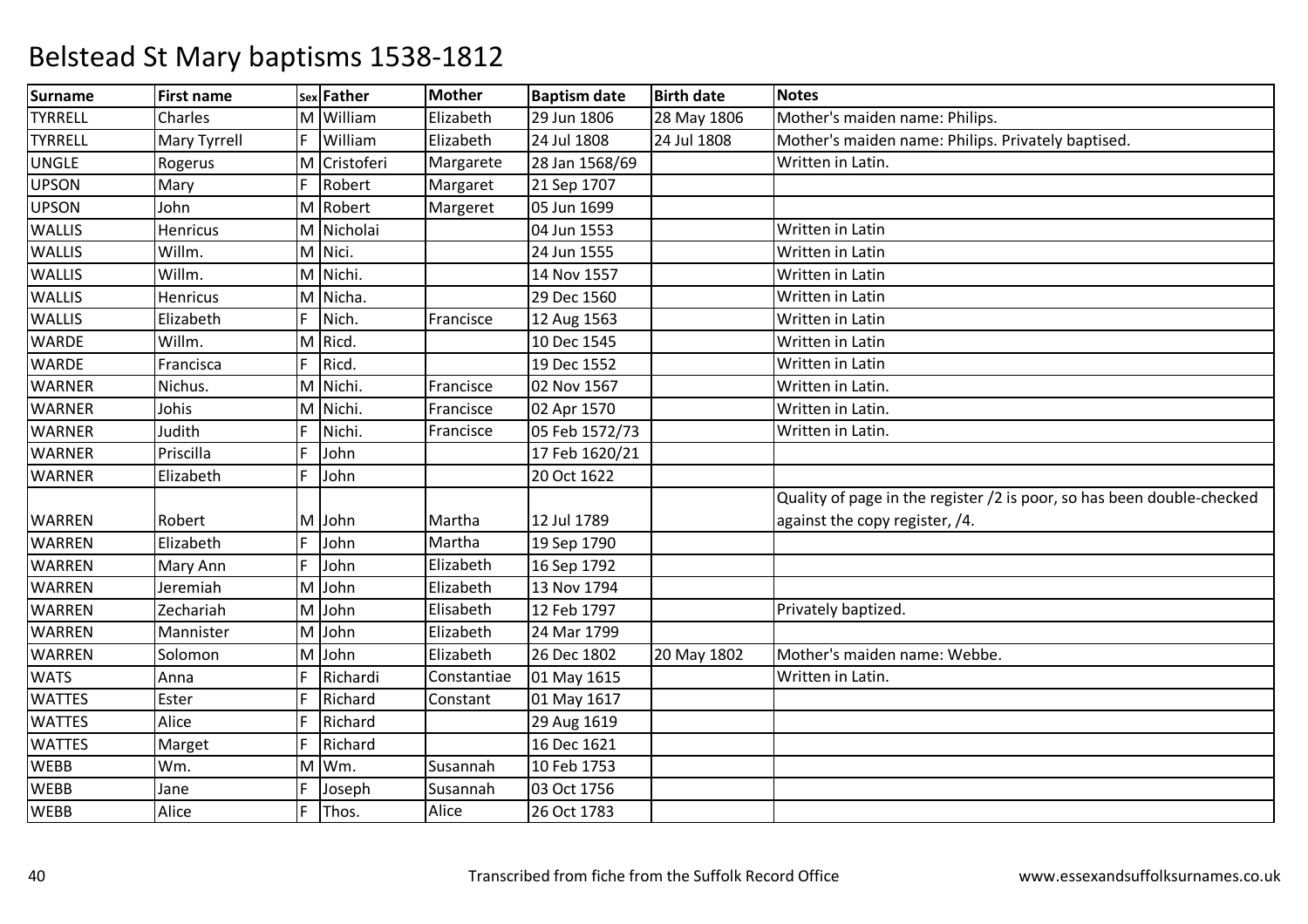# Belstead St Mary baptisms 1538-1812

| Surname | First name | Sex | Father | Mother | Baptism date | Birth date | Notes |
|---|---|---|---|---|---|---|---|
| TYRRELL | Charles | M | William | Elizabeth | 29 Jun 1806 | 28 May 1806 | Mother's maiden name: Philips. |
| TYRRELL | Mary Tyrrell | F | William | Elizabeth | 24 Jul 1808 | 24 Jul 1808 | Mother's maiden name: Philips. Privately baptised. |
| UNGLE | Rogerus | M | Cristoferi | Margarete | 28 Jan 1568/69 | | Written in Latin. |
| UPSON | Mary | F | Robert | Margaret | 21 Sep 1707 | | |
| UPSON | John | M | Robert | Margeret | 05 Jun 1699 | | |
| WALLIS | Henricus | M | Nicholai | | 04 Jun 1553 | | Written in Latin |
| WALLIS | Willm. | M | Nici. | | 24 Jun 1555 | | Written in Latin |
| WALLIS | Willm. | M | Nichi. | | 14 Nov 1557 | | Written in Latin |
| WALLIS | Henricus | M | Nicha. | | 29 Dec 1560 | | Written in Latin |
| WALLIS | Elizabeth | F | Nich. | Francisce | 12 Aug 1563 | | Written in Latin |
| WARDE | Willm. | M | Ricd. | | 10 Dec 1545 | | Written in Latin |
| WARDE | Francisca | F | Ricd. | | 19 Dec 1552 | | Written in Latin |
| WARNER | Nichus. | M | Nichi. | Francisce | 02 Nov 1567 | | Written in Latin. |
| WARNER | Johis | M | Nichi. | Francisce | 02 Apr 1570 | | Written in Latin. |
| WARNER | Judith | F | Nichi. | Francisce | 05 Feb 1572/73 | | Written in Latin. |
| WARNER | Priscilla | F | John | | 17 Feb 1620/21 | | |
| WARNER | Elizabeth | F | John | | 20 Oct 1622 | | |
| WARREN | Robert | M | John | Martha | 12 Jul 1789 | | Quality of page in the register /2 is poor, so has been double-checked against the copy register, /4. |
| WARREN | Elizabeth | F | John | Martha | 19 Sep 1790 | | |
| WARREN | Mary Ann | F | John | Elizabeth | 16 Sep 1792 | | |
| WARREN | Jeremiah | M | John | Elizabeth | 13 Nov 1794 | | |
| WARREN | Zechariah | M | John | Elisabeth | 12 Feb 1797 | | Privately baptized. |
| WARREN | Mannister | M | John | Elizabeth | 24 Mar 1799 | | |
| WARREN | Solomon | M | John | Elizabeth | 26 Dec 1802 | 20 May 1802 | Mother's maiden name: Webbe. |
| WATS | Anna | F | Richardi | Constantiae | 01 May 1615 | | Written in Latin. |
| WATTES | Ester | F | Richard | Constant | 01 May 1617 | | |
| WATTES | Alice | F | Richard | | 29 Aug 1619 | | |
| WATTES | Marget | F | Richard | | 16 Dec 1621 | | |
| WEBB | Wm. | M | Wm. | Susannah | 10 Feb 1753 | | |
| WEBB | Jane | F | Joseph | Susannah | 03 Oct 1756 | | |
| WEBB | Alice | F | Thos. | Alice | 26 Oct 1783 | | |

Transcribed from fiche from the Suffolk Record Office

www.essexandsuffolksurnames.co.uk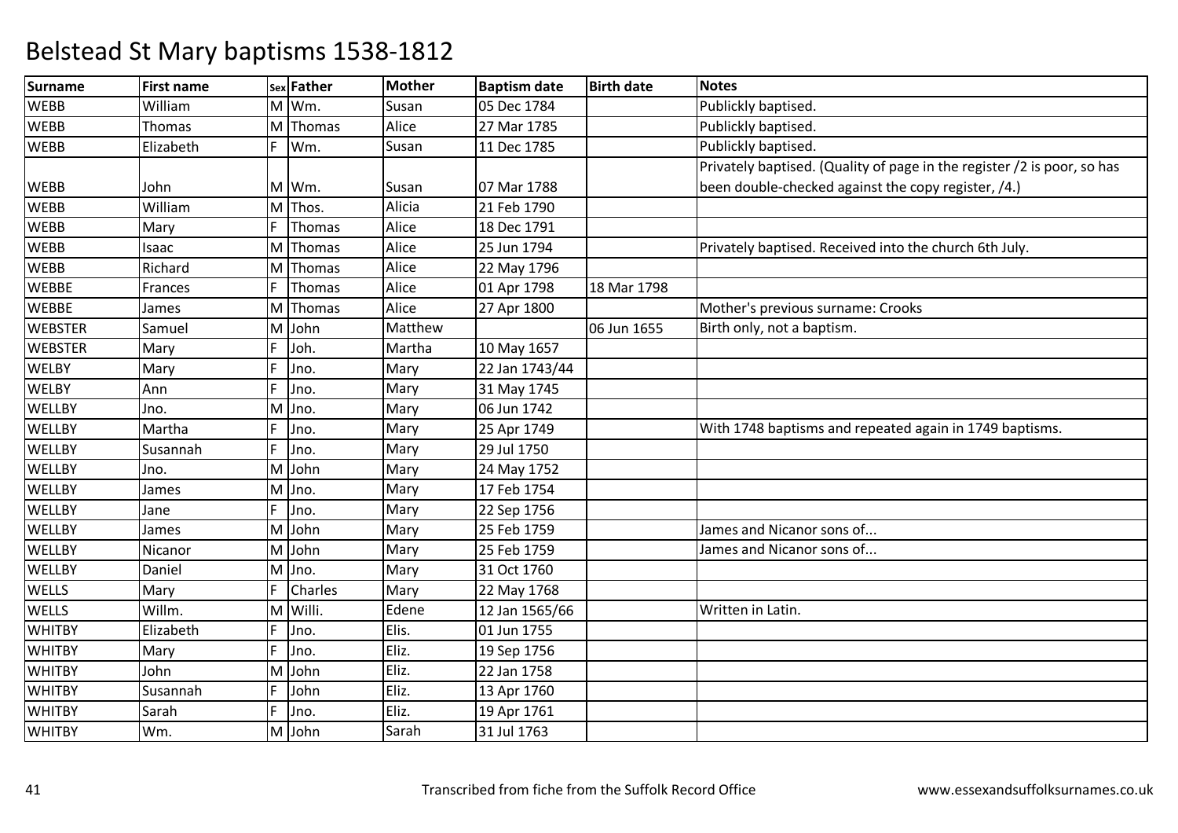# Belstead St Mary baptisms 1538-1812

| Surname | First name | Sex | Father | Mother | Baptism date | Birth date | Notes |
|---|---|---|---|---|---|---|---|
| WEBB | William | M | Wm. | Susan | 05 Dec 1784 | | Publickly baptised. |
| WEBB | Thomas | M | Thomas | Alice | 27 Mar 1785 | | Publickly baptised. |
| WEBB | Elizabeth | F | Wm. | Susan | 11 Dec 1785 | | Publickly baptised. |
| WEBB | John | M | Wm. | Susan | 07 Mar 1788 | | Privately baptised. (Quality of page in the register /2 is poor, so has been double-checked against the copy register, /4.) |
| WEBB | William | M | Thos. | Alicia | 21 Feb 1790 | | |
| WEBB | Mary | F | Thomas | Alice | 18 Dec 1791 | | |
| WEBB | Isaac | M | Thomas | Alice | 25 Jun 1794 | | Privately baptised. Received into the church 6th July. |
| WEBB | Richard | M | Thomas | Alice | 22 May 1796 | | |
| WEBBE | Frances | F | Thomas | Alice | 01 Apr 1798 | 18 Mar 1798 | |
| WEBBE | James | M | Thomas | Alice | 27 Apr 1800 | | Mother's previous surname: Crooks |
| WEBSTER | Samuel | M | John | Matthew | | 06 Jun 1655 | Birth only, not a baptism. |
| WEBSTER | Mary | F | Joh. | Martha | 10 May 1657 | | |
| WELBY | Mary | F | Jno. | Mary | 22 Jan 1743/44 | | |
| WELBY | Ann | F | Jno. | Mary | 31 May 1745 | | |
| WELLBY | Jno. | M | Jno. | Mary | 06 Jun 1742 | | |
| WELLBY | Martha | F | Jno. | Mary | 25 Apr 1749 | | With 1748 baptisms and repeated again in 1749 baptisms. |
| WELLBY | Susannah | F | Jno. | Mary | 29 Jul 1750 | | |
| WELLBY | Jno. | M | John | Mary | 24 May 1752 | | |
| WELLBY | James | M | Jno. | Mary | 17 Feb 1754 | | |
| WELLBY | Jane | F | Jno. | Mary | 22 Sep 1756 | | |
| WELLBY | James | M | John | Mary | 25 Feb 1759 | | James and Nicanor sons of... |
| WELLBY | Nicanor | M | John | Mary | 25 Feb 1759 | | James and Nicanor sons of... |
| WELLBY | Daniel | M | Jno. | Mary | 31 Oct 1760 | | |
| WELLS | Mary | F | Charles | Mary | 22 May 1768 | | |
| WELLS | Willm. | M | Willi. | Edene | 12 Jan 1565/66 | | Written in Latin. |
| WHITBY | Elizabeth | F | Jno. | Elis. | 01 Jun 1755 | | |
| WHITBY | Mary | F | Jno. | Eliz. | 19 Sep 1756 | | |
| WHITBY | John | M | John | Eliz. | 22 Jan 1758 | | |
| WHITBY | Susannah | F | John | Eliz. | 13 Apr 1760 | | |
| WHITBY | Sarah | F | Jno. | Eliz. | 19 Apr 1761 | | |
| WHITBY | Wm. | M | John | Sarah | 31 Jul 1763 | | |

Transcribed from fiche from the Suffolk Record Office

www.essexandsuffolksurnames.co.uk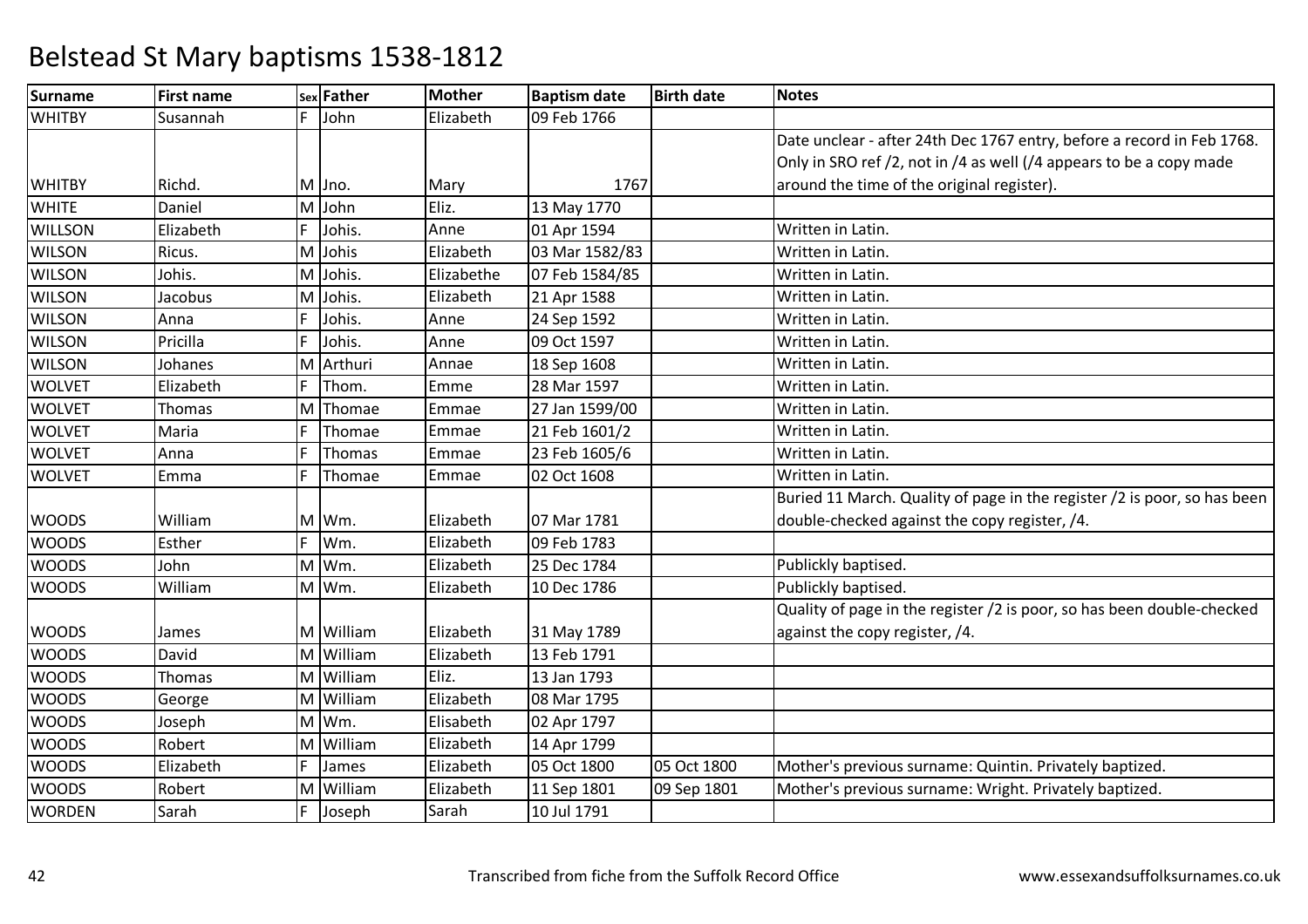# Belstead St Mary baptisms 1538-1812

| Surname | First name | Sex | Father | Mother | Baptism date | Birth date | Notes |
|---|---|---|---|---|---|---|---|
| WHITBY | Susannah | F | John | Elizabeth | 09 Feb 1766 | | |
| WHITBY | Richd. | M | Jno. | Mary | 1767 | | Date unclear - after 24th Dec 1767 entry, before a record in Feb 1768. Only in SRO ref /2, not in /4 as well (/4 appears to be a copy made around the time of the original register). |
| WHITE | Daniel | M | John | Eliz. | 13 May 1770 | | |
| WILLSON | Elizabeth | F | Johis. | Anne | 01 Apr 1594 | | Written in Latin. |
| WILSON | Ricus. | M | Johis | Elizabeth | 03 Mar 1582/83 | | Written in Latin. |
| WILSON | Johis. | M | Johis. | Elizabethe | 07 Feb 1584/85 | | Written in Latin. |
| WILSON | Jacobus | M | Johis. | Elizabeth | 21 Apr 1588 | | Written in Latin. |
| WILSON | Anna | F | Johis. | Anne | 24 Sep 1592 | | Written in Latin. |
| WILSON | Pricilla | F | Johis. | Anne | 09 Oct 1597 | | Written in Latin. |
| WILSON | Johanes | M | Arthuri | Annae | 18 Sep 1608 | | Written in Latin. |
| WOLVET | Elizabeth | F | Thom. | Emme | 28 Mar 1597 | | Written in Latin. |
| WOLVET | Thomas | M | Thomae | Emmae | 27 Jan 1599/00 | | Written in Latin. |
| WOLVET | Maria | F | Thomae | Emmae | 21 Feb 1601/2 | | Written in Latin. |
| WOLVET | Anna | F | Thomas | Emmae | 23 Feb 1605/6 | | Written in Latin. |
| WOLVET | Emma | F | Thomae | Emmae | 02 Oct 1608 | | Written in Latin. |
| WOODS | William | M | Wm. | Elizabeth | 07 Mar 1781 | | Buried 11 March. Quality of page in the register /2 is poor, so has been double-checked against the copy register, /4. |
| WOODS | Esther | F | Wm. | Elizabeth | 09 Feb 1783 | | |
| WOODS | John | M | Wm. | Elizabeth | 25 Dec 1784 | | Publickly baptised. |
| WOODS | William | M | Wm. | Elizabeth | 10 Dec 1786 | | Publickly baptised. |
| WOODS | James | M | William | Elizabeth | 31 May 1789 | | Quality of page in the register /2 is poor, so has been double-checked against the copy register, /4. |
| WOODS | David | M | William | Elizabeth | 13 Feb 1791 | | |
| WOODS | Thomas | M | William | Eliz. | 13 Jan 1793 | | |
| WOODS | George | M | William | Elizabeth | 08 Mar 1795 | | |
| WOODS | Joseph | M | Wm. | Elisabeth | 02 Apr 1797 | | |
| WOODS | Robert | M | William | Elizabeth | 14 Apr 1799 | | |
| WOODS | Elizabeth | F | James | Elizabeth | 05 Oct 1800 | 05 Oct 1800 | Mother's previous surname: Quintin. Privately baptized. |
| WOODS | Robert | M | William | Elizabeth | 11 Sep 1801 | 09 Sep 1801 | Mother's previous surname: Wright. Privately baptized. |
| WORDEN | Sarah | F | Joseph | Sarah | 10 Jul 1791 | | |

Transcribed from fiche from the Suffolk Record Office

www.essexandsuffolksurnames.co.uk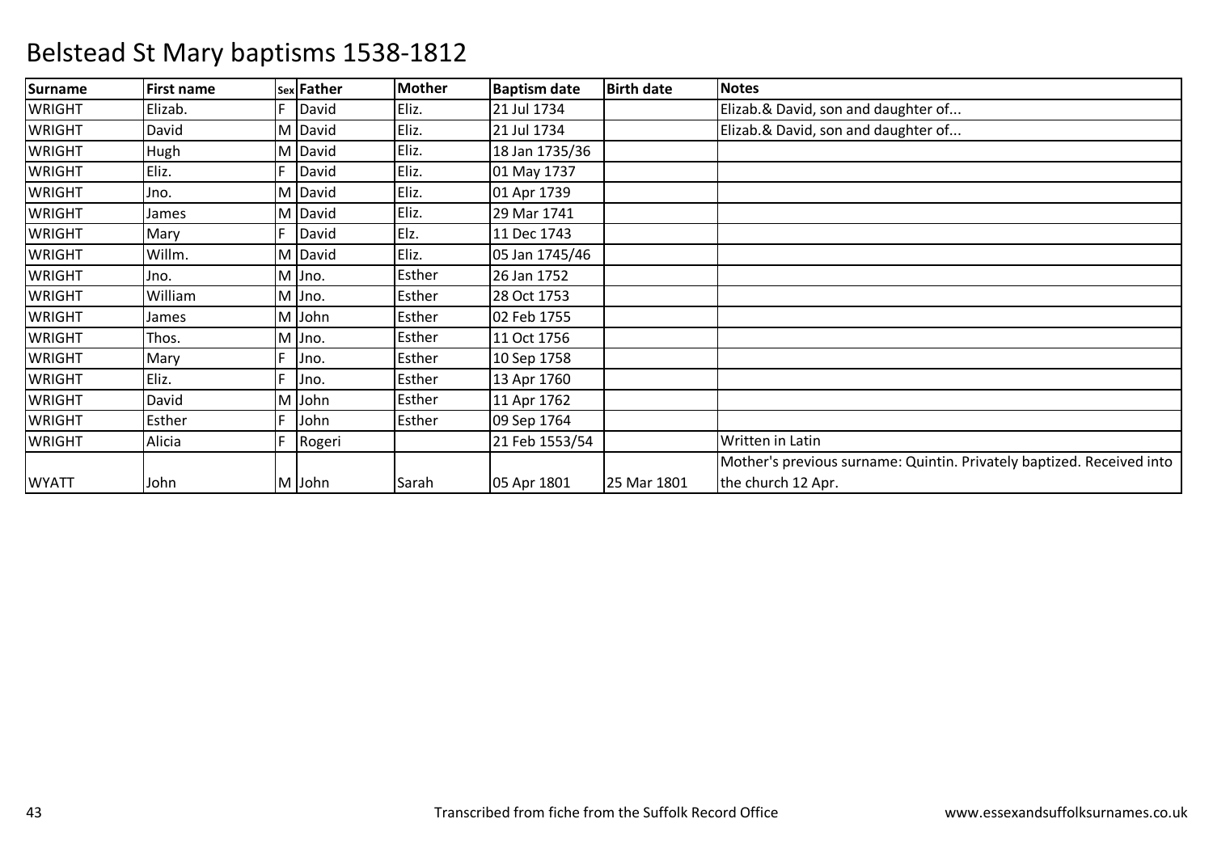# Belstead St Mary baptisms 1538-1812

| Surname | First name | Sex | Father | Mother | Baptism date | Birth date | Notes |
|---|---|---|---|---|---|---|---|
| WRIGHT | Elizab. | F | David | Eliz. | 21 Jul 1734 | | Elizab.& David, son and daughter of... |
| WRIGHT | David | M | David | Eliz. | 21 Jul 1734 | | Elizab.& David, son and daughter of... |
| WRIGHT | Hugh | M | David | Eliz. | 18 Jan 1735/36 | | |
| WRIGHT | Eliz. | F | David | Eliz. | 01 May 1737 | | |
| WRIGHT | Jno. | M | David | Eliz. | 01 Apr 1739 | | |
| WRIGHT | James | M | David | Eliz. | 29 Mar 1741 | | |
| WRIGHT | Mary | F | David | Elz. | 11 Dec 1743 | | |
| WRIGHT | Willm. | M | David | Eliz. | 05 Jan 1745/46 | | |
| WRIGHT | Jno. | M | Jno. | Esther | 26 Jan 1752 | | |
| WRIGHT | William | M | Jno. | Esther | 28 Oct 1753 | | |
| WRIGHT | James | M | John | Esther | 02 Feb 1755 | | |
| WRIGHT | Thos. | M | Jno. | Esther | 11 Oct 1756 | | |
| WRIGHT | Mary | F | Jno. | Esther | 10 Sep 1758 | | |
| WRIGHT | Eliz. | F | Jno. | Esther | 13 Apr 1760 | | |
| WRIGHT | David | M | John | Esther | 11 Apr 1762 | | |
| WRIGHT | Esther | F | John | Esther | 09 Sep 1764 | | |
| WRIGHT | Alicia | F | Rogeri | | 21 Feb 1553/54 | | Written in Latin |
| WYATT | John | M | John | Sarah | 05 Apr 1801 | 25 Mar 1801 | Mother's previous surname: Quintin. Privately baptized. Received into the church 12 Apr. |

Transcribed from fiche from the Suffolk Record Office

www.essexandsuffolksurnames.co.uk